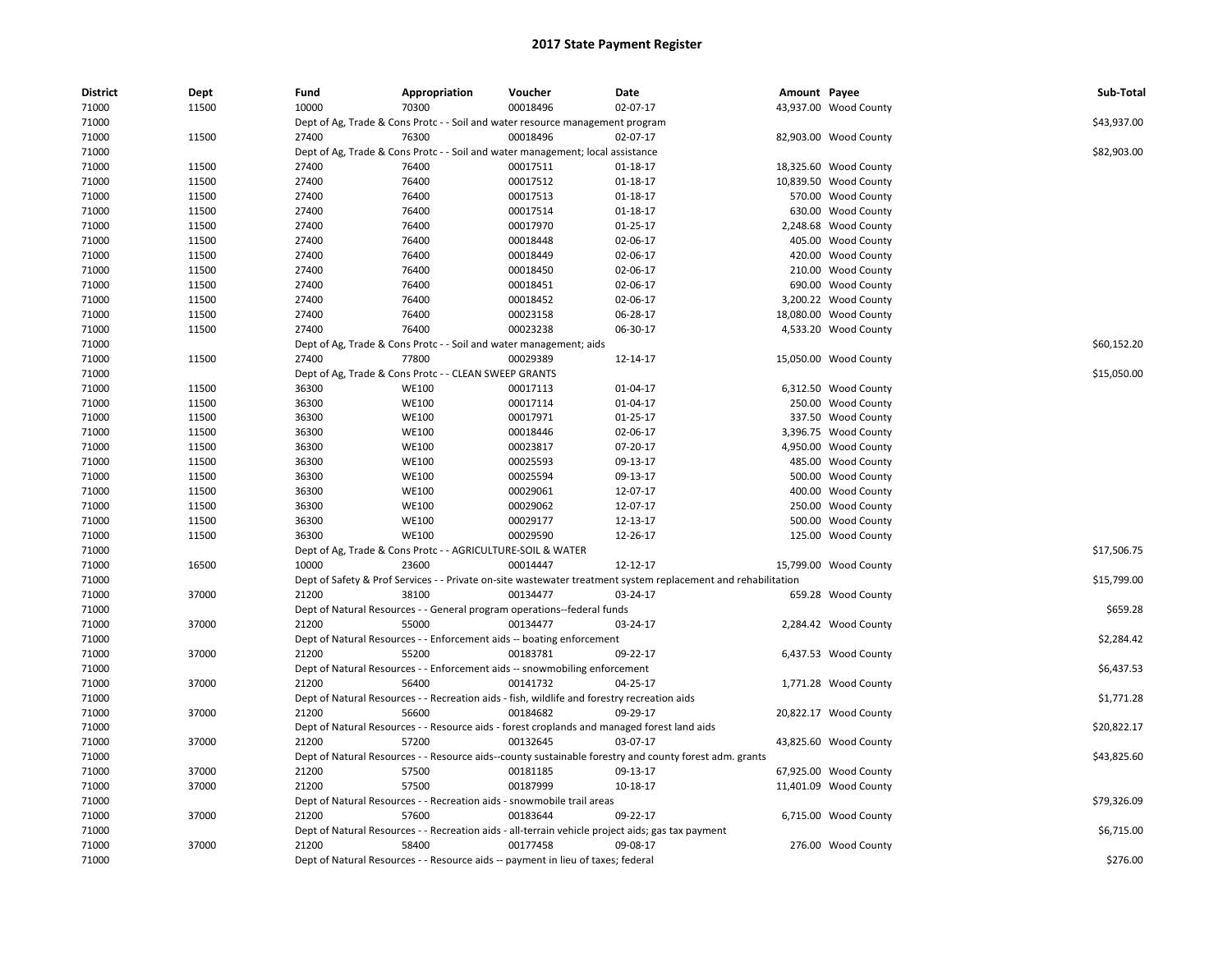# 2017 State Payment Register

| District | Dept | Fund | Appropriation | Voucher | Date | Amount | Payee | Sub-Total |
|---|---|---|---|---|---|---|---|---|
| 71000 | 11500 | 10000 | 70300 | 00018496 | 02-07-17 | 43,937.00 | Wood County | |
| 71000 | | Dept of Ag, Trade & Cons Protc - - Soil and water resource management program | | | | | | $43,937.00 |
| 71000 | 11500 | 27400 | 76300 | 00018496 | 02-07-17 | 82,903.00 | Wood County | |
| 71000 | | Dept of Ag, Trade & Cons Protc - - Soil and water management; local assistance | | | | | | $82,903.00 |
| 71000 | 11500 | 27400 | 76400 | 00017511 | 01-18-17 | 18,325.60 | Wood County | |
| 71000 | 11500 | 27400 | 76400 | 00017512 | 01-18-17 | 10,839.50 | Wood County | |
| 71000 | 11500 | 27400 | 76400 | 00017513 | 01-18-17 | 570.00 | Wood County | |
| 71000 | 11500 | 27400 | 76400 | 00017514 | 01-18-17 | 630.00 | Wood County | |
| 71000 | 11500 | 27400 | 76400 | 00017970 | 01-25-17 | 2,248.68 | Wood County | |
| 71000 | 11500 | 27400 | 76400 | 00018448 | 02-06-17 | 405.00 | Wood County | |
| 71000 | 11500 | 27400 | 76400 | 00018449 | 02-06-17 | 420.00 | Wood County | |
| 71000 | 11500 | 27400 | 76400 | 00018450 | 02-06-17 | 210.00 | Wood County | |
| 71000 | 11500 | 27400 | 76400 | 00018451 | 02-06-17 | 690.00 | Wood County | |
| 71000 | 11500 | 27400 | 76400 | 00018452 | 02-06-17 | 3,200.22 | Wood County | |
| 71000 | 11500 | 27400 | 76400 | 00023158 | 06-28-17 | 18,080.00 | Wood County | |
| 71000 | 11500 | 27400 | 76400 | 00023238 | 06-30-17 | 4,533.20 | Wood County | |
| 71000 | | Dept of Ag, Trade & Cons Protc - - Soil and water management; aids | | | | | | $60,152.20 |
| 71000 | 11500 | 27400 | 77800 | 00029389 | 12-14-17 | 15,050.00 | Wood County | |
| 71000 | | Dept of Ag, Trade & Cons Protc - - CLEAN SWEEP GRANTS | | | | | | $15,050.00 |
| 71000 | 11500 | 36300 | WE100 | 00017113 | 01-04-17 | 6,312.50 | Wood County | |
| 71000 | 11500 | 36300 | WE100 | 00017114 | 01-04-17 | 250.00 | Wood County | |
| 71000 | 11500 | 36300 | WE100 | 00017971 | 01-25-17 | 337.50 | Wood County | |
| 71000 | 11500 | 36300 | WE100 | 00018446 | 02-06-17 | 3,396.75 | Wood County | |
| 71000 | 11500 | 36300 | WE100 | 00023817 | 07-20-17 | 4,950.00 | Wood County | |
| 71000 | 11500 | 36300 | WE100 | 00025593 | 09-13-17 | 485.00 | Wood County | |
| 71000 | 11500 | 36300 | WE100 | 00025594 | 09-13-17 | 500.00 | Wood County | |
| 71000 | 11500 | 36300 | WE100 | 00029061 | 12-07-17 | 400.00 | Wood County | |
| 71000 | 11500 | 36300 | WE100 | 00029062 | 12-07-17 | 250.00 | Wood County | |
| 71000 | 11500 | 36300 | WE100 | 00029177 | 12-13-17 | 500.00 | Wood County | |
| 71000 | 11500 | 36300 | WE100 | 00029590 | 12-26-17 | 125.00 | Wood County | |
| 71000 | | Dept of Ag, Trade & Cons Protc - - AGRICULTURE-SOIL & WATER | | | | | | $17,506.75 |
| 71000 | 16500 | 10000 | 23600 | 00014447 | 12-12-17 | 15,799.00 | Wood County | |
| 71000 | | Dept of Safety & Prof Services - - Private on-site wastewater treatment system replacement and rehabilitation | | | | | | $15,799.00 |
| 71000 | 37000 | 21200 | 38100 | 00134477 | 03-24-17 | 659.28 | Wood County | |
| 71000 | | Dept of Natural Resources - - General program operations--federal funds | | | | | | $659.28 |
| 71000 | 37000 | 21200 | 55000 | 00134477 | 03-24-17 | 2,284.42 | Wood County | |
| 71000 | | Dept of Natural Resources - - Enforcement aids -- boating enforcement | | | | | | $2,284.42 |
| 71000 | 37000 | 21200 | 55200 | 00183781 | 09-22-17 | 6,437.53 | Wood County | |
| 71000 | | Dept of Natural Resources - - Enforcement aids -- snowmobiling enforcement | | | | | | $6,437.53 |
| 71000 | 37000 | 21200 | 56400 | 00141732 | 04-25-17 | 1,771.28 | Wood County | |
| 71000 | | Dept of Natural Resources - - Recreation aids - fish, wildlife and forestry recreation aids | | | | | | $1,771.28 |
| 71000 | 37000 | 21200 | 56600 | 00184682 | 09-29-17 | 20,822.17 | Wood County | |
| 71000 | | Dept of Natural Resources - - Resource aids - forest croplands and managed forest land aids | | | | | | $20,822.17 |
| 71000 | 37000 | 21200 | 57200 | 00132645 | 03-07-17 | 43,825.60 | Wood County | |
| 71000 | | Dept of Natural Resources - - Resource aids--county sustainable forestry and county forest adm. grants | | | | | | $43,825.60 |
| 71000 | 37000 | 21200 | 57500 | 00181185 | 09-13-17 | 67,925.00 | Wood County | |
| 71000 | 37000 | 21200 | 57500 | 00187999 | 10-18-17 | 11,401.09 | Wood County | |
| 71000 | | Dept of Natural Resources - - Recreation aids - snowmobile trail areas | | | | | | $79,326.09 |
| 71000 | 37000 | 21200 | 57600 | 00183644 | 09-22-17 | 6,715.00 | Wood County | |
| 71000 | | Dept of Natural Resources - - Recreation aids - all-terrain vehicle project aids; gas tax payment | | | | | | $6,715.00 |
| 71000 | 37000 | 21200 | 58400 | 00177458 | 09-08-17 | 276.00 | Wood County | |
| 71000 | | Dept of Natural Resources - - Resource aids -- payment in lieu of taxes; federal | | | | | | $276.00 |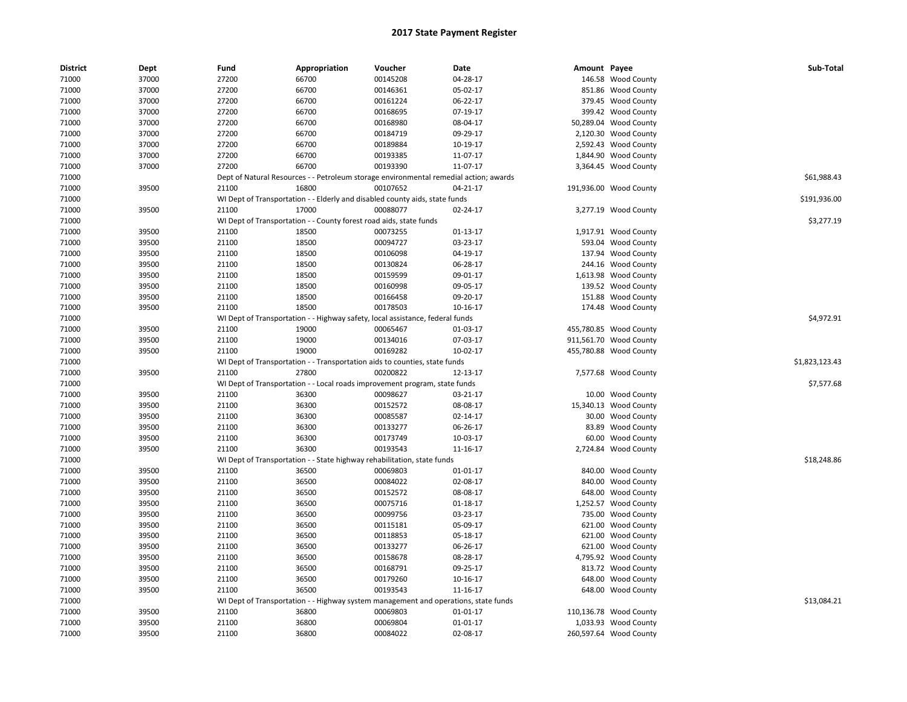## 2017 State Payment Register

| District | Dept | Fund | Appropriation | Voucher | Date | Amount | Payee | Sub-Total |
|---|---|---|---|---|---|---|---|---|
| 71000 | 37000 | 27200 | 66700 | 00145208 | 04-28-17 | 146.58 | Wood County | |
| 71000 | 37000 | 27200 | 66700 | 00146361 | 05-02-17 | 851.86 | Wood County | |
| 71000 | 37000 | 27200 | 66700 | 00161224 | 06-22-17 | 379.45 | Wood County | |
| 71000 | 37000 | 27200 | 66700 | 00168695 | 07-19-17 | 399.42 | Wood County | |
| 71000 | 37000 | 27200 | 66700 | 00168980 | 08-04-17 | 50,289.04 | Wood County | |
| 71000 | 37000 | 27200 | 66700 | 00184719 | 09-29-17 | 2,120.30 | Wood County | |
| 71000 | 37000 | 27200 | 66700 | 00189884 | 10-19-17 | 2,592.43 | Wood County | |
| 71000 | 37000 | 27200 | 66700 | 00193385 | 11-07-17 | 1,844.90 | Wood County | |
| 71000 | 37000 | 27200 | 66700 | 00193390 | 11-07-17 | 3,364.45 | Wood County | |
| 71000 | | Dept of Natural Resources - - Petroleum storage environmental remedial action; awards | | | | | | $61,988.43 |
| 71000 | 39500 | 21100 | 16800 | 00107652 | 04-21-17 | 191,936.00 | Wood County | |
| 71000 | | WI Dept of Transportation - - Elderly and disabled county aids, state funds | | | | | | $191,936.00 |
| 71000 | 39500 | 21100 | 17000 | 00088077 | 02-24-17 | 3,277.19 | Wood County | |
| 71000 | | WI Dept of Transportation - - County forest road aids, state funds | | | | | | $3,277.19 |
| 71000 | 39500 | 21100 | 18500 | 00073255 | 01-13-17 | 1,917.91 | Wood County | |
| 71000 | 39500 | 21100 | 18500 | 00094727 | 03-23-17 | 593.04 | Wood County | |
| 71000 | 39500 | 21100 | 18500 | 00106098 | 04-19-17 | 137.94 | Wood County | |
| 71000 | 39500 | 21100 | 18500 | 00130824 | 06-28-17 | 244.16 | Wood County | |
| 71000 | 39500 | 21100 | 18500 | 00159599 | 09-01-17 | 1,613.98 | Wood County | |
| 71000 | 39500 | 21100 | 18500 | 00160998 | 09-05-17 | 139.52 | Wood County | |
| 71000 | 39500 | 21100 | 18500 | 00166458 | 09-20-17 | 151.88 | Wood County | |
| 71000 | 39500 | 21100 | 18500 | 00178503 | 10-16-17 | 174.48 | Wood County | |
| 71000 | | WI Dept of Transportation - - Highway safety, local assistance, federal funds | | | | | | $4,972.91 |
| 71000 | 39500 | 21100 | 19000 | 00065467 | 01-03-17 | 455,780.85 | Wood County | |
| 71000 | 39500 | 21100 | 19000 | 00134016 | 07-03-17 | 911,561.70 | Wood County | |
| 71000 | 39500 | 21100 | 19000 | 00169282 | 10-02-17 | 455,780.88 | Wood County | |
| 71000 | | WI Dept of Transportation - - Transportation aids to counties, state funds | | | | | | $1,823,123.43 |
| 71000 | 39500 | 21100 | 27800 | 00200822 | 12-13-17 | 7,577.68 | Wood County | |
| 71000 | | WI Dept of Transportation - - Local roads improvement program, state funds | | | | | | $7,577.68 |
| 71000 | 39500 | 21100 | 36300 | 00098627 | 03-21-17 | 10.00 | Wood County | |
| 71000 | 39500 | 21100 | 36300 | 00152572 | 08-08-17 | 15,340.13 | Wood County | |
| 71000 | 39500 | 21100 | 36300 | 00085587 | 02-14-17 | 30.00 | Wood County | |
| 71000 | 39500 | 21100 | 36300 | 00133277 | 06-26-17 | 83.89 | Wood County | |
| 71000 | 39500 | 21100 | 36300 | 00173749 | 10-03-17 | 60.00 | Wood County | |
| 71000 | 39500 | 21100 | 36300 | 00193543 | 11-16-17 | 2,724.84 | Wood County | |
| 71000 | | WI Dept of Transportation - - State highway rehabilitation, state funds | | | | | | $18,248.86 |
| 71000 | 39500 | 21100 | 36500 | 00069803 | 01-01-17 | 840.00 | Wood County | |
| 71000 | 39500 | 21100 | 36500 | 00084022 | 02-08-17 | 840.00 | Wood County | |
| 71000 | 39500 | 21100 | 36500 | 00152572 | 08-08-17 | 648.00 | Wood County | |
| 71000 | 39500 | 21100 | 36500 | 00075716 | 01-18-17 | 1,252.57 | Wood County | |
| 71000 | 39500 | 21100 | 36500 | 00099756 | 03-23-17 | 735.00 | Wood County | |
| 71000 | 39500 | 21100 | 36500 | 00115181 | 05-09-17 | 621.00 | Wood County | |
| 71000 | 39500 | 21100 | 36500 | 00118853 | 05-18-17 | 621.00 | Wood County | |
| 71000 | 39500 | 21100 | 36500 | 00133277 | 06-26-17 | 621.00 | Wood County | |
| 71000 | 39500 | 21100 | 36500 | 00158678 | 08-28-17 | 4,795.92 | Wood County | |
| 71000 | 39500 | 21100 | 36500 | 00168791 | 09-25-17 | 813.72 | Wood County | |
| 71000 | 39500 | 21100 | 36500 | 00179260 | 10-16-17 | 648.00 | Wood County | |
| 71000 | 39500 | 21100 | 36500 | 00193543 | 11-16-17 | 648.00 | Wood County | |
| 71000 | | WI Dept of Transportation - - Highway system management and operations, state funds | | | | | | $13,084.21 |
| 71000 | 39500 | 21100 | 36800 | 00069803 | 01-01-17 | 110,136.78 | Wood County | |
| 71000 | 39500 | 21100 | 36800 | 00069804 | 01-01-17 | 1,033.93 | Wood County | |
| 71000 | 39500 | 21100 | 36800 | 00084022 | 02-08-17 | 260,597.64 | Wood County | |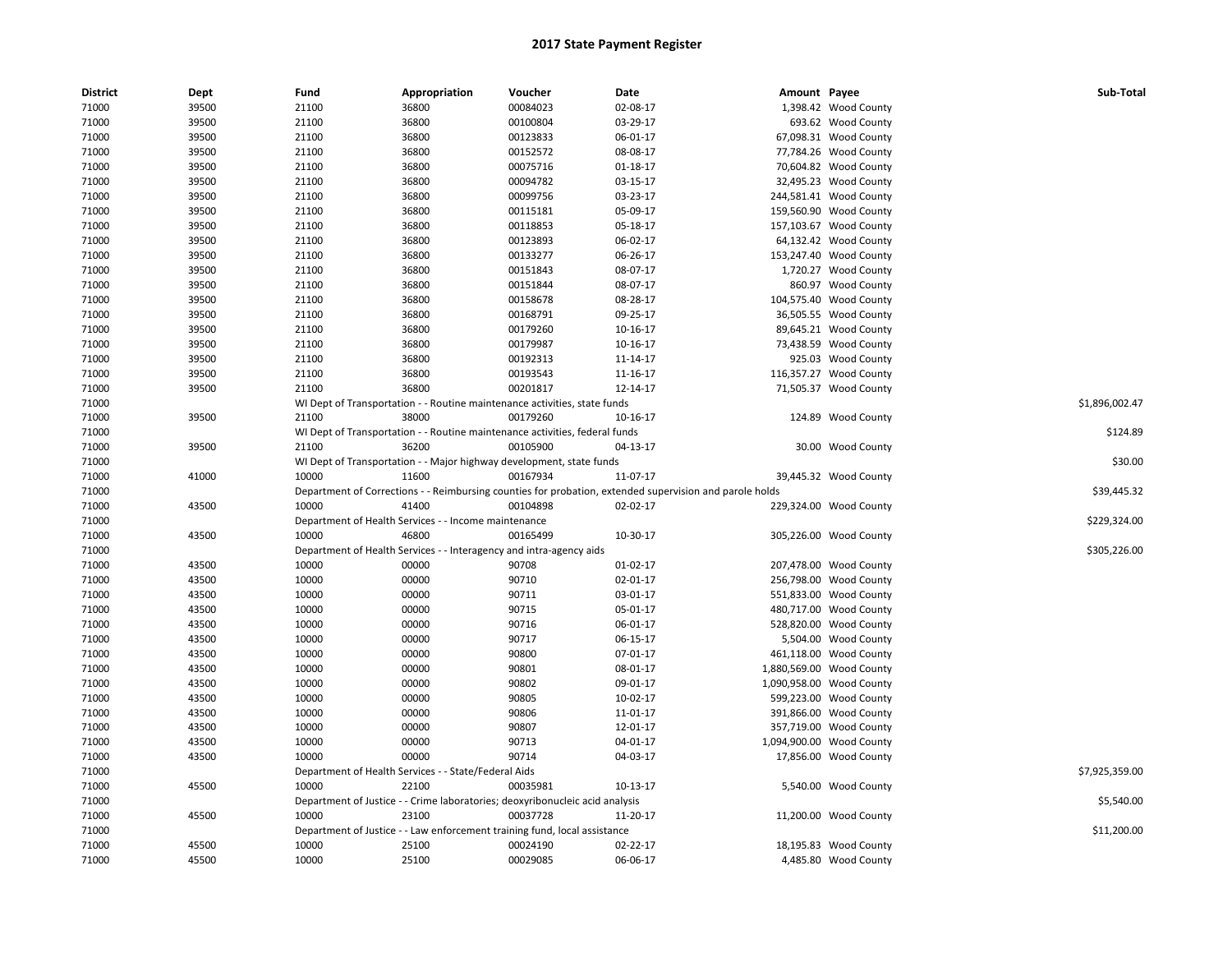# 2017 State Payment Register

| District | Dept | Fund | Appropriation | Voucher | Date | Amount | Payee | Sub-Total |
|---|---|---|---|---|---|---|---|---|
| 71000 | 39500 | 21100 | 36800 | 00084023 | 02-08-17 | 1,398.42 | Wood County | |
| 71000 | 39500 | 21100 | 36800 | 00100804 | 03-29-17 | 693.62 | Wood County | |
| 71000 | 39500 | 21100 | 36800 | 00123833 | 06-01-17 | 67,098.31 | Wood County | |
| 71000 | 39500 | 21100 | 36800 | 00152572 | 08-08-17 | 77,784.26 | Wood County | |
| 71000 | 39500 | 21100 | 36800 | 00075716 | 01-18-17 | 70,604.82 | Wood County | |
| 71000 | 39500 | 21100 | 36800 | 00094782 | 03-15-17 | 32,495.23 | Wood County | |
| 71000 | 39500 | 21100 | 36800 | 00099756 | 03-23-17 | 244,581.41 | Wood County | |
| 71000 | 39500 | 21100 | 36800 | 00115181 | 05-09-17 | 159,560.90 | Wood County | |
| 71000 | 39500 | 21100 | 36800 | 00118853 | 05-18-17 | 157,103.67 | Wood County | |
| 71000 | 39500 | 21100 | 36800 | 00123893 | 06-02-17 | 64,132.42 | Wood County | |
| 71000 | 39500 | 21100 | 36800 | 00133277 | 06-26-17 | 153,247.40 | Wood County | |
| 71000 | 39500 | 21100 | 36800 | 00151843 | 08-07-17 | 1,720.27 | Wood County | |
| 71000 | 39500 | 21100 | 36800 | 00151844 | 08-07-17 | 860.97 | Wood County | |
| 71000 | 39500 | 21100 | 36800 | 00158678 | 08-28-17 | 104,575.40 | Wood County | |
| 71000 | 39500 | 21100 | 36800 | 00168791 | 09-25-17 | 36,505.55 | Wood County | |
| 71000 | 39500 | 21100 | 36800 | 00179260 | 10-16-17 | 89,645.21 | Wood County | |
| 71000 | 39500 | 21100 | 36800 | 00179987 | 10-16-17 | 73,438.59 | Wood County | |
| 71000 | 39500 | 21100 | 36800 | 00192313 | 11-14-17 | 925.03 | Wood County | |
| 71000 | 39500 | 21100 | 36800 | 00193543 | 11-16-17 | 116,357.27 | Wood County | |
| 71000 | 39500 | 21100 | 36800 | 00201817 | 12-14-17 | 71,505.37 | Wood County | |
| 71000 | | WI Dept of Transportation - - Routine maintenance activities, state funds | | | | | | $1,896,002.47 |
| 71000 | 39500 | 21100 | 38000 | 00179260 | 10-16-17 | 124.89 | Wood County | |
| 71000 | | WI Dept of Transportation - - Routine maintenance activities, federal funds | | | | | | $124.89 |
| 71000 | 39500 | 21100 | 36200 | 00105900 | 04-13-17 | 30.00 | Wood County | |
| 71000 | | WI Dept of Transportation - - Major highway development, state funds | | | | | | $30.00 |
| 71000 | 41000 | 10000 | 11600 | 00167934 | 11-07-17 | 39,445.32 | Wood County | |
| 71000 | | Department of Corrections - - Reimbursing counties for probation, extended supervision and parole holds | | | | | | $39,445.32 |
| 71000 | 43500 | 10000 | 41400 | 00104898 | 02-02-17 | 229,324.00 | Wood County | |
| 71000 | | Department of Health Services - - Income maintenance | | | | | | $229,324.00 |
| 71000 | 43500 | 10000 | 46800 | 00165499 | 10-30-17 | 305,226.00 | Wood County | |
| 71000 | | Department of Health Services - - Interagency and intra-agency aids | | | | | | $305,226.00 |
| 71000 | 43500 | 10000 | 00000 | 90708 | 01-02-17 | 207,478.00 | Wood County | |
| 71000 | 43500 | 10000 | 00000 | 90710 | 02-01-17 | 256,798.00 | Wood County | |
| 71000 | 43500 | 10000 | 00000 | 90711 | 03-01-17 | 551,833.00 | Wood County | |
| 71000 | 43500 | 10000 | 00000 | 90715 | 05-01-17 | 480,717.00 | Wood County | |
| 71000 | 43500 | 10000 | 00000 | 90716 | 06-01-17 | 528,820.00 | Wood County | |
| 71000 | 43500 | 10000 | 00000 | 90717 | 06-15-17 | 5,504.00 | Wood County | |
| 71000 | 43500 | 10000 | 00000 | 90800 | 07-01-17 | 461,118.00 | Wood County | |
| 71000 | 43500 | 10000 | 00000 | 90801 | 08-01-17 | 1,880,569.00 | Wood County | |
| 71000 | 43500 | 10000 | 00000 | 90802 | 09-01-17 | 1,090,958.00 | Wood County | |
| 71000 | 43500 | 10000 | 00000 | 90805 | 10-02-17 | 599,223.00 | Wood County | |
| 71000 | 43500 | 10000 | 00000 | 90806 | 11-01-17 | 391,866.00 | Wood County | |
| 71000 | 43500 | 10000 | 00000 | 90807 | 12-01-17 | 357,719.00 | Wood County | |
| 71000 | 43500 | 10000 | 00000 | 90713 | 04-01-17 | 1,094,900.00 | Wood County | |
| 71000 | 43500 | 10000 | 00000 | 90714 | 04-03-17 | 17,856.00 | Wood County | |
| 71000 | | Department of Health Services - - State/Federal Aids | | | | | | $7,925,359.00 |
| 71000 | 45500 | 10000 | 22100 | 00035981 | 10-13-17 | 5,540.00 | Wood County | |
| 71000 | | Department of Justice - - Crime laboratories; deoxyribonucleic acid analysis | | | | | | $5,540.00 |
| 71000 | 45500 | 10000 | 23100 | 00037728 | 11-20-17 | 11,200.00 | Wood County | |
| 71000 | | Department of Justice - - Law enforcement training fund, local assistance | | | | | | $11,200.00 |
| 71000 | 45500 | 10000 | 25100 | 00024190 | 02-22-17 | 18,195.83 | Wood County | |
| 71000 | 45500 | 10000 | 25100 | 00029085 | 06-06-17 | 4,485.80 | Wood County | |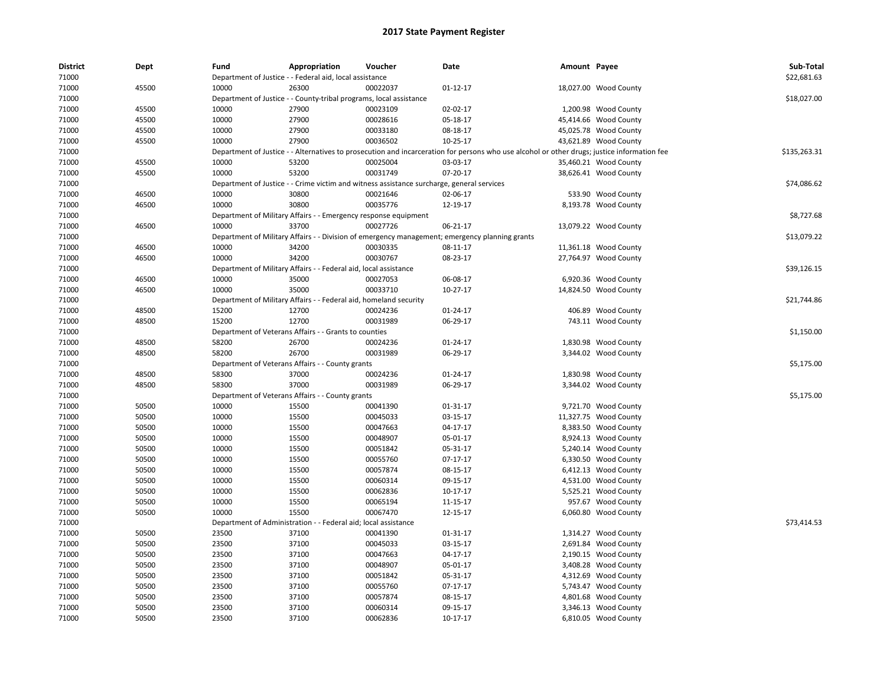## 2017 State Payment Register

| District | Dept | Fund | Appropriation | Voucher | Date | Amount | Payee | Sub-Total |
|---|---|---|---|---|---|---|---|---|
| 71000 | | Department of Justice - - Federal aid, local assistance | | | | | | $22,681.63 |
| 71000 | 45500 | 10000 | 26300 | 00022037 | 01-12-17 | 18,027.00 | Wood County | |
| 71000 | | Department of Justice - - County-tribal programs, local assistance | | | | | | $18,027.00 |
| 71000 | 45500 | 10000 | 27900 | 00023109 | 02-02-17 | 1,200.98 | Wood County | |
| 71000 | 45500 | 10000 | 27900 | 00028616 | 05-18-17 | 45,414.66 | Wood County | |
| 71000 | 45500 | 10000 | 27900 | 00033180 | 08-18-17 | 45,025.78 | Wood County | |
| 71000 | 45500 | 10000 | 27900 | 00036502 | 10-25-17 | 43,621.89 | Wood County | |
| 71000 | | Department of Justice - - Alternatives to prosecution and incarceration for persons who use alcohol or other drugs; justice information fee | | | | | | $135,263.31 |
| 71000 | 45500 | 10000 | 53200 | 00025004 | 03-03-17 | 35,460.21 | Wood County | |
| 71000 | 45500 | 10000 | 53200 | 00031749 | 07-20-17 | 38,626.41 | Wood County | |
| 71000 | | Department of Justice - - Crime victim and witness assistance surcharge, general services | | | | | | $74,086.62 |
| 71000 | 46500 | 10000 | 30800 | 00021646 | 02-06-17 | 533.90 | Wood County | |
| 71000 | 46500 | 10000 | 30800 | 00035776 | 12-19-17 | 8,193.78 | Wood County | |
| 71000 | | Department of Military Affairs - - Emergency response equipment | | | | | | $8,727.68 |
| 71000 | 46500 | 10000 | 33700 | 00027726 | 06-21-17 | 13,079.22 | Wood County | |
| 71000 | | Department of Military Affairs - - Division of emergency management; emergency planning grants | | | | | | $13,079.22 |
| 71000 | 46500 | 10000 | 34200 | 00030335 | 08-11-17 | 11,361.18 | Wood County | |
| 71000 | 46500 | 10000 | 34200 | 00030767 | 08-23-17 | 27,764.97 | Wood County | |
| 71000 | | Department of Military Affairs - - Federal aid, local assistance | | | | | | $39,126.15 |
| 71000 | 46500 | 10000 | 35000 | 00027053 | 06-08-17 | 6,920.36 | Wood County | |
| 71000 | 46500 | 10000 | 35000 | 00033710 | 10-27-17 | 14,824.50 | Wood County | |
| 71000 | | Department of Military Affairs - - Federal aid, homeland security | | | | | | $21,744.86 |
| 71000 | 48500 | 15200 | 12700 | 00024236 | 01-24-17 | 406.89 | Wood County | |
| 71000 | 48500 | 15200 | 12700 | 00031989 | 06-29-17 | 743.11 | Wood County | |
| 71000 | | Department of Veterans Affairs - - Grants to counties | | | | | | $1,150.00 |
| 71000 | 48500 | 58200 | 26700 | 00024236 | 01-24-17 | 1,830.98 | Wood County | |
| 71000 | 48500 | 58200 | 26700 | 00031989 | 06-29-17 | 3,344.02 | Wood County | |
| 71000 | | Department of Veterans Affairs - - County grants | | | | | | $5,175.00 |
| 71000 | 48500 | 58300 | 37000 | 00024236 | 01-24-17 | 1,830.98 | Wood County | |
| 71000 | 48500 | 58300 | 37000 | 00031989 | 06-29-17 | 3,344.02 | Wood County | |
| 71000 | | Department of Veterans Affairs - - County grants | | | | | | $5,175.00 |
| 71000 | 50500 | 10000 | 15500 | 00041390 | 01-31-17 | 9,721.70 | Wood County | |
| 71000 | 50500 | 10000 | 15500 | 00045033 | 03-15-17 | 11,327.75 | Wood County | |
| 71000 | 50500 | 10000 | 15500 | 00047663 | 04-17-17 | 8,383.50 | Wood County | |
| 71000 | 50500 | 10000 | 15500 | 00048907 | 05-01-17 | 8,924.13 | Wood County | |
| 71000 | 50500 | 10000 | 15500 | 00051842 | 05-31-17 | 5,240.14 | Wood County | |
| 71000 | 50500 | 10000 | 15500 | 00055760 | 07-17-17 | 6,330.50 | Wood County | |
| 71000 | 50500 | 10000 | 15500 | 00057874 | 08-15-17 | 6,412.13 | Wood County | |
| 71000 | 50500 | 10000 | 15500 | 00060314 | 09-15-17 | 4,531.00 | Wood County | |
| 71000 | 50500 | 10000 | 15500 | 00062836 | 10-17-17 | 5,525.21 | Wood County | |
| 71000 | 50500 | 10000 | 15500 | 00065194 | 11-15-17 | 957.67 | Wood County | |
| 71000 | 50500 | 10000 | 15500 | 00067470 | 12-15-17 | 6,060.80 | Wood County | |
| 71000 | | Department of Administration - - Federal aid; local assistance | | | | | | $73,414.53 |
| 71000 | 50500 | 23500 | 37100 | 00041390 | 01-31-17 | 1,314.27 | Wood County | |
| 71000 | 50500 | 23500 | 37100 | 00045033 | 03-15-17 | 2,691.84 | Wood County | |
| 71000 | 50500 | 23500 | 37100 | 00047663 | 04-17-17 | 2,190.15 | Wood County | |
| 71000 | 50500 | 23500 | 37100 | 00048907 | 05-01-17 | 3,408.28 | Wood County | |
| 71000 | 50500 | 23500 | 37100 | 00051842 | 05-31-17 | 4,312.69 | Wood County | |
| 71000 | 50500 | 23500 | 37100 | 00055760 | 07-17-17 | 5,743.47 | Wood County | |
| 71000 | 50500 | 23500 | 37100 | 00057874 | 08-15-17 | 4,801.68 | Wood County | |
| 71000 | 50500 | 23500 | 37100 | 00060314 | 09-15-17 | 3,346.13 | Wood County | |
| 71000 | 50500 | 23500 | 37100 | 00062836 | 10-17-17 | 6,810.05 | Wood County | |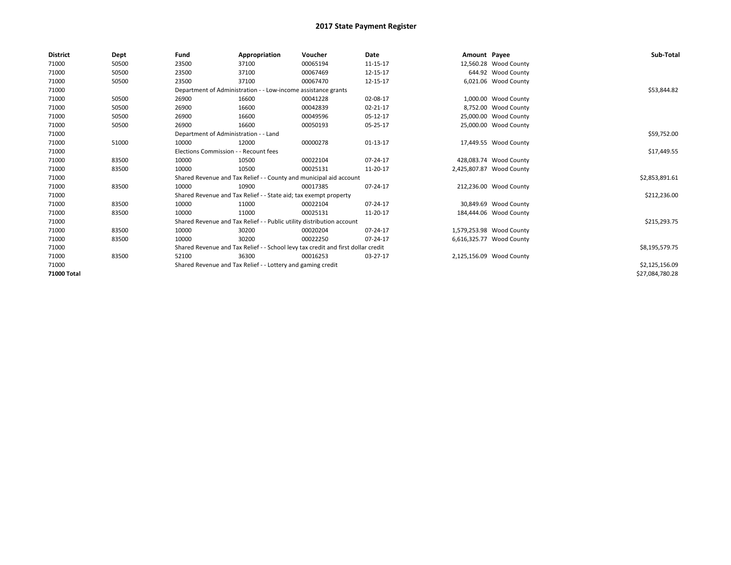# 2017 State Payment Register

| District | Dept | Fund | Appropriation | Voucher | Date | Amount | Payee | Sub-Total |
|---|---|---|---|---|---|---|---|---|
| 71000 | 50500 | 23500 | 37100 | 00065194 | 11-15-17 | 12,560.28 | Wood County | |
| 71000 | 50500 | 23500 | 37100 | 00067469 | 12-15-17 | 644.92 | Wood County | |
| 71000 | 50500 | 23500 | 37100 | 00067470 | 12-15-17 | 6,021.06 | Wood County | |
| 71000 | | Department of Administration - - Low-income assistance grants | | | | | | $53,844.82 |
| 71000 | 50500 | 26900 | 16600 | 00041228 | 02-08-17 | 1,000.00 | Wood County | |
| 71000 | 50500 | 26900 | 16600 | 00042839 | 02-21-17 | 8,752.00 | Wood County | |
| 71000 | 50500 | 26900 | 16600 | 00049596 | 05-12-17 | 25,000.00 | Wood County | |
| 71000 | 50500 | 26900 | 16600 | 00050193 | 05-25-17 | 25,000.00 | Wood County | |
| 71000 | | Department of Administration - - Land | | | | | | $59,752.00 |
| 71000 | 51000 | 10000 | 12000 | 00000278 | 01-13-17 | 17,449.55 | Wood County | |
| 71000 | | Elections Commission - - Recount fees | | | | | | $17,449.55 |
| 71000 | 83500 | 10000 | 10500 | 00022104 | 07-24-17 | 428,083.74 | Wood County | |
| 71000 | 83500 | 10000 | 10500 | 00025131 | 11-20-17 | 2,425,807.87 | Wood County | |
| 71000 | | Shared Revenue and Tax Relief - - County and municipal aid account | | | | | | $2,853,891.61 |
| 71000 | 83500 | 10000 | 10900 | 00017385 | 07-24-17 | 212,236.00 | Wood County | |
| 71000 | | Shared Revenue and Tax Relief - - State aid; tax exempt property | | | | | | $212,236.00 |
| 71000 | 83500 | 10000 | 11000 | 00022104 | 07-24-17 | 30,849.69 | Wood County | |
| 71000 | 83500 | 10000 | 11000 | 00025131 | 11-20-17 | 184,444.06 | Wood County | |
| 71000 | | Shared Revenue and Tax Relief - - Public utility distribution account | | | | | | $215,293.75 |
| 71000 | 83500 | 10000 | 30200 | 00020204 | 07-24-17 | 1,579,253.98 | Wood County | |
| 71000 | 83500 | 10000 | 30200 | 00022250 | 07-24-17 | 6,616,325.77 | Wood County | |
| 71000 | | Shared Revenue and Tax Relief - - School levy tax credit and first dollar credit | | | | | | $8,195,579.75 |
| 71000 | 83500 | 52100 | 36300 | 00016253 | 03-27-17 | 2,125,156.09 | Wood County | |
| 71000 | | Shared Revenue and Tax Relief - - Lottery and gaming credit | | | | | | $2,125,156.09 |
| **71000 Total** | | | | | | | | $27,084,780.28 |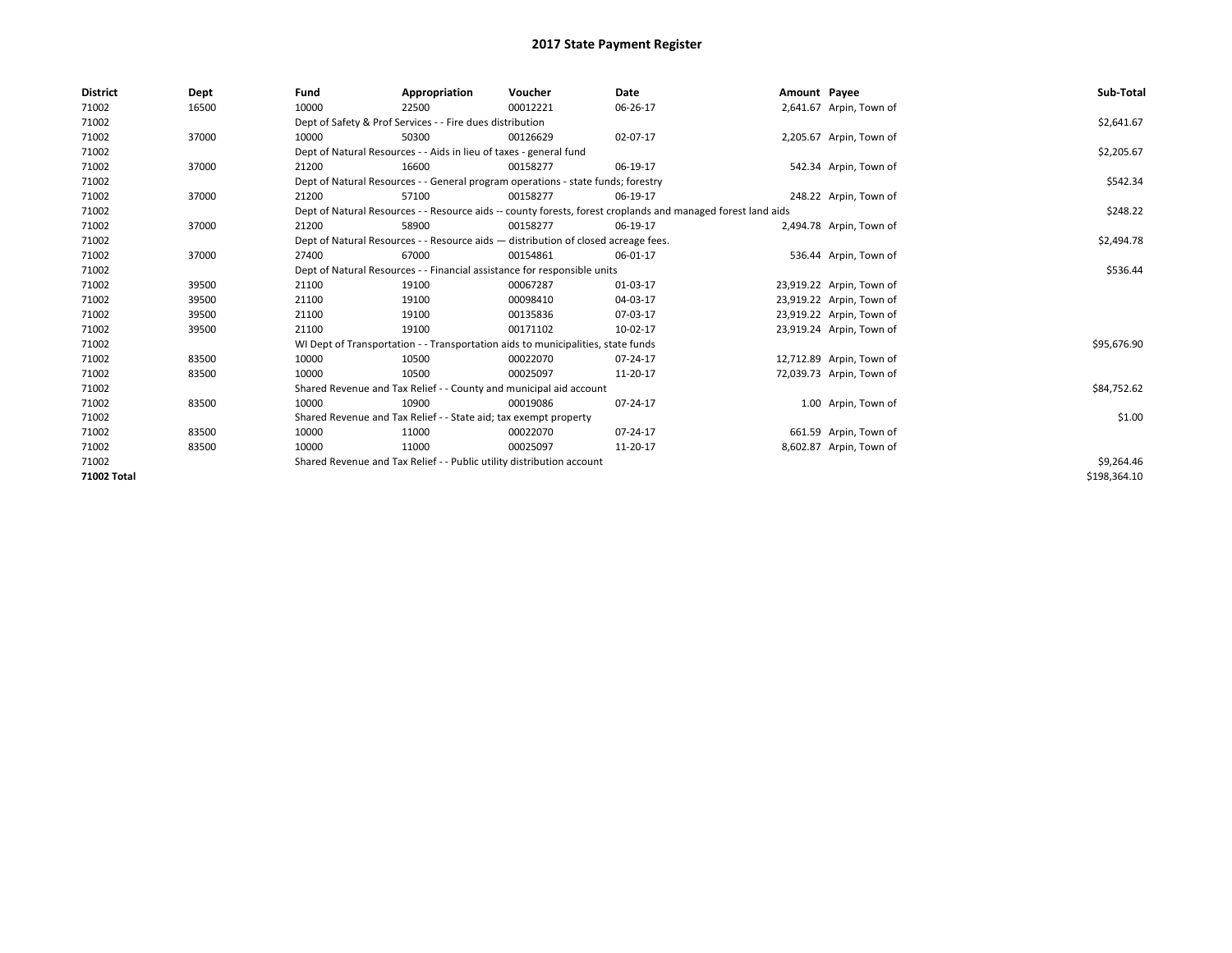# 2017 State Payment Register

| District | Dept | Fund | Appropriation | Voucher | Date | Amount | Payee | Sub-Total |
|---|---|---|---|---|---|---|---|---|
| 71002 | 16500 | 10000 | 22500 | 00012221 | 06-26-17 | 2,641.67 | Arpin, Town of | |
| 71002 | | Dept of Safety & Prof Services - - Fire dues distribution | | | | | | $2,641.67 |
| 71002 | 37000 | 10000 | 50300 | 00126629 | 02-07-17 | 2,205.67 | Arpin, Town of | |
| 71002 | | Dept of Natural Resources - - Aids in lieu of taxes - general fund | | | | | | $2,205.67 |
| 71002 | 37000 | 21200 | 16600 | 00158277 | 06-19-17 | 542.34 | Arpin, Town of | |
| 71002 | | Dept of Natural Resources - - General program operations - state funds; forestry | | | | | | $542.34 |
| 71002 | 37000 | 21200 | 57100 | 00158277 | 06-19-17 | 248.22 | Arpin, Town of | |
| 71002 | | Dept of Natural Resources - - Resource aids -- county forests, forest croplands and managed forest land aids | | | | | | $248.22 |
| 71002 | 37000 | 21200 | 58900 | 00158277 | 06-19-17 | 2,494.78 | Arpin, Town of | |
| 71002 | | Dept of Natural Resources - - Resource aids — distribution of closed acreage fees. | | | | | | $2,494.78 |
| 71002 | 37000 | 27400 | 67000 | 00154861 | 06-01-17 | 536.44 | Arpin, Town of | |
| 71002 | | Dept of Natural Resources - - Financial assistance for responsible units | | | | | | $536.44 |
| 71002 | 39500 | 21100 | 19100 | 00067287 | 01-03-17 | 23,919.22 | Arpin, Town of | |
| 71002 | 39500 | 21100 | 19100 | 00098410 | 04-03-17 | 23,919.22 | Arpin, Town of | |
| 71002 | 39500 | 21100 | 19100 | 00135836 | 07-03-17 | 23,919.22 | Arpin, Town of | |
| 71002 | 39500 | 21100 | 19100 | 00171102 | 10-02-17 | 23,919.24 | Arpin, Town of | |
| 71002 | | WI Dept of Transportation - - Transportation aids to municipalities, state funds | | | | | | $95,676.90 |
| 71002 | 83500 | 10000 | 10500 | 00022070 | 07-24-17 | 12,712.89 | Arpin, Town of | |
| 71002 | 83500 | 10000 | 10500 | 00025097 | 11-20-17 | 72,039.73 | Arpin, Town of | |
| 71002 | | Shared Revenue and Tax Relief - - County and municipal aid account | | | | | | $84,752.62 |
| 71002 | 83500 | 10000 | 10900 | 00019086 | 07-24-17 | 1.00 | Arpin, Town of | |
| 71002 | | Shared Revenue and Tax Relief - - State aid; tax exempt property | | | | | | $1.00 |
| 71002 | 83500 | 10000 | 11000 | 00022070 | 07-24-17 | 661.59 | Arpin, Town of | |
| 71002 | 83500 | 10000 | 11000 | 00025097 | 11-20-17 | 8,602.87 | Arpin, Town of | |
| 71002 | | Shared Revenue and Tax Relief - - Public utility distribution account | | | | | | $9,264.46 |
| **71002 Total** | | | | | | | | $198,364.10 |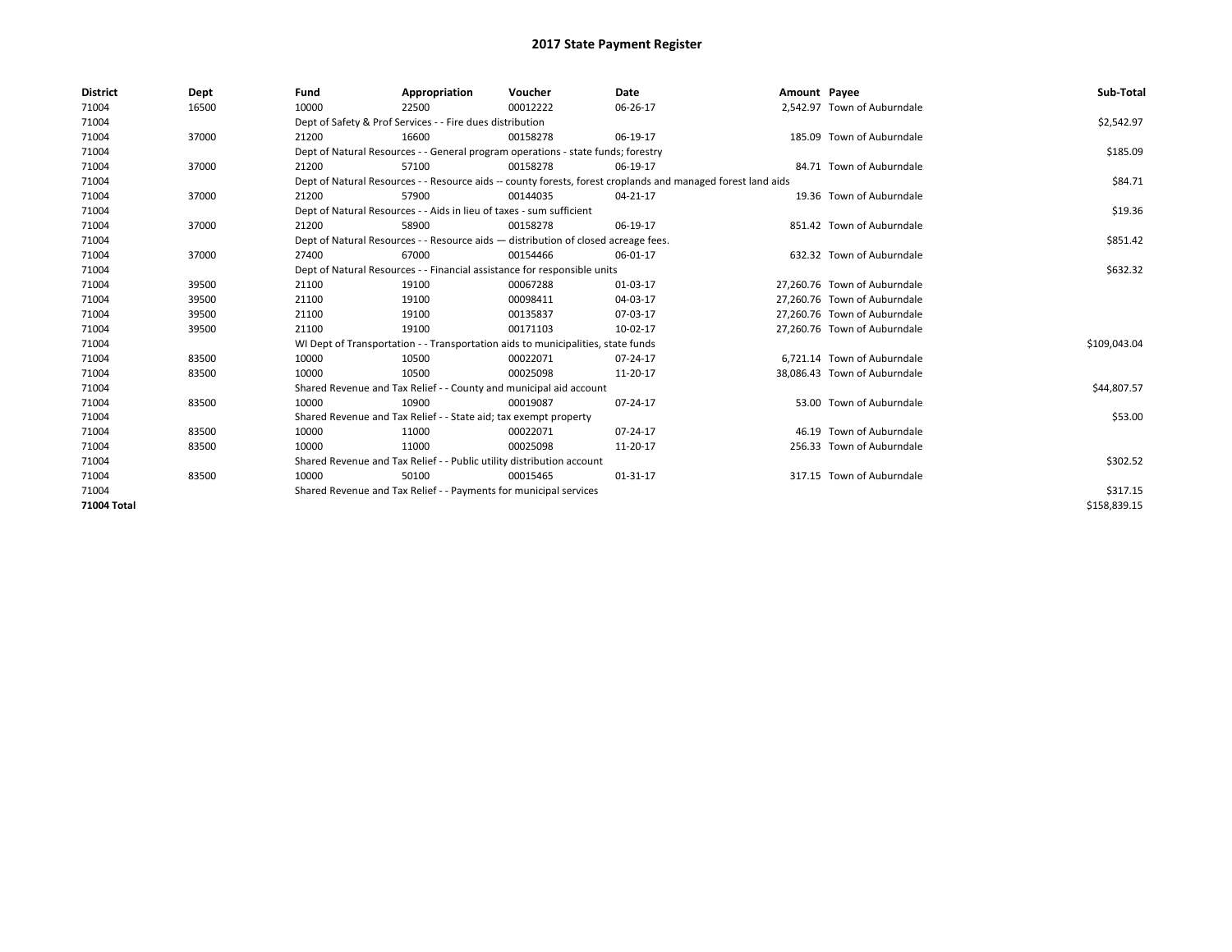# 2017 State Payment Register

| District | Dept | Fund | Appropriation | Voucher | Date | Amount | Payee | Sub-Total |
|---|---|---|---|---|---|---|---|---|
| 71004 | 16500 | 10000 | 22500 | 00012222 | 06-26-17 | 2,542.97 | Town of Auburndale | |
| 71004 | | Dept of Safety & Prof Services - - Fire dues distribution | | | | | | $2,542.97 |
| 71004 | 37000 | 21200 | 16600 | 00158278 | 06-19-17 | 185.09 | Town of Auburndale | |
| 71004 | | Dept of Natural Resources - - General program operations - state funds; forestry | | | | | | $185.09 |
| 71004 | 37000 | 21200 | 57100 | 00158278 | 06-19-17 | 84.71 | Town of Auburndale | |
| 71004 | | Dept of Natural Resources - - Resource aids -- county forests, forest croplands and managed forest land aids | | | | | | $84.71 |
| 71004 | 37000 | 21200 | 57900 | 00144035 | 04-21-17 | 19.36 | Town of Auburndale | |
| 71004 | | Dept of Natural Resources - - Aids in lieu of taxes - sum sufficient | | | | | | $19.36 |
| 71004 | 37000 | 21200 | 58900 | 00158278 | 06-19-17 | 851.42 | Town of Auburndale | |
| 71004 | | Dept of Natural Resources - - Resource aids — distribution of closed acreage fees. | | | | | | $851.42 |
| 71004 | 37000 | 27400 | 67000 | 00154466 | 06-01-17 | 632.32 | Town of Auburndale | |
| 71004 | | Dept of Natural Resources - - Financial assistance for responsible units | | | | | | $632.32 |
| 71004 | 39500 | 21100 | 19100 | 00067288 | 01-03-17 | 27,260.76 | Town of Auburndale | |
| 71004 | 39500 | 21100 | 19100 | 00098411 | 04-03-17 | 27,260.76 | Town of Auburndale | |
| 71004 | 39500 | 21100 | 19100 | 00135837 | 07-03-17 | 27,260.76 | Town of Auburndale | |
| 71004 | 39500 | 21100 | 19100 | 00171103 | 10-02-17 | 27,260.76 | Town of Auburndale | |
| 71004 | | WI Dept of Transportation - - Transportation aids to municipalities, state funds | | | | | | $109,043.04 |
| 71004 | 83500 | 10000 | 10500 | 00022071 | 07-24-17 | 6,721.14 | Town of Auburndale | |
| 71004 | 83500 | 10000 | 10500 | 00025098 | 11-20-17 | 38,086.43 | Town of Auburndale | |
| 71004 | | Shared Revenue and Tax Relief - - County and municipal aid account | | | | | | $44,807.57 |
| 71004 | 83500 | 10000 | 10900 | 00019087 | 07-24-17 | 53.00 | Town of Auburndale | |
| 71004 | | Shared Revenue and Tax Relief - - State aid; tax exempt property | | | | | | $53.00 |
| 71004 | 83500 | 10000 | 11000 | 00022071 | 07-24-17 | 46.19 | Town of Auburndale | |
| 71004 | 83500 | 10000 | 11000 | 00025098 | 11-20-17 | 256.33 | Town of Auburndale | |
| 71004 | | Shared Revenue and Tax Relief - - Public utility distribution account | | | | | | $302.52 |
| 71004 | 83500 | 10000 | 50100 | 00015465 | 01-31-17 | 317.15 | Town of Auburndale | |
| 71004 | | Shared Revenue and Tax Relief - - Payments for municipal services | | | | | | $317.15 |
| **71004 Total** | | | | | | | | $158,839.15 |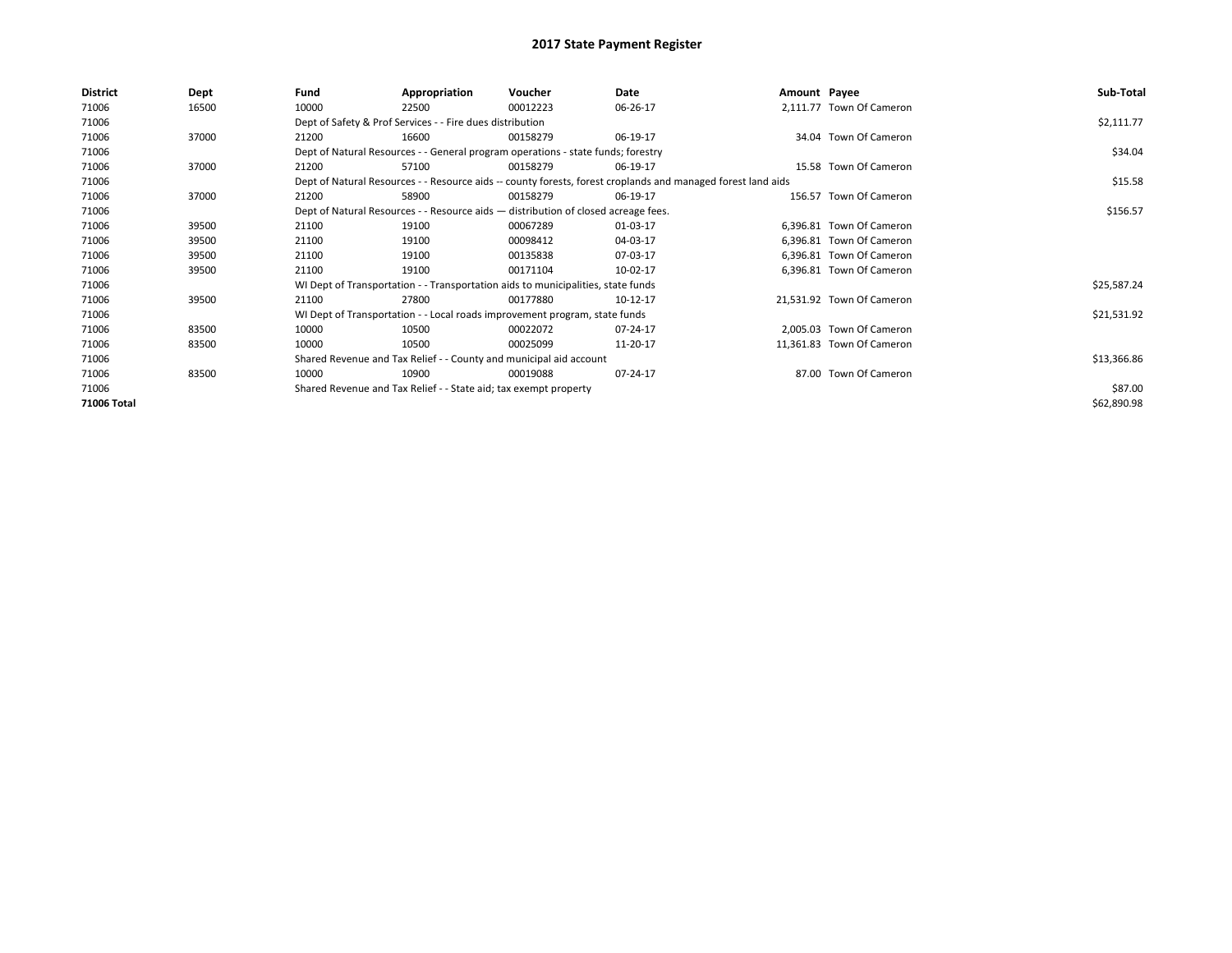# 2017 State Payment Register

| District | Dept | Fund | Appropriation | Voucher | Date | Amount | Payee | Sub-Total |
|---|---|---|---|---|---|---|---|---|
| 71006 | 16500 | 10000 | 22500 | 00012223 | 06-26-17 | 2,111.77 | Town Of Cameron | |
| 71006 | | Dept of Safety & Prof Services - - Fire dues distribution | | | | | | $2,111.77 |
| 71006 | 37000 | 21200 | 16600 | 00158279 | 06-19-17 | 34.04 | Town Of Cameron | |
| 71006 | | Dept of Natural Resources - - General program operations - state funds; forestry | | | | | | $34.04 |
| 71006 | 37000 | 21200 | 57100 | 00158279 | 06-19-17 | 15.58 | Town Of Cameron | |
| 71006 | | Dept of Natural Resources - - Resource aids -- county forests, forest croplands and managed forest land aids | | | | | | $15.58 |
| 71006 | 37000 | 21200 | 58900 | 00158279 | 06-19-17 | 156.57 | Town Of Cameron | |
| 71006 | | Dept of Natural Resources - - Resource aids — distribution of closed acreage fees. | | | | | | $156.57 |
| 71006 | 39500 | 21100 | 19100 | 00067289 | 01-03-17 | 6,396.81 | Town Of Cameron | |
| 71006 | 39500 | 21100 | 19100 | 00098412 | 04-03-17 | 6,396.81 | Town Of Cameron | |
| 71006 | 39500 | 21100 | 19100 | 00135838 | 07-03-17 | 6,396.81 | Town Of Cameron | |
| 71006 | 39500 | 21100 | 19100 | 00171104 | 10-02-17 | 6,396.81 | Town Of Cameron | |
| 71006 | | WI Dept of Transportation - - Transportation aids to municipalities, state funds | | | | | | $25,587.24 |
| 71006 | 39500 | 21100 | 27800 | 00177880 | 10-12-17 | 21,531.92 | Town Of Cameron | |
| 71006 | | WI Dept of Transportation - - Local roads improvement program, state funds | | | | | | $21,531.92 |
| 71006 | 83500 | 10000 | 10500 | 00022072 | 07-24-17 | 2,005.03 | Town Of Cameron | |
| 71006 | 83500 | 10000 | 10500 | 00025099 | 11-20-17 | 11,361.83 | Town Of Cameron | |
| 71006 | | Shared Revenue and Tax Relief - - County and municipal aid account | | | | | | $13,366.86 |
| 71006 | 83500 | 10000 | 10900 | 00019088 | 07-24-17 | 87.00 | Town Of Cameron | |
| 71006 | | Shared Revenue and Tax Relief - - State aid; tax exempt property | | | | | | $87.00 |
| **71006 Total** | | | | | | | | $62,890.98 |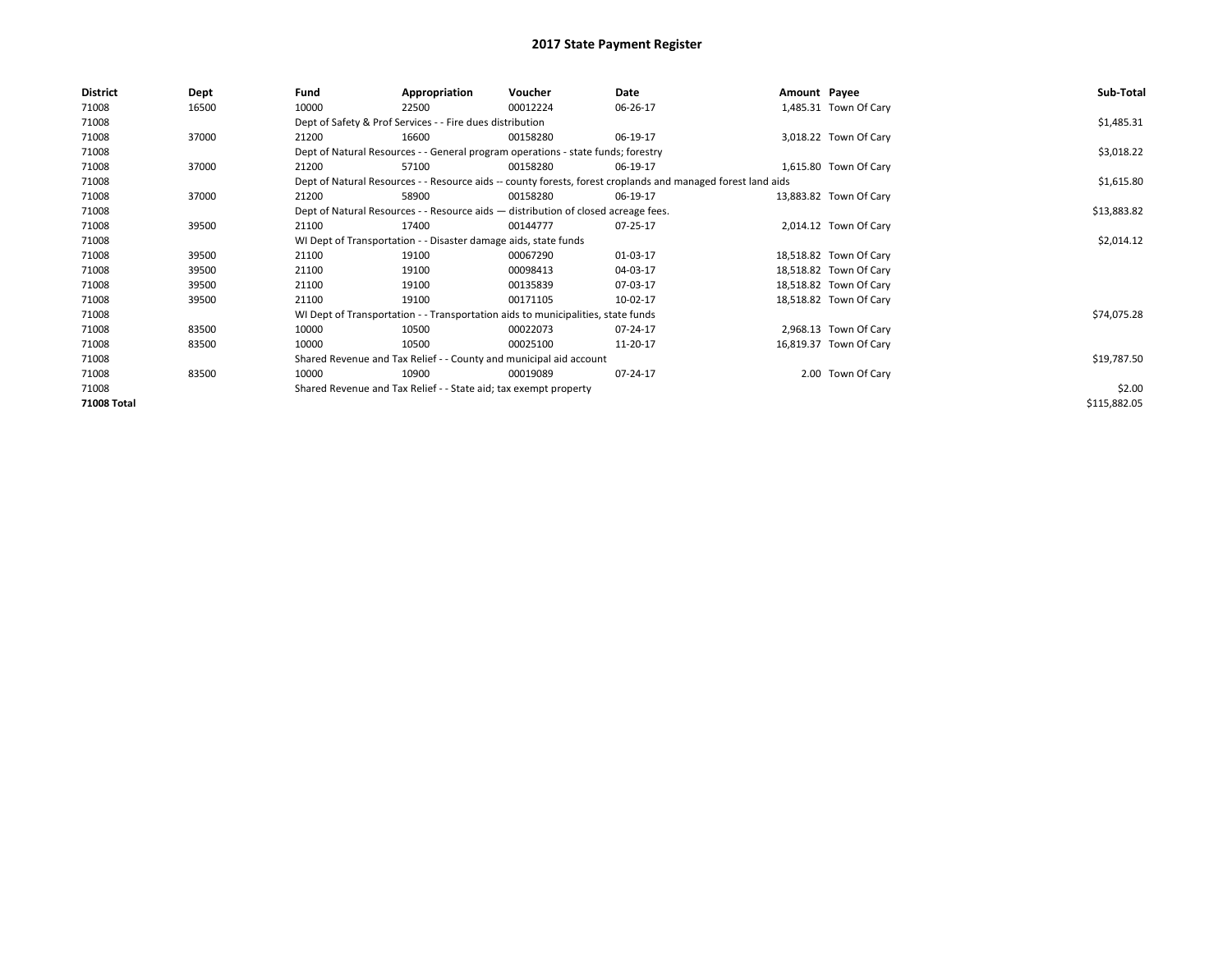# 2017 State Payment Register

| District | Dept | Fund | Appropriation | Voucher | Date | Amount | Payee | Sub-Total |
|---|---|---|---|---|---|---|---|---|
| 71008 | 16500 | 10000 | 22500 | 00012224 | 06-26-17 | 1,485.31 | Town Of Cary | |
| 71008 | | Dept of Safety & Prof Services - - Fire dues distribution | | | | | | $1,485.31 |
| 71008 | 37000 | 21200 | 16600 | 00158280 | 06-19-17 | 3,018.22 | Town Of Cary | |
| 71008 | | Dept of Natural Resources - - General program operations - state funds; forestry | | | | | | $3,018.22 |
| 71008 | 37000 | 21200 | 57100 | 00158280 | 06-19-17 | 1,615.80 | Town Of Cary | |
| 71008 | | Dept of Natural Resources - - Resource aids -- county forests, forest croplands and managed forest land aids | | | | | | $1,615.80 |
| 71008 | 37000 | 21200 | 58900 | 00158280 | 06-19-17 | 13,883.82 | Town Of Cary | |
| 71008 | | Dept of Natural Resources - - Resource aids — distribution of closed acreage fees. | | | | | | $13,883.82 |
| 71008 | 39500 | 21100 | 17400 | 00144777 | 07-25-17 | 2,014.12 | Town Of Cary | |
| 71008 | | WI Dept of Transportation - - Disaster damage aids, state funds | | | | | | $2,014.12 |
| 71008 | 39500 | 21100 | 19100 | 00067290 | 01-03-17 | 18,518.82 | Town Of Cary | |
| 71008 | 39500 | 21100 | 19100 | 00098413 | 04-03-17 | 18,518.82 | Town Of Cary | |
| 71008 | 39500 | 21100 | 19100 | 00135839 | 07-03-17 | 18,518.82 | Town Of Cary | |
| 71008 | 39500 | 21100 | 19100 | 00171105 | 10-02-17 | 18,518.82 | Town Of Cary | |
| 71008 | | WI Dept of Transportation - - Transportation aids to municipalities, state funds | | | | | | $74,075.28 |
| 71008 | 83500 | 10000 | 10500 | 00022073 | 07-24-17 | 2,968.13 | Town Of Cary | |
| 71008 | 83500 | 10000 | 10500 | 00025100 | 11-20-17 | 16,819.37 | Town Of Cary | |
| 71008 | | Shared Revenue and Tax Relief - - County and municipal aid account | | | | | | $19,787.50 |
| 71008 | 83500 | 10000 | 10900 | 00019089 | 07-24-17 | 2.00 | Town Of Cary | |
| 71008 | | Shared Revenue and Tax Relief - - State aid; tax exempt property | | | | | | $2.00 |
| **71008 Total** | | | | | | | | $115,882.05 |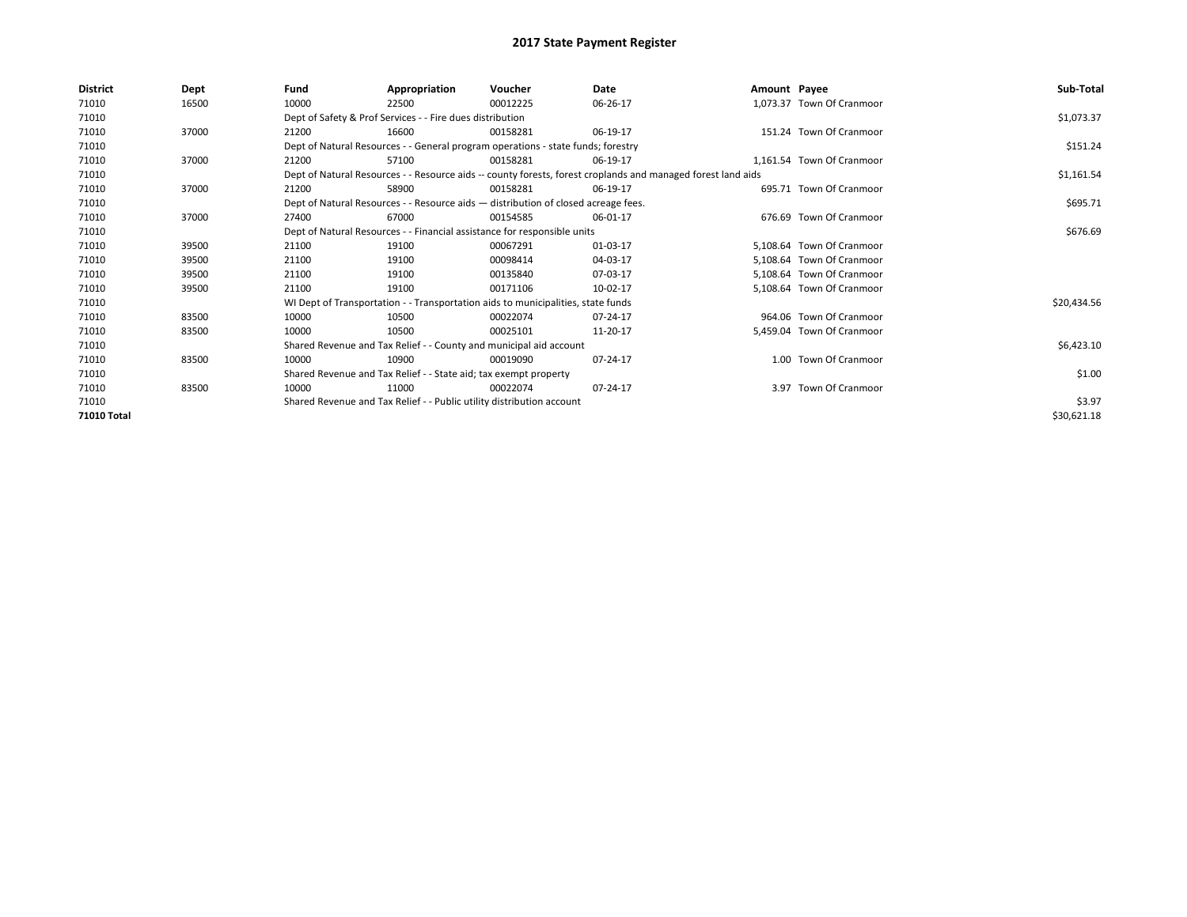# 2017 State Payment Register

| District | Dept | Fund | Appropriation | Voucher | Date | Amount | Payee | Sub-Total |
|---|---|---|---|---|---|---|---|---|
| 71010 | 16500 | 10000 | 22500 | 00012225 | 06-26-17 | 1,073.37 | Town Of Cranmoor | |
| 71010 | | Dept of Safety & Prof Services - - Fire dues distribution | | | | | | $1,073.37 |
| 71010 | 37000 | 21200 | 16600 | 00158281 | 06-19-17 | 151.24 | Town Of Cranmoor | |
| 71010 | | Dept of Natural Resources - - General program operations - state funds; forestry | | | | | | $151.24 |
| 71010 | 37000 | 21200 | 57100 | 00158281 | 06-19-17 | 1,161.54 | Town Of Cranmoor | |
| 71010 | | Dept of Natural Resources - - Resource aids -- county forests, forest croplands and managed forest land aids | | | | | | $1,161.54 |
| 71010 | 37000 | 21200 | 58900 | 00158281 | 06-19-17 | 695.71 | Town Of Cranmoor | |
| 71010 | | Dept of Natural Resources - - Resource aids — distribution of closed acreage fees. | | | | | | $695.71 |
| 71010 | 37000 | 27400 | 67000 | 00154585 | 06-01-17 | 676.69 | Town Of Cranmoor | |
| 71010 | | Dept of Natural Resources - - Financial assistance for responsible units | | | | | | $676.69 |
| 71010 | 39500 | 21100 | 19100 | 00067291 | 01-03-17 | 5,108.64 | Town Of Cranmoor | |
| 71010 | 39500 | 21100 | 19100 | 00098414 | 04-03-17 | 5,108.64 | Town Of Cranmoor | |
| 71010 | 39500 | 21100 | 19100 | 00135840 | 07-03-17 | 5,108.64 | Town Of Cranmoor | |
| 71010 | 39500 | 21100 | 19100 | 00171106 | 10-02-17 | 5,108.64 | Town Of Cranmoor | |
| 71010 | | WI Dept of Transportation - - Transportation aids to municipalities, state funds | | | | | | $20,434.56 |
| 71010 | 83500 | 10000 | 10500 | 00022074 | 07-24-17 | 964.06 | Town Of Cranmoor | |
| 71010 | 83500 | 10000 | 10500 | 00025101 | 11-20-17 | 5,459.04 | Town Of Cranmoor | |
| 71010 | | Shared Revenue and Tax Relief - - County and municipal aid account | | | | | | $6,423.10 |
| 71010 | 83500 | 10000 | 10900 | 00019090 | 07-24-17 | 1.00 | Town Of Cranmoor | |
| 71010 | | Shared Revenue and Tax Relief - - State aid; tax exempt property | | | | | | $1.00 |
| 71010 | 83500 | 10000 | 11000 | 00022074 | 07-24-17 | 3.97 | Town Of Cranmoor | |
| 71010 | | Shared Revenue and Tax Relief - - Public utility distribution account | | | | | | $3.97 |
| **71010 Total** | | | | | | | | $30,621.18 |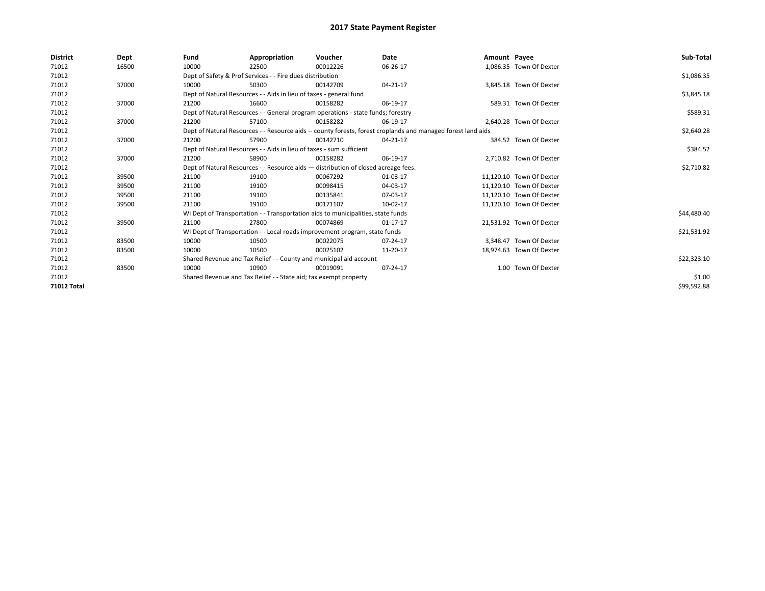# 2017 State Payment Register

| District | Dept | Fund | Appropriation | Voucher | Date | Amount | Payee | Sub-Total |
|---|---|---|---|---|---|---|---|---|
| 71012 | 16500 | 10000 | 22500 | 00012226 | 06-26-17 | 1,086.35 | Town Of Dexter | |
| 71012 | | Dept of Safety & Prof Services - - Fire dues distribution | | | | | | $1,086.35 |
| 71012 | 37000 | 10000 | 50300 | 00142709 | 04-21-17 | 3,845.18 | Town Of Dexter | |
| 71012 | | Dept of Natural Resources - - Aids in lieu of taxes - general fund | | | | | | $3,845.18 |
| 71012 | 37000 | 21200 | 16600 | 00158282 | 06-19-17 | 589.31 | Town Of Dexter | |
| 71012 | | Dept of Natural Resources - - General program operations - state funds; forestry | | | | | | $589.31 |
| 71012 | 37000 | 21200 | 57100 | 00158282 | 06-19-17 | 2,640.28 | Town Of Dexter | |
| 71012 | | Dept of Natural Resources - - Resource aids -- county forests, forest croplands and managed forest land aids | | | | | | $2,640.28 |
| 71012 | 37000 | 21200 | 57900 | 00142710 | 04-21-17 | 384.52 | Town Of Dexter | |
| 71012 | | Dept of Natural Resources - - Aids in lieu of taxes - sum sufficient | | | | | | $384.52 |
| 71012 | 37000 | 21200 | 58900 | 00158282 | 06-19-17 | 2,710.82 | Town Of Dexter | |
| 71012 | | Dept of Natural Resources - - Resource aids — distribution of closed acreage fees. | | | | | | $2,710.82 |
| 71012 | 39500 | 21100 | 19100 | 00067292 | 01-03-17 | 11,120.10 | Town Of Dexter | |
| 71012 | 39500 | 21100 | 19100 | 00098415 | 04-03-17 | 11,120.10 | Town Of Dexter | |
| 71012 | 39500 | 21100 | 19100 | 00135841 | 07-03-17 | 11,120.10 | Town Of Dexter | |
| 71012 | 39500 | 21100 | 19100 | 00171107 | 10-02-17 | 11,120.10 | Town Of Dexter | |
| 71012 | | WI Dept of Transportation - - Transportation aids to municipalities, state funds | | | | | | $44,480.40 |
| 71012 | 39500 | 21100 | 27800 | 00074869 | 01-17-17 | 21,531.92 | Town Of Dexter | |
| 71012 | | WI Dept of Transportation - - Local roads improvement program, state funds | | | | | | $21,531.92 |
| 71012 | 83500 | 10000 | 10500 | 00022075 | 07-24-17 | 3,348.47 | Town Of Dexter | |
| 71012 | 83500 | 10000 | 10500 | 00025102 | 11-20-17 | 18,974.63 | Town Of Dexter | |
| 71012 | | Shared Revenue and Tax Relief - - County and municipal aid account | | | | | | $22,323.10 |
| 71012 | 83500 | 10000 | 10900 | 00019091 | 07-24-17 | 1.00 | Town Of Dexter | |
| 71012 | | Shared Revenue and Tax Relief - - State aid; tax exempt property | | | | | | $1.00 |
| **71012 Total** | | | | | | | | $99,592.88 |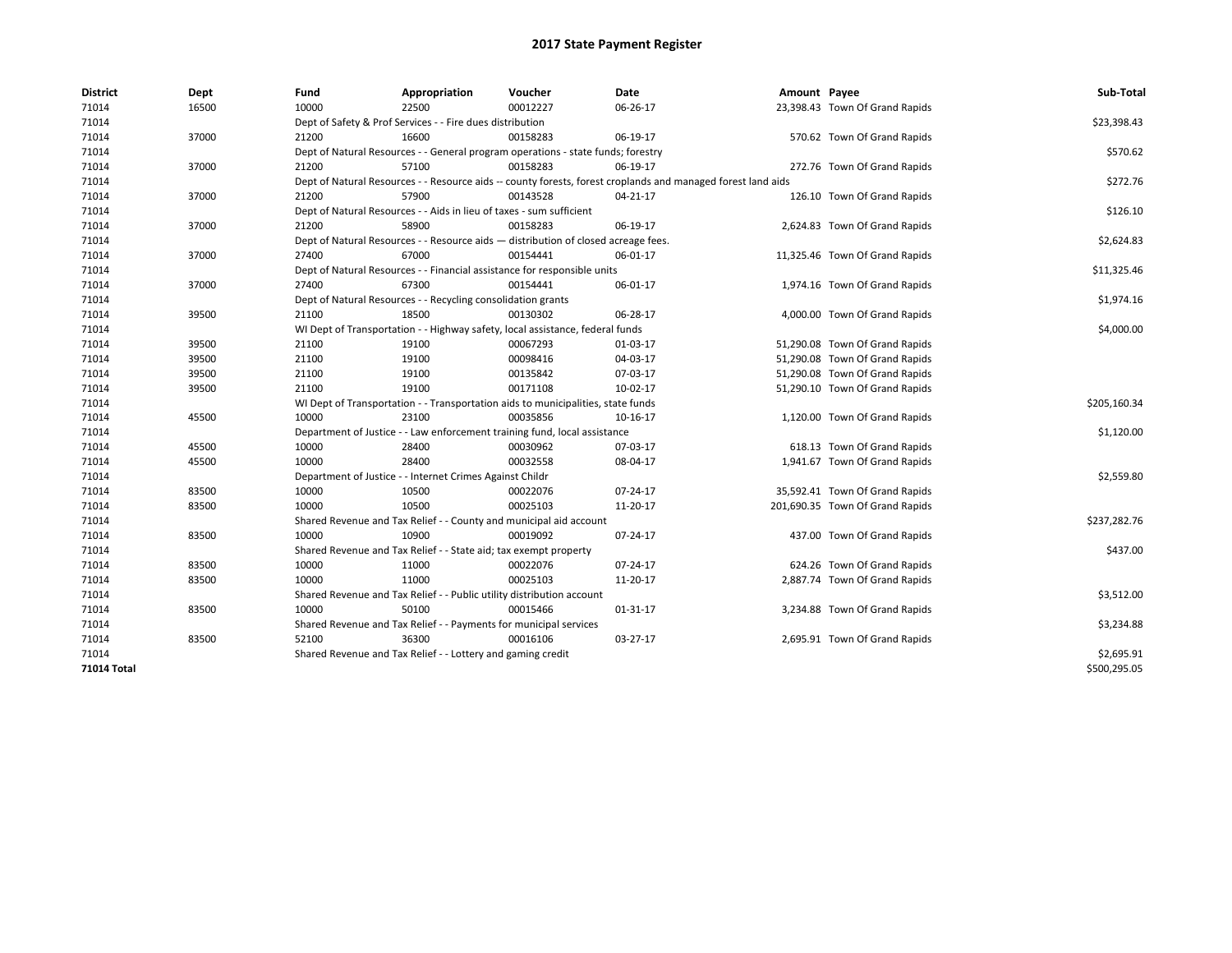# 2017 State Payment Register

| District | Dept | Fund | Appropriation | Voucher | Date | Amount | Payee | Sub-Total |
|---|---|---|---|---|---|---|---|---|
| 71014 | 16500 | 10000 | 22500 | 00012227 | 06-26-17 | 23,398.43 | Town Of Grand Rapids | |
| 71014 | | Dept of Safety & Prof Services - - Fire dues distribution | | | | | | $23,398.43 |
| 71014 | 37000 | 21200 | 16600 | 00158283 | 06-19-17 | 570.62 | Town Of Grand Rapids | |
| 71014 | | Dept of Natural Resources - - General program operations - state funds; forestry | | | | | | $570.62 |
| 71014 | 37000 | 21200 | 57100 | 00158283 | 06-19-17 | 272.76 | Town Of Grand Rapids | |
| 71014 | | Dept of Natural Resources - - Resource aids -- county forests, forest croplands and managed forest land aids | | | | | | $272.76 |
| 71014 | 37000 | 21200 | 57900 | 00143528 | 04-21-17 | 126.10 | Town Of Grand Rapids | |
| 71014 | | Dept of Natural Resources - - Aids in lieu of taxes - sum sufficient | | | | | | $126.10 |
| 71014 | 37000 | 21200 | 58900 | 00158283 | 06-19-17 | 2,624.83 | Town Of Grand Rapids | |
| 71014 | | Dept of Natural Resources - - Resource aids — distribution of closed acreage fees. | | | | | | $2,624.83 |
| 71014 | 37000 | 27400 | 67000 | 00154441 | 06-01-17 | 11,325.46 | Town Of Grand Rapids | |
| 71014 | | Dept of Natural Resources - - Financial assistance for responsible units | | | | | | $11,325.46 |
| 71014 | 37000 | 27400 | 67300 | 00154441 | 06-01-17 | 1,974.16 | Town Of Grand Rapids | |
| 71014 | | Dept of Natural Resources - - Recycling consolidation grants | | | | | | $1,974.16 |
| 71014 | 39500 | 21100 | 18500 | 00130302 | 06-28-17 | 4,000.00 | Town Of Grand Rapids | |
| 71014 | | WI Dept of Transportation - - Highway safety, local assistance, federal funds | | | | | | $4,000.00 |
| 71014 | 39500 | 21100 | 19100 | 00067293 | 01-03-17 | 51,290.08 | Town Of Grand Rapids | |
| 71014 | 39500 | 21100 | 19100 | 00098416 | 04-03-17 | 51,290.08 | Town Of Grand Rapids | |
| 71014 | 39500 | 21100 | 19100 | 00135842 | 07-03-17 | 51,290.08 | Town Of Grand Rapids | |
| 71014 | 39500 | 21100 | 19100 | 00171108 | 10-02-17 | 51,290.10 | Town Of Grand Rapids | |
| 71014 | | WI Dept of Transportation - - Transportation aids to municipalities, state funds | | | | | | $205,160.34 |
| 71014 | 45500 | 10000 | 23100 | 00035856 | 10-16-17 | 1,120.00 | Town Of Grand Rapids | |
| 71014 | | Department of Justice - - Law enforcement training fund, local assistance | | | | | | $1,120.00 |
| 71014 | 45500 | 10000 | 28400 | 00030962 | 07-03-17 | 618.13 | Town Of Grand Rapids | |
| 71014 | 45500 | 10000 | 28400 | 00032558 | 08-04-17 | 1,941.67 | Town Of Grand Rapids | |
| 71014 | | Department of Justice - - Internet Crimes Against Childr | | | | | | $2,559.80 |
| 71014 | 83500 | 10000 | 10500 | 00022076 | 07-24-17 | 35,592.41 | Town Of Grand Rapids | |
| 71014 | 83500 | 10000 | 10500 | 00025103 | 11-20-17 | 201,690.35 | Town Of Grand Rapids | |
| 71014 | | Shared Revenue and Tax Relief - - County and municipal aid account | | | | | | $237,282.76 |
| 71014 | 83500 | 10000 | 10900 | 00019092 | 07-24-17 | 437.00 | Town Of Grand Rapids | |
| 71014 | | Shared Revenue and Tax Relief - - State aid; tax exempt property | | | | | | $437.00 |
| 71014 | 83500 | 10000 | 11000 | 00022076 | 07-24-17 | 624.26 | Town Of Grand Rapids | |
| 71014 | 83500 | 10000 | 11000 | 00025103 | 11-20-17 | 2,887.74 | Town Of Grand Rapids | |
| 71014 | | Shared Revenue and Tax Relief - - Public utility distribution account | | | | | | $3,512.00 |
| 71014 | 83500 | 10000 | 50100 | 00015466 | 01-31-17 | 3,234.88 | Town Of Grand Rapids | |
| 71014 | | Shared Revenue and Tax Relief - - Payments for municipal services | | | | | | $3,234.88 |
| 71014 | 83500 | 52100 | 36300 | 00016106 | 03-27-17 | 2,695.91 | Town Of Grand Rapids | |
| 71014 | | Shared Revenue and Tax Relief - - Lottery and gaming credit | | | | | | $2,695.91 |
| **71014 Total** | | | | | | | | $500,295.05 |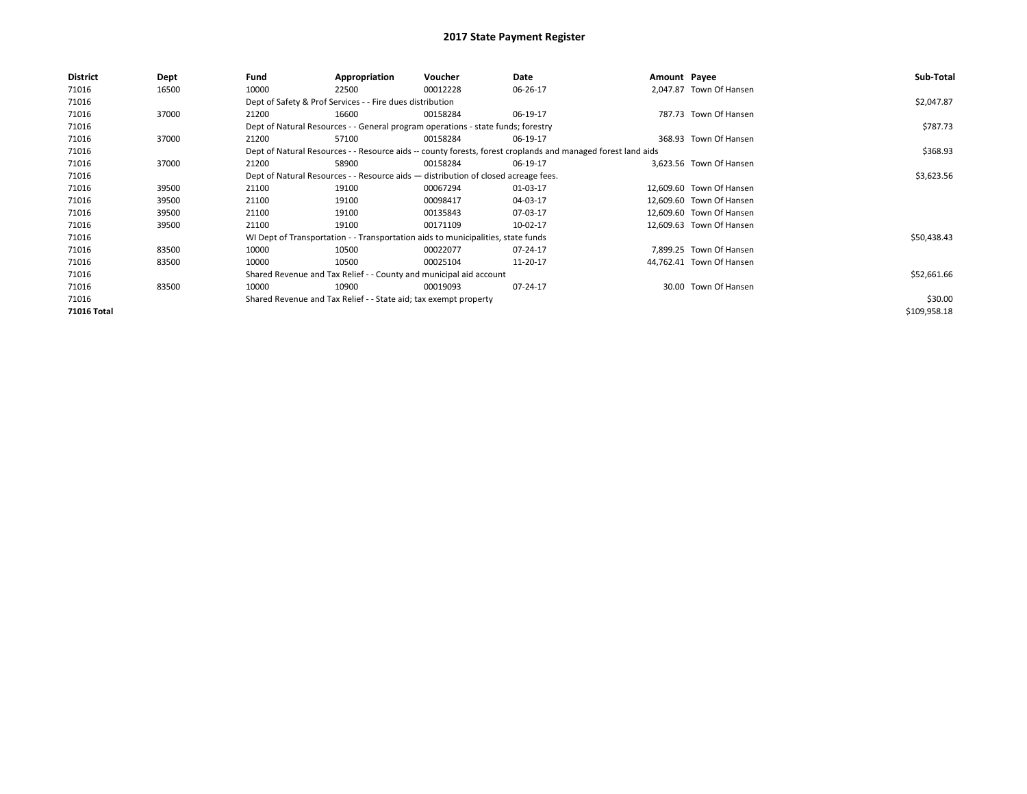# 2017 State Payment Register

| District | Dept | Fund | Appropriation | Voucher | Date | Amount | Payee | Sub-Total |
|---|---|---|---|---|---|---|---|---|
| 71016 | 16500 | 10000 | 22500 | 00012228 | 06-26-17 | 2,047.87 | Town Of Hansen | |
| 71016 | | Dept of Safety & Prof Services - - Fire dues distribution | | | | | | $2,047.87 |
| 71016 | 37000 | 21200 | 16600 | 00158284 | 06-19-17 | 787.73 | Town Of Hansen | |
| 71016 | | Dept of Natural Resources - - General program operations - state funds; forestry | | | | | | $787.73 |
| 71016 | 37000 | 21200 | 57100 | 00158284 | 06-19-17 | 368.93 | Town Of Hansen | |
| 71016 | | Dept of Natural Resources - - Resource aids -- county forests, forest croplands and managed forest land aids | | | | | | $368.93 |
| 71016 | 37000 | 21200 | 58900 | 00158284 | 06-19-17 | 3,623.56 | Town Of Hansen | |
| 71016 | | Dept of Natural Resources - - Resource aids — distribution of closed acreage fees. | | | | | | $3,623.56 |
| 71016 | 39500 | 21100 | 19100 | 00067294 | 01-03-17 | 12,609.60 | Town Of Hansen | |
| 71016 | 39500 | 21100 | 19100 | 00098417 | 04-03-17 | 12,609.60 | Town Of Hansen | |
| 71016 | 39500 | 21100 | 19100 | 00135843 | 07-03-17 | 12,609.60 | Town Of Hansen | |
| 71016 | 39500 | 21100 | 19100 | 00171109 | 10-02-17 | 12,609.63 | Town Of Hansen | |
| 71016 | | WI Dept of Transportation - - Transportation aids to municipalities, state funds | | | | | | $50,438.43 |
| 71016 | 83500 | 10000 | 10500 | 00022077 | 07-24-17 | 7,899.25 | Town Of Hansen | |
| 71016 | 83500 | 10000 | 10500 | 00025104 | 11-20-17 | 44,762.41 | Town Of Hansen | |
| 71016 | | Shared Revenue and Tax Relief - - County and municipal aid account | | | | | | $52,661.66 |
| 71016 | 83500 | 10000 | 10900 | 00019093 | 07-24-17 | 30.00 | Town Of Hansen | |
| 71016 | | Shared Revenue and Tax Relief - - State aid; tax exempt property | | | | | | $30.00 |
| **71016 Total** | | | | | | | | $109,958.18 |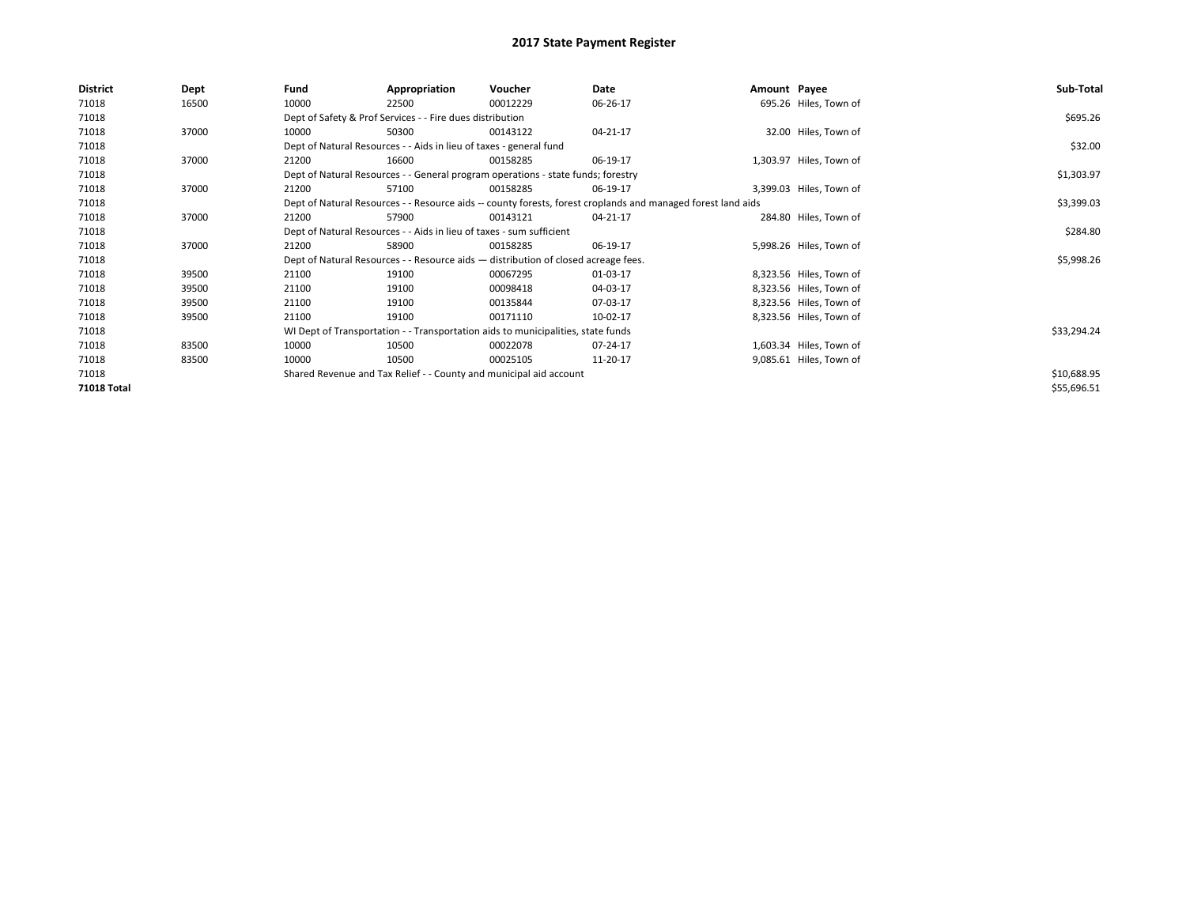# 2017 State Payment Register

| District | Dept | Fund | Appropriation | Voucher | Date | Amount | Payee | Sub-Total |
|---|---|---|---|---|---|---|---|---|
| 71018 | 16500 | 10000 | 22500 | 00012229 | 06-26-17 | 695.26 | Hiles, Town of | |
| 71018 | | Dept of Safety & Prof Services - - Fire dues distribution | | | | | | $695.26 |
| 71018 | 37000 | 10000 | 50300 | 00143122 | 04-21-17 | 32.00 | Hiles, Town of | |
| 71018 | | Dept of Natural Resources - - Aids in lieu of taxes - general fund | | | | | | $32.00 |
| 71018 | 37000 | 21200 | 16600 | 00158285 | 06-19-17 | 1,303.97 | Hiles, Town of | |
| 71018 | | Dept of Natural Resources - - General program operations - state funds; forestry | | | | | | $1,303.97 |
| 71018 | 37000 | 21200 | 57100 | 00158285 | 06-19-17 | 3,399.03 | Hiles, Town of | |
| 71018 | | Dept of Natural Resources - - Resource aids -- county forests, forest croplands and managed forest land aids | | | | | | $3,399.03 |
| 71018 | 37000 | 21200 | 57900 | 00143121 | 04-21-17 | 284.80 | Hiles, Town of | |
| 71018 | | Dept of Natural Resources - - Aids in lieu of taxes - sum sufficient | | | | | | $284.80 |
| 71018 | 37000 | 21200 | 58900 | 00158285 | 06-19-17 | 5,998.26 | Hiles, Town of | |
| 71018 | | Dept of Natural Resources - - Resource aids — distribution of closed acreage fees. | | | | | | $5,998.26 |
| 71018 | 39500 | 21100 | 19100 | 00067295 | 01-03-17 | 8,323.56 | Hiles, Town of | |
| 71018 | 39500 | 21100 | 19100 | 00098418 | 04-03-17 | 8,323.56 | Hiles, Town of | |
| 71018 | 39500 | 21100 | 19100 | 00135844 | 07-03-17 | 8,323.56 | Hiles, Town of | |
| 71018 | 39500 | 21100 | 19100 | 00171110 | 10-02-17 | 8,323.56 | Hiles, Town of | |
| 71018 | | WI Dept of Transportation - - Transportation aids to municipalities, state funds | | | | | | $33,294.24 |
| 71018 | 83500 | 10000 | 10500 | 00022078 | 07-24-17 | 1,603.34 | Hiles, Town of | |
| 71018 | 83500 | 10000 | 10500 | 00025105 | 11-20-17 | 9,085.61 | Hiles, Town of | |
| 71018 | | Shared Revenue and Tax Relief - - County and municipal aid account | | | | | | $10,688.95 |
| **71018 Total** | | | | | | | | $55,696.51 |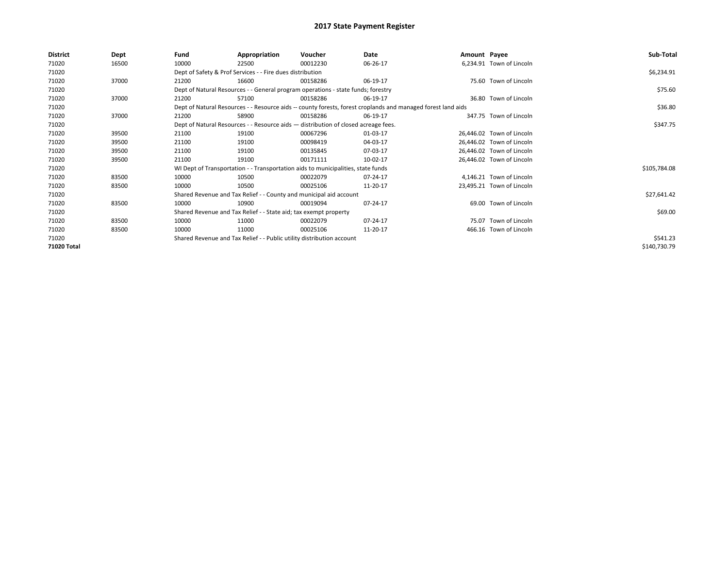# 2017 State Payment Register

| District | Dept | Fund | Appropriation | Voucher | Date | Amount | Payee | Sub-Total |
|---|---|---|---|---|---|---|---|---|
| 71020 | 16500 | 10000 | 22500 | 00012230 | 06-26-17 | 6,234.91 | Town of Lincoln | |
| 71020 | | Dept of Safety & Prof Services - - Fire dues distribution | | | | | | $6,234.91 |
| 71020 | 37000 | 21200 | 16600 | 00158286 | 06-19-17 | 75.60 | Town of Lincoln | |
| 71020 | | Dept of Natural Resources - - General program operations - state funds; forestry | | | | | | $75.60 |
| 71020 | 37000 | 21200 | 57100 | 00158286 | 06-19-17 | 36.80 | Town of Lincoln | |
| 71020 | | Dept of Natural Resources - - Resource aids -- county forests, forest croplands and managed forest land aids | | | | | | $36.80 |
| 71020 | 37000 | 21200 | 58900 | 00158286 | 06-19-17 | 347.75 | Town of Lincoln | |
| 71020 | | Dept of Natural Resources - - Resource aids — distribution of closed acreage fees. | | | | | | $347.75 |
| 71020 | 39500 | 21100 | 19100 | 00067296 | 01-03-17 | 26,446.02 | Town of Lincoln | |
| 71020 | 39500 | 21100 | 19100 | 00098419 | 04-03-17 | 26,446.02 | Town of Lincoln | |
| 71020 | 39500 | 21100 | 19100 | 00135845 | 07-03-17 | 26,446.02 | Town of Lincoln | |
| 71020 | 39500 | 21100 | 19100 | 00171111 | 10-02-17 | 26,446.02 | Town of Lincoln | |
| 71020 | | WI Dept of Transportation - - Transportation aids to municipalities, state funds | | | | | | $105,784.08 |
| 71020 | 83500 | 10000 | 10500 | 00022079 | 07-24-17 | 4,146.21 | Town of Lincoln | |
| 71020 | 83500 | 10000 | 10500 | 00025106 | 11-20-17 | 23,495.21 | Town of Lincoln | |
| 71020 | | Shared Revenue and Tax Relief - - County and municipal aid account | | | | | | $27,641.42 |
| 71020 | 83500 | 10000 | 10900 | 00019094 | 07-24-17 | 69.00 | Town of Lincoln | |
| 71020 | | Shared Revenue and Tax Relief - - State aid; tax exempt property | | | | | | $69.00 |
| 71020 | 83500 | 10000 | 11000 | 00022079 | 07-24-17 | 75.07 | Town of Lincoln | |
| 71020 | 83500 | 10000 | 11000 | 00025106 | 11-20-17 | 466.16 | Town of Lincoln | |
| 71020 | | Shared Revenue and Tax Relief - - Public utility distribution account | | | | | | $541.23 |
| **71020 Total** | | | | | | | | $140,730.79 |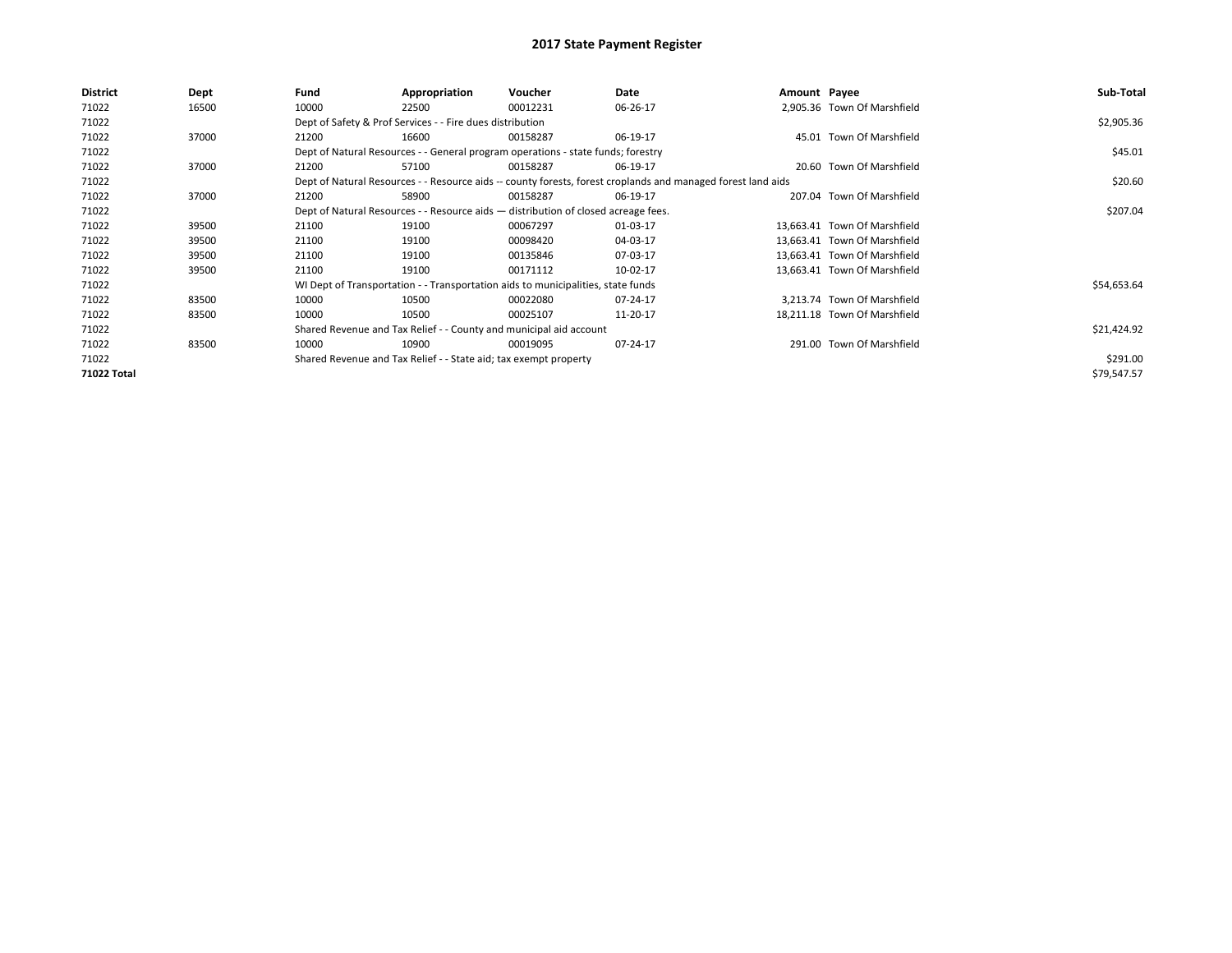# 2017 State Payment Register

| District | Dept | Fund | Appropriation | Voucher | Date | Amount | Payee | Sub-Total |
|---|---|---|---|---|---|---|---|---|
| 71022 | 16500 | 10000 | 22500 | 00012231 | 06-26-17 | 2,905.36 | Town Of Marshfield | |
| 71022 | | Dept of Safety & Prof Services - - Fire dues distribution | | | | | | $2,905.36 |
| 71022 | 37000 | 21200 | 16600 | 00158287 | 06-19-17 | 45.01 | Town Of Marshfield | |
| 71022 | | Dept of Natural Resources - - General program operations - state funds; forestry | | | | | | $45.01 |
| 71022 | 37000 | 21200 | 57100 | 00158287 | 06-19-17 | 20.60 | Town Of Marshfield | |
| 71022 | | Dept of Natural Resources - - Resource aids -- county forests, forest croplands and managed forest land aids | | | | | | $20.60 |
| 71022 | 37000 | 21200 | 58900 | 00158287 | 06-19-17 | 207.04 | Town Of Marshfield | |
| 71022 | | Dept of Natural Resources - - Resource aids — distribution of closed acreage fees. | | | | | | $207.04 |
| 71022 | 39500 | 21100 | 19100 | 00067297 | 01-03-17 | 13,663.41 | Town Of Marshfield | |
| 71022 | 39500 | 21100 | 19100 | 00098420 | 04-03-17 | 13,663.41 | Town Of Marshfield | |
| 71022 | 39500 | 21100 | 19100 | 00135846 | 07-03-17 | 13,663.41 | Town Of Marshfield | |
| 71022 | 39500 | 21100 | 19100 | 00171112 | 10-02-17 | 13,663.41 | Town Of Marshfield | |
| 71022 | | WI Dept of Transportation - - Transportation aids to municipalities, state funds | | | | | | $54,653.64 |
| 71022 | 83500 | 10000 | 10500 | 00022080 | 07-24-17 | 3,213.74 | Town Of Marshfield | |
| 71022 | 83500 | 10000 | 10500 | 00025107 | 11-20-17 | 18,211.18 | Town Of Marshfield | |
| 71022 | | Shared Revenue and Tax Relief - - County and municipal aid account | | | | | | $21,424.92 |
| 71022 | 83500 | 10000 | 10900 | 00019095 | 07-24-17 | 291.00 | Town Of Marshfield | |
| 71022 | | Shared Revenue and Tax Relief - - State aid; tax exempt property | | | | | | $291.00 |
| **71022 Total** | | | | | | | | $79,547.57 |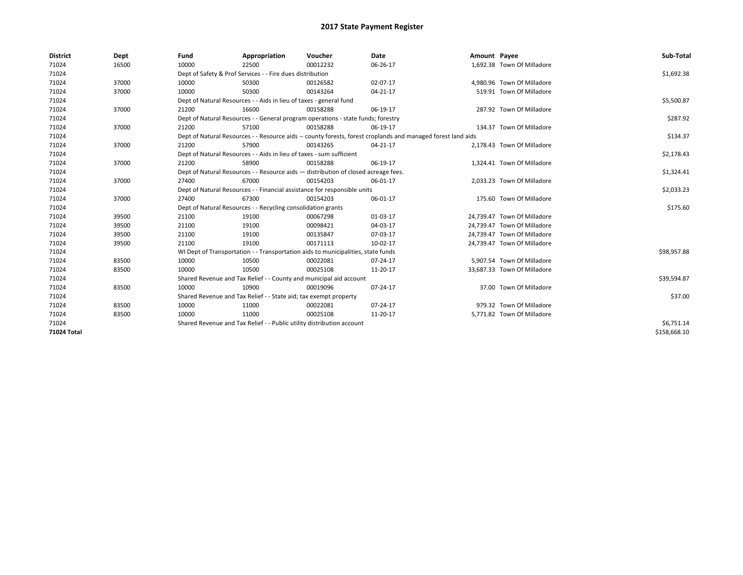## 2017 State Payment Register

| District | Dept | Fund | Appropriation | Voucher | Date | Amount | Payee | Sub-Total |
|---|---|---|---|---|---|---|---|---|
| 71024 | 16500 | 10000 | 22500 | 00012232 | 06-26-17 | 1,692.38 | Town Of Milladore | |
| 71024 | | Dept of Safety & Prof Services - - Fire dues distribution | | | | | | $1,692.38 |
| 71024 | 37000 | 10000 | 50300 | 00126582 | 02-07-17 | 4,980.96 | Town Of Milladore | |
| 71024 | 37000 | 10000 | 50300 | 00143264 | 04-21-17 | 519.91 | Town Of Milladore | |
| 71024 | | Dept of Natural Resources - - Aids in lieu of taxes - general fund | | | | | | $5,500.87 |
| 71024 | 37000 | 21200 | 16600 | 00158288 | 06-19-17 | 287.92 | Town Of Milladore | |
| 71024 | | Dept of Natural Resources - - General program operations - state funds; forestry | | | | | | $287.92 |
| 71024 | 37000 | 21200 | 57100 | 00158288 | 06-19-17 | 134.37 | Town Of Milladore | |
| 71024 | | Dept of Natural Resources - - Resource aids -- county forests, forest croplands and managed forest land aids | | | | | | $134.37 |
| 71024 | 37000 | 21200 | 57900 | 00143265 | 04-21-17 | 2,178.43 | Town Of Milladore | |
| 71024 | | Dept of Natural Resources - - Aids in lieu of taxes - sum sufficient | | | | | | $2,178.43 |
| 71024 | 37000 | 21200 | 58900 | 00158288 | 06-19-17 | 1,324.41 | Town Of Milladore | |
| 71024 | | Dept of Natural Resources - - Resource aids — distribution of closed acreage fees. | | | | | | $1,324.41 |
| 71024 | 37000 | 27400 | 67000 | 00154203 | 06-01-17 | 2,033.23 | Town Of Milladore | |
| 71024 | | Dept of Natural Resources - - Financial assistance for responsible units | | | | | | $2,033.23 |
| 71024 | 37000 | 27400 | 67300 | 00154203 | 06-01-17 | 175.60 | Town Of Milladore | |
| 71024 | | Dept of Natural Resources - - Recycling consolidation grants | | | | | | $175.60 |
| 71024 | 39500 | 21100 | 19100 | 00067298 | 01-03-17 | 24,739.47 | Town Of Milladore | |
| 71024 | 39500 | 21100 | 19100 | 00098421 | 04-03-17 | 24,739.47 | Town Of Milladore | |
| 71024 | 39500 | 21100 | 19100 | 00135847 | 07-03-17 | 24,739.47 | Town Of Milladore | |
| 71024 | 39500 | 21100 | 19100 | 00171113 | 10-02-17 | 24,739.47 | Town Of Milladore | |
| 71024 | | WI Dept of Transportation - - Transportation aids to municipalities, state funds | | | | | | $98,957.88 |
| 71024 | 83500 | 10000 | 10500 | 00022081 | 07-24-17 | 5,907.54 | Town Of Milladore | |
| 71024 | 83500 | 10000 | 10500 | 00025108 | 11-20-17 | 33,687.33 | Town Of Milladore | |
| 71024 | | Shared Revenue and Tax Relief - - County and municipal aid account | | | | | | $39,594.87 |
| 71024 | 83500 | 10000 | 10900 | 00019096 | 07-24-17 | 37.00 | Town Of Milladore | |
| 71024 | | Shared Revenue and Tax Relief - - State aid; tax exempt property | | | | | | $37.00 |
| 71024 | 83500 | 10000 | 11000 | 00022081 | 07-24-17 | 979.32 | Town Of Milladore | |
| 71024 | 83500 | 10000 | 11000 | 00025108 | 11-20-17 | 5,771.82 | Town Of Milladore | |
| 71024 | | Shared Revenue and Tax Relief - - Public utility distribution account | | | | | | $6,751.14 |
| **71024 Total** | | | | | | | | $158,668.10 |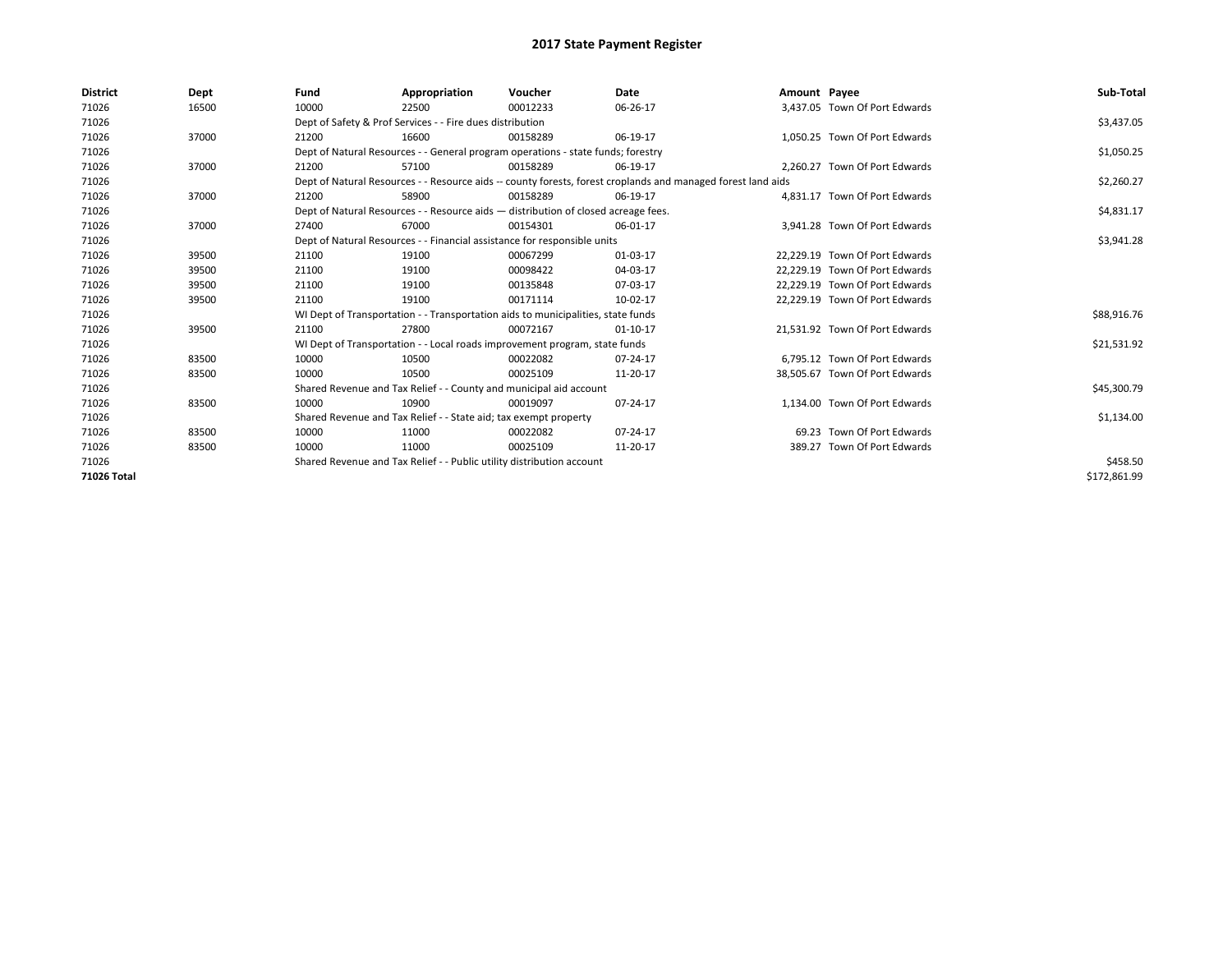# 2017 State Payment Register

| District | Dept | Fund | Appropriation | Voucher | Date | Amount | Payee | Sub-Total |
|---|---|---|---|---|---|---|---|---|
| 71026 | 16500 | 10000 | 22500 | 00012233 | 06-26-17 | 3,437.05 | Town Of Port Edwards | |
| 71026 | | Dept of Safety & Prof Services - - Fire dues distribution | | | | | | $3,437.05 |
| 71026 | 37000 | 21200 | 16600 | 00158289 | 06-19-17 | 1,050.25 | Town Of Port Edwards | |
| 71026 | | Dept of Natural Resources - - General program operations - state funds; forestry | | | | | | $1,050.25 |
| 71026 | 37000 | 21200 | 57100 | 00158289 | 06-19-17 | 2,260.27 | Town Of Port Edwards | |
| 71026 | | Dept of Natural Resources - - Resource aids -- county forests, forest croplands and managed forest land aids | | | | | | $2,260.27 |
| 71026 | 37000 | 21200 | 58900 | 00158289 | 06-19-17 | 4,831.17 | Town Of Port Edwards | |
| 71026 | | Dept of Natural Resources - - Resource aids — distribution of closed acreage fees. | | | | | | $4,831.17 |
| 71026 | 37000 | 27400 | 67000 | 00154301 | 06-01-17 | 3,941.28 | Town Of Port Edwards | |
| 71026 | | Dept of Natural Resources - - Financial assistance for responsible units | | | | | | $3,941.28 |
| 71026 | 39500 | 21100 | 19100 | 00067299 | 01-03-17 | 22,229.19 | Town Of Port Edwards | |
| 71026 | 39500 | 21100 | 19100 | 00098422 | 04-03-17 | 22,229.19 | Town Of Port Edwards | |
| 71026 | 39500 | 21100 | 19100 | 00135848 | 07-03-17 | 22,229.19 | Town Of Port Edwards | |
| 71026 | 39500 | 21100 | 19100 | 00171114 | 10-02-17 | 22,229.19 | Town Of Port Edwards | |
| 71026 | | WI Dept of Transportation - - Transportation aids to municipalities, state funds | | | | | | $88,916.76 |
| 71026 | 39500 | 21100 | 27800 | 00072167 | 01-10-17 | 21,531.92 | Town Of Port Edwards | |
| 71026 | | WI Dept of Transportation - - Local roads improvement program, state funds | | | | | | $21,531.92 |
| 71026 | 83500 | 10000 | 10500 | 00022082 | 07-24-17 | 6,795.12 | Town Of Port Edwards | |
| 71026 | 83500 | 10000 | 10500 | 00025109 | 11-20-17 | 38,505.67 | Town Of Port Edwards | |
| 71026 | | Shared Revenue and Tax Relief - - County and municipal aid account | | | | | | $45,300.79 |
| 71026 | 83500 | 10000 | 10900 | 00019097 | 07-24-17 | 1,134.00 | Town Of Port Edwards | |
| 71026 | | Shared Revenue and Tax Relief - - State aid; tax exempt property | | | | | | $1,134.00 |
| 71026 | 83500 | 10000 | 11000 | 00022082 | 07-24-17 | 69.23 | Town Of Port Edwards | |
| 71026 | 83500 | 10000 | 11000 | 00025109 | 11-20-17 | 389.27 | Town Of Port Edwards | |
| 71026 | | Shared Revenue and Tax Relief - - Public utility distribution account | | | | | | $458.50 |
| **71026 Total** | | | | | | | | $172,861.99 |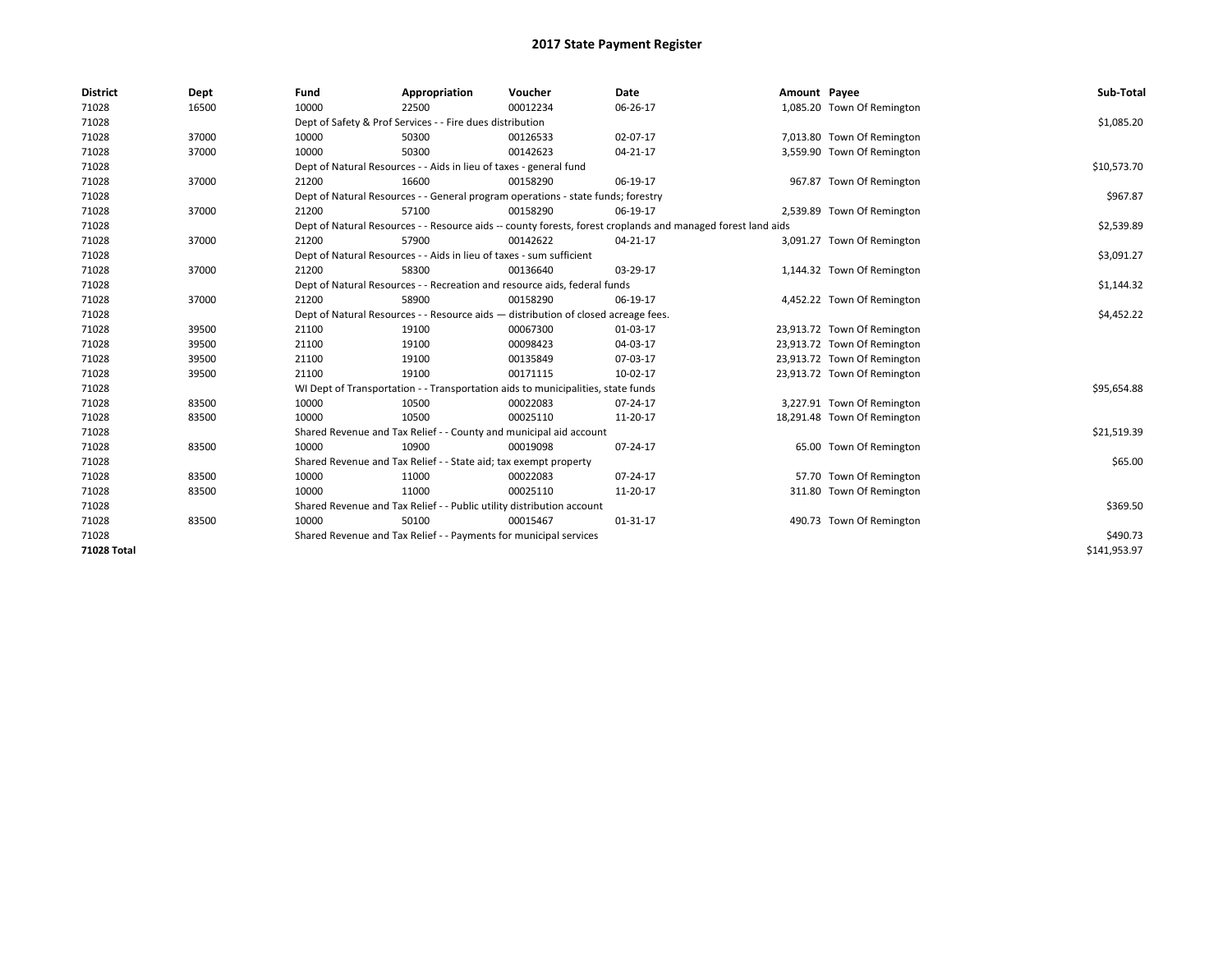# 2017 State Payment Register

| District | Dept | Fund | Appropriation | Voucher | Date | Amount | Payee | Sub-Total |
|---|---|---|---|---|---|---|---|---|
| 71028 | 16500 | 10000 | 22500 | 00012234 | 06-26-17 | 1,085.20 | Town Of Remington | |
| 71028 | | Dept of Safety & Prof Services - - Fire dues distribution | | | | | | $1,085.20 |
| 71028 | 37000 | 10000 | 50300 | 00126533 | 02-07-17 | 7,013.80 | Town Of Remington | |
| 71028 | 37000 | 10000 | 50300 | 00142623 | 04-21-17 | 3,559.90 | Town Of Remington | |
| 71028 | | Dept of Natural Resources - - Aids in lieu of taxes - general fund | | | | | | $10,573.70 |
| 71028 | 37000 | 21200 | 16600 | 00158290 | 06-19-17 | 967.87 | Town Of Remington | |
| 71028 | | Dept of Natural Resources - - General program operations - state funds; forestry | | | | | | $967.87 |
| 71028 | 37000 | 21200 | 57100 | 00158290 | 06-19-17 | 2,539.89 | Town Of Remington | |
| 71028 | | Dept of Natural Resources - - Resource aids -- county forests, forest croplands and managed forest land aids | | | | | | $2,539.89 |
| 71028 | 37000 | 21200 | 57900 | 00142622 | 04-21-17 | 3,091.27 | Town Of Remington | |
| 71028 | | Dept of Natural Resources - - Aids in lieu of taxes - sum sufficient | | | | | | $3,091.27 |
| 71028 | 37000 | 21200 | 58300 | 00136640 | 03-29-17 | 1,144.32 | Town Of Remington | |
| 71028 | | Dept of Natural Resources - - Recreation and resource aids, federal funds | | | | | | $1,144.32 |
| 71028 | 37000 | 21200 | 58900 | 00158290 | 06-19-17 | 4,452.22 | Town Of Remington | |
| 71028 | | Dept of Natural Resources - - Resource aids — distribution of closed acreage fees. | | | | | | $4,452.22 |
| 71028 | 39500 | 21100 | 19100 | 00067300 | 01-03-17 | 23,913.72 | Town Of Remington | |
| 71028 | 39500 | 21100 | 19100 | 00098423 | 04-03-17 | 23,913.72 | Town Of Remington | |
| 71028 | 39500 | 21100 | 19100 | 00135849 | 07-03-17 | 23,913.72 | Town Of Remington | |
| 71028 | 39500 | 21100 | 19100 | 00171115 | 10-02-17 | 23,913.72 | Town Of Remington | |
| 71028 | | WI Dept of Transportation - - Transportation aids to municipalities, state funds | | | | | | $95,654.88 |
| 71028 | 83500 | 10000 | 10500 | 00022083 | 07-24-17 | 3,227.91 | Town Of Remington | |
| 71028 | 83500 | 10000 | 10500 | 00025110 | 11-20-17 | 18,291.48 | Town Of Remington | |
| 71028 | | Shared Revenue and Tax Relief - - County and municipal aid account | | | | | | $21,519.39 |
| 71028 | 83500 | 10000 | 10900 | 00019098 | 07-24-17 | 65.00 | Town Of Remington | |
| 71028 | | Shared Revenue and Tax Relief - - State aid; tax exempt property | | | | | | $65.00 |
| 71028 | 83500 | 10000 | 11000 | 00022083 | 07-24-17 | 57.70 | Town Of Remington | |
| 71028 | 83500 | 10000 | 11000 | 00025110 | 11-20-17 | 311.80 | Town Of Remington | |
| 71028 | | Shared Revenue and Tax Relief - - Public utility distribution account | | | | | | $369.50 |
| 71028 | 83500 | 10000 | 50100 | 00015467 | 01-31-17 | 490.73 | Town Of Remington | |
| 71028 | | Shared Revenue and Tax Relief - - Payments for municipal services | | | | | | $490.73 |
| **71028 Total** | | | | | | | | $141,953.97 |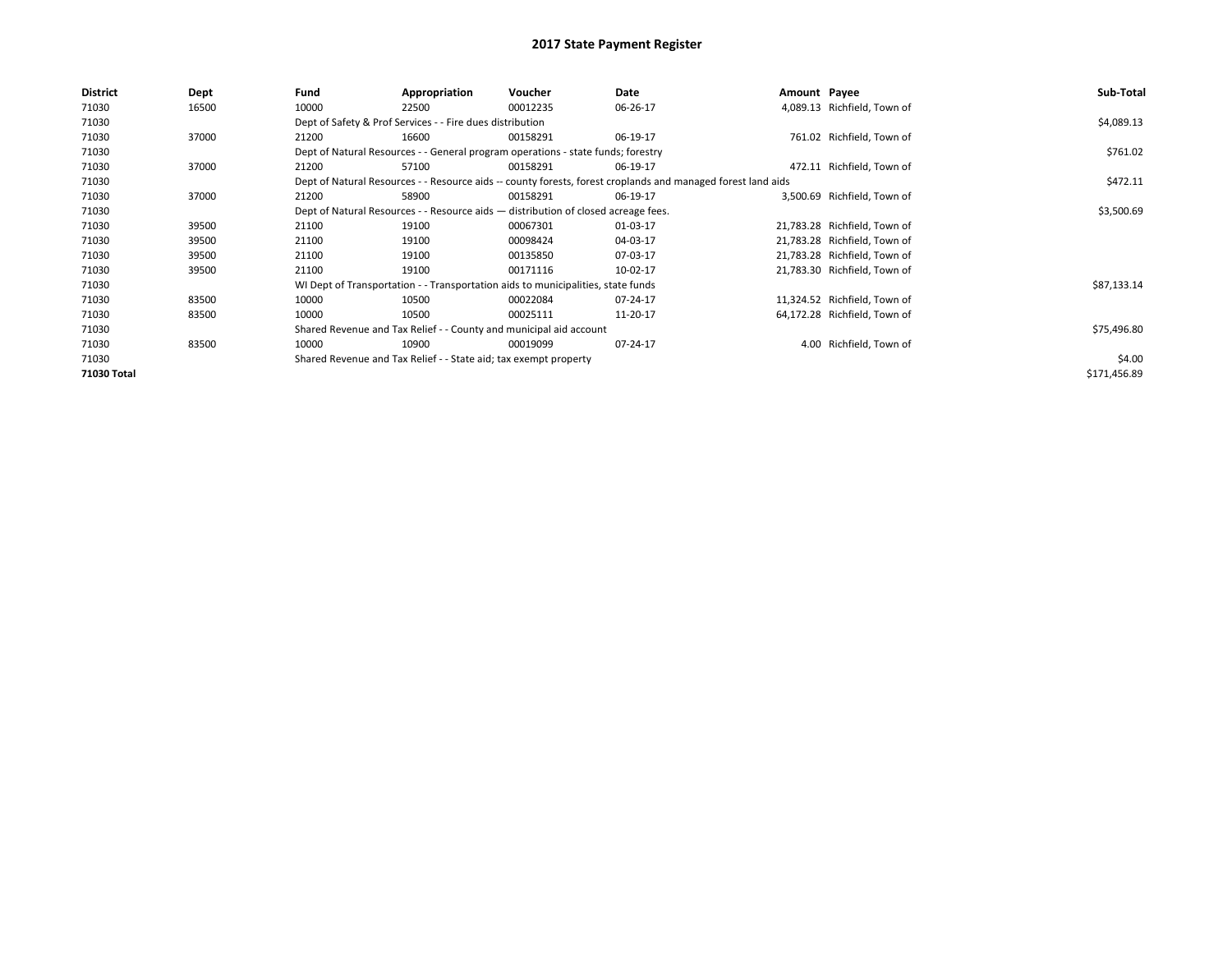# 2017 State Payment Register

| District | Dept | Fund | Appropriation | Voucher | Date | Amount | Payee | Sub-Total |
|---|---|---|---|---|---|---|---|---|
| 71030 | 16500 | 10000 | 22500 | 00012235 | 06-26-17 | 4,089.13 | Richfield, Town of | |
| 71030 | | Dept of Safety & Prof Services - - Fire dues distribution | | | | | | $4,089.13 |
| 71030 | 37000 | 21200 | 16600 | 00158291 | 06-19-17 | 761.02 | Richfield, Town of | |
| 71030 | | Dept of Natural Resources - - General program operations - state funds; forestry | | | | | | $761.02 |
| 71030 | 37000 | 21200 | 57100 | 00158291 | 06-19-17 | 472.11 | Richfield, Town of | |
| 71030 | | Dept of Natural Resources - - Resource aids -- county forests, forest croplands and managed forest land aids | | | | | | $472.11 |
| 71030 | 37000 | 21200 | 58900 | 00158291 | 06-19-17 | 3,500.69 | Richfield, Town of | |
| 71030 | | Dept of Natural Resources - - Resource aids — distribution of closed acreage fees. | | | | | | $3,500.69 |
| 71030 | 39500 | 21100 | 19100 | 00067301 | 01-03-17 | 21,783.28 | Richfield, Town of | |
| 71030 | 39500 | 21100 | 19100 | 00098424 | 04-03-17 | 21,783.28 | Richfield, Town of | |
| 71030 | 39500 | 21100 | 19100 | 00135850 | 07-03-17 | 21,783.28 | Richfield, Town of | |
| 71030 | 39500 | 21100 | 19100 | 00171116 | 10-02-17 | 21,783.30 | Richfield, Town of | |
| 71030 | | WI Dept of Transportation - - Transportation aids to municipalities, state funds | | | | | | $87,133.14 |
| 71030 | 83500 | 10000 | 10500 | 00022084 | 07-24-17 | 11,324.52 | Richfield, Town of | |
| 71030 | 83500 | 10000 | 10500 | 00025111 | 11-20-17 | 64,172.28 | Richfield, Town of | |
| 71030 | | Shared Revenue and Tax Relief - - County and municipal aid account | | | | | | $75,496.80 |
| 71030 | 83500 | 10000 | 10900 | 00019099 | 07-24-17 | 4.00 | Richfield, Town of | |
| 71030 | | Shared Revenue and Tax Relief - - State aid; tax exempt property | | | | | | $4.00 |
| **71030 Total** | | | | | | | | $171,456.89 |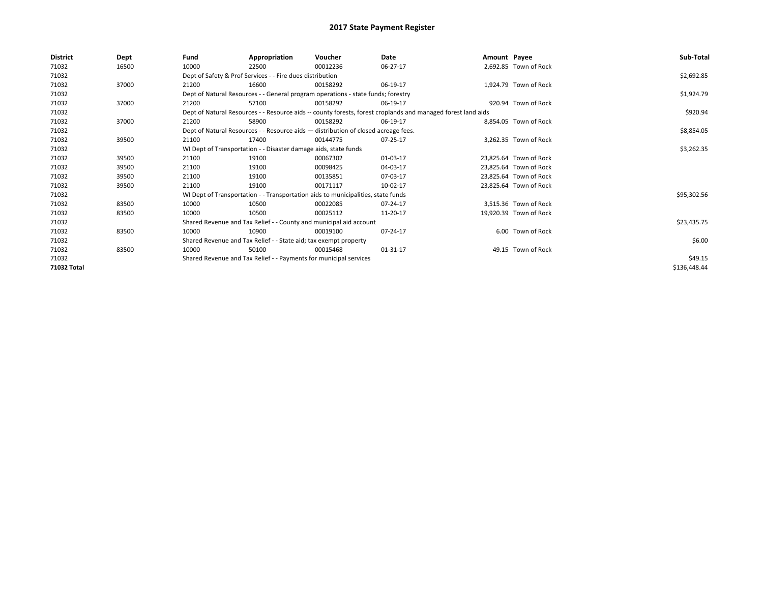# 2017 State Payment Register

| District | Dept | Fund | Appropriation | Voucher | Date | Amount | Payee | Sub-Total |
|---|---|---|---|---|---|---|---|---|
| 71032 | 16500 | 10000 | 22500 | 00012236 | 06-27-17 | 2,692.85 | Town of Rock | |
| 71032 | | Dept of Safety & Prof Services - - Fire dues distribution | | | | | | $2,692.85 |
| 71032 | 37000 | 21200 | 16600 | 00158292 | 06-19-17 | 1,924.79 | Town of Rock | |
| 71032 | | Dept of Natural Resources - - General program operations - state funds; forestry | | | | | | $1,924.79 |
| 71032 | 37000 | 21200 | 57100 | 00158292 | 06-19-17 | 920.94 | Town of Rock | |
| 71032 | | Dept of Natural Resources - - Resource aids -- county forests, forest croplands and managed forest land aids | | | | | | $920.94 |
| 71032 | 37000 | 21200 | 58900 | 00158292 | 06-19-17 | 8,854.05 | Town of Rock | |
| 71032 | | Dept of Natural Resources - - Resource aids — distribution of closed acreage fees. | | | | | | $8,854.05 |
| 71032 | 39500 | 21100 | 17400 | 00144775 | 07-25-17 | 3,262.35 | Town of Rock | |
| 71032 | | WI Dept of Transportation - - Disaster damage aids, state funds | | | | | | $3,262.35 |
| 71032 | 39500 | 21100 | 19100 | 00067302 | 01-03-17 | 23,825.64 | Town of Rock | |
| 71032 | 39500 | 21100 | 19100 | 00098425 | 04-03-17 | 23,825.64 | Town of Rock | |
| 71032 | 39500 | 21100 | 19100 | 00135851 | 07-03-17 | 23,825.64 | Town of Rock | |
| 71032 | 39500 | 21100 | 19100 | 00171117 | 10-02-17 | 23,825.64 | Town of Rock | |
| 71032 | | WI Dept of Transportation - - Transportation aids to municipalities, state funds | | | | | | $95,302.56 |
| 71032 | 83500 | 10000 | 10500 | 00022085 | 07-24-17 | 3,515.36 | Town of Rock | |
| 71032 | 83500 | 10000 | 10500 | 00025112 | 11-20-17 | 19,920.39 | Town of Rock | |
| 71032 | | Shared Revenue and Tax Relief - - County and municipal aid account | | | | | | $23,435.75 |
| 71032 | 83500 | 10000 | 10900 | 00019100 | 07-24-17 | 6.00 | Town of Rock | |
| 71032 | | Shared Revenue and Tax Relief - - State aid; tax exempt property | | | | | | $6.00 |
| 71032 | 83500 | 10000 | 50100 | 00015468 | 01-31-17 | 49.15 | Town of Rock | |
| 71032 | | Shared Revenue and Tax Relief - - Payments for municipal services | | | | | | $49.15 |
| **71032 Total** | | | | | | | | $136,448.44 |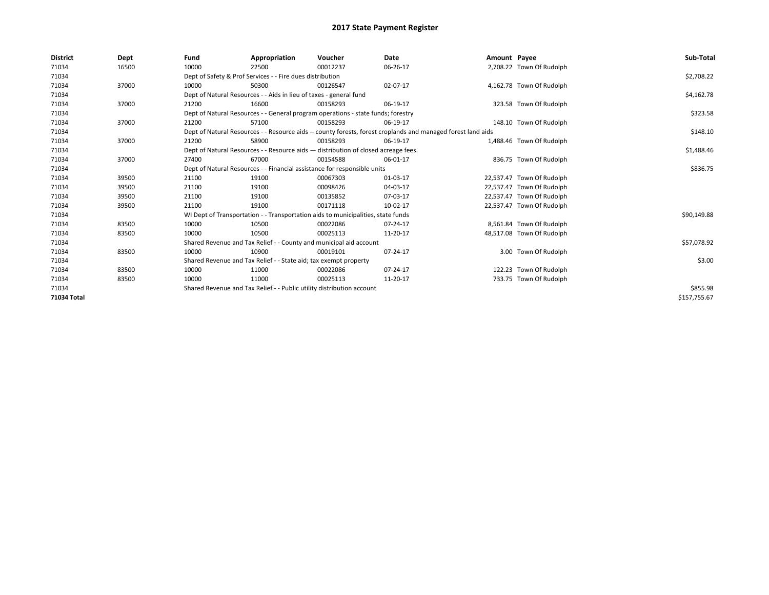# 2017 State Payment Register

| District | Dept | Fund | Appropriation | Voucher | Date | Amount | Payee | Sub-Total |
|---|---|---|---|---|---|---|---|---|
| 71034 | 16500 | 10000 | 22500 | 00012237 | 06-26-17 | 2,708.22 | Town Of Rudolph | |
| 71034 | | Dept of Safety & Prof Services - - Fire dues distribution | | | | | | $2,708.22 |
| 71034 | 37000 | 10000 | 50300 | 00126547 | 02-07-17 | 4,162.78 | Town Of Rudolph | |
| 71034 | | Dept of Natural Resources - - Aids in lieu of taxes - general fund | | | | | | $4,162.78 |
| 71034 | 37000 | 21200 | 16600 | 00158293 | 06-19-17 | 323.58 | Town Of Rudolph | |
| 71034 | | Dept of Natural Resources - - General program operations - state funds; forestry | | | | | | $323.58 |
| 71034 | 37000 | 21200 | 57100 | 00158293 | 06-19-17 | 148.10 | Town Of Rudolph | |
| 71034 | | Dept of Natural Resources - - Resource aids -- county forests, forest croplands and managed forest land aids | | | | | | $148.10 |
| 71034 | 37000 | 21200 | 58900 | 00158293 | 06-19-17 | 1,488.46 | Town Of Rudolph | |
| 71034 | | Dept of Natural Resources - - Resource aids — distribution of closed acreage fees. | | | | | | $1,488.46 |
| 71034 | 37000 | 27400 | 67000 | 00154588 | 06-01-17 | 836.75 | Town Of Rudolph | |
| 71034 | | Dept of Natural Resources - - Financial assistance for responsible units | | | | | | $836.75 |
| 71034 | 39500 | 21100 | 19100 | 00067303 | 01-03-17 | 22,537.47 | Town Of Rudolph | |
| 71034 | 39500 | 21100 | 19100 | 00098426 | 04-03-17 | 22,537.47 | Town Of Rudolph | |
| 71034 | 39500 | 21100 | 19100 | 00135852 | 07-03-17 | 22,537.47 | Town Of Rudolph | |
| 71034 | 39500 | 21100 | 19100 | 00171118 | 10-02-17 | 22,537.47 | Town Of Rudolph | |
| 71034 | | WI Dept of Transportation - - Transportation aids to municipalities, state funds | | | | | | $90,149.88 |
| 71034 | 83500 | 10000 | 10500 | 00022086 | 07-24-17 | 8,561.84 | Town Of Rudolph | |
| 71034 | 83500 | 10000 | 10500 | 00025113 | 11-20-17 | 48,517.08 | Town Of Rudolph | |
| 71034 | | Shared Revenue and Tax Relief - - County and municipal aid account | | | | | | $57,078.92 |
| 71034 | 83500 | 10000 | 10900 | 00019101 | 07-24-17 | 3.00 | Town Of Rudolph | |
| 71034 | | Shared Revenue and Tax Relief - - State aid; tax exempt property | | | | | | $3.00 |
| 71034 | 83500 | 10000 | 11000 | 00022086 | 07-24-17 | 122.23 | Town Of Rudolph | |
| 71034 | 83500 | 10000 | 11000 | 00025113 | 11-20-17 | 733.75 | Town Of Rudolph | |
| 71034 | | Shared Revenue and Tax Relief - - Public utility distribution account | | | | | | $855.98 |
| **71034 Total** | | | | | | | | $157,755.67 |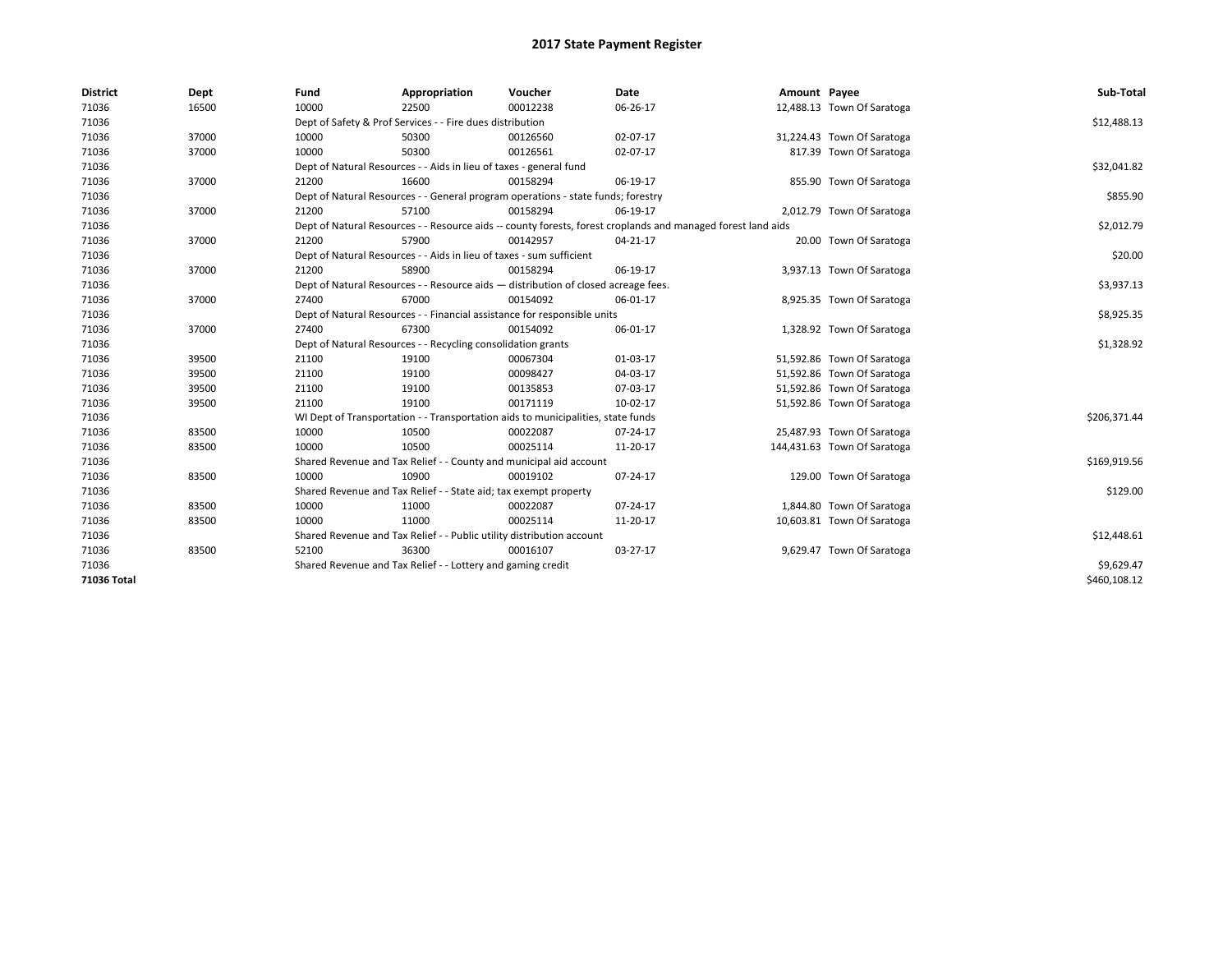# 2017 State Payment Register

| District | Dept | Fund | Appropriation | Voucher | Date | Amount | Payee | Sub-Total |
|---|---|---|---|---|---|---|---|---|
| 71036 | 16500 | 10000 | 22500 | 00012238 | 06-26-17 | 12,488.13 | Town Of Saratoga | |
| 71036 | | Dept of Safety & Prof Services - - Fire dues distribution | | | | | | $12,488.13 |
| 71036 | 37000 | 10000 | 50300 | 00126560 | 02-07-17 | 31,224.43 | Town Of Saratoga | |
| 71036 | 37000 | 10000 | 50300 | 00126561 | 02-07-17 | 817.39 | Town Of Saratoga | |
| 71036 | | Dept of Natural Resources - - Aids in lieu of taxes - general fund | | | | | | $32,041.82 |
| 71036 | 37000 | 21200 | 16600 | 00158294 | 06-19-17 | 855.90 | Town Of Saratoga | |
| 71036 | | Dept of Natural Resources - - General program operations - state funds; forestry | | | | | | $855.90 |
| 71036 | 37000 | 21200 | 57100 | 00158294 | 06-19-17 | 2,012.79 | Town Of Saratoga | |
| 71036 | | Dept of Natural Resources - - Resource aids -- county forests, forest croplands and managed forest land aids | | | | | | $2,012.79 |
| 71036 | 37000 | 21200 | 57900 | 00142957 | 04-21-17 | 20.00 | Town Of Saratoga | |
| 71036 | | Dept of Natural Resources - - Aids in lieu of taxes - sum sufficient | | | | | | $20.00 |
| 71036 | 37000 | 21200 | 58900 | 00158294 | 06-19-17 | 3,937.13 | Town Of Saratoga | |
| 71036 | | Dept of Natural Resources - - Resource aids — distribution of closed acreage fees. | | | | | | $3,937.13 |
| 71036 | 37000 | 27400 | 67000 | 00154092 | 06-01-17 | 8,925.35 | Town Of Saratoga | |
| 71036 | | Dept of Natural Resources - - Financial assistance for responsible units | | | | | | $8,925.35 |
| 71036 | 37000 | 27400 | 67300 | 00154092 | 06-01-17 | 1,328.92 | Town Of Saratoga | |
| 71036 | | Dept of Natural Resources - - Recycling consolidation grants | | | | | | $1,328.92 |
| 71036 | 39500 | 21100 | 19100 | 00067304 | 01-03-17 | 51,592.86 | Town Of Saratoga | |
| 71036 | 39500 | 21100 | 19100 | 00098427 | 04-03-17 | 51,592.86 | Town Of Saratoga | |
| 71036 | 39500 | 21100 | 19100 | 00135853 | 07-03-17 | 51,592.86 | Town Of Saratoga | |
| 71036 | 39500 | 21100 | 19100 | 00171119 | 10-02-17 | 51,592.86 | Town Of Saratoga | |
| 71036 | | WI Dept of Transportation - - Transportation aids to municipalities, state funds | | | | | | $206,371.44 |
| 71036 | 83500 | 10000 | 10500 | 00022087 | 07-24-17 | 25,487.93 | Town Of Saratoga | |
| 71036 | 83500 | 10000 | 10500 | 00025114 | 11-20-17 | 144,431.63 | Town Of Saratoga | |
| 71036 | | Shared Revenue and Tax Relief - - County and municipal aid account | | | | | | $169,919.56 |
| 71036 | 83500 | 10000 | 10900 | 00019102 | 07-24-17 | 129.00 | Town Of Saratoga | |
| 71036 | | Shared Revenue and Tax Relief - - State aid; tax exempt property | | | | | | $129.00 |
| 71036 | 83500 | 10000 | 11000 | 00022087 | 07-24-17 | 1,844.80 | Town Of Saratoga | |
| 71036 | 83500 | 10000 | 11000 | 00025114 | 11-20-17 | 10,603.81 | Town Of Saratoga | |
| 71036 | | Shared Revenue and Tax Relief - - Public utility distribution account | | | | | | $12,448.61 |
| 71036 | 83500 | 52100 | 36300 | 00016107 | 03-27-17 | 9,629.47 | Town Of Saratoga | |
| 71036 | | Shared Revenue and Tax Relief - - Lottery and gaming credit | | | | | | $9,629.47 |
| **71036 Total** | | | | | | | | $460,108.12 |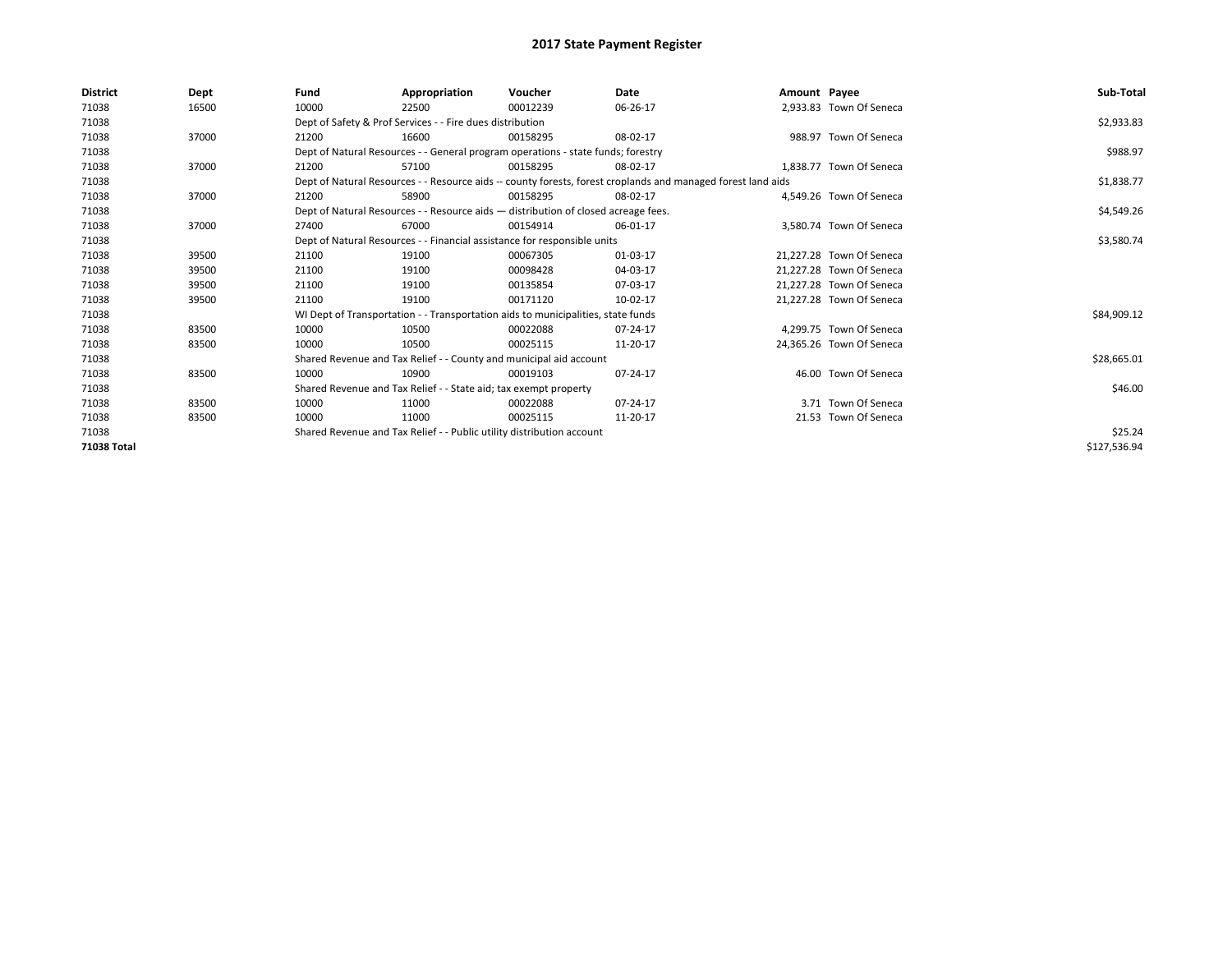# 2017 State Payment Register

| District | Dept | Fund | Appropriation | Voucher | Date | Amount | Payee | Sub-Total |
|---|---|---|---|---|---|---|---|---|
| 71038 | 16500 | 10000 | 22500 | 00012239 | 06-26-17 | 2,933.83 | Town Of Seneca | |
| 71038 | | Dept of Safety & Prof Services - - Fire dues distribution | | | | | | $2,933.83 |
| 71038 | 37000 | 21200 | 16600 | 00158295 | 08-02-17 | 988.97 | Town Of Seneca | |
| 71038 | | Dept of Natural Resources - - General program operations - state funds; forestry | | | | | | $988.97 |
| 71038 | 37000 | 21200 | 57100 | 00158295 | 08-02-17 | 1,838.77 | Town Of Seneca | |
| 71038 | | Dept of Natural Resources - - Resource aids -- county forests, forest croplands and managed forest land aids | | | | | | $1,838.77 |
| 71038 | 37000 | 21200 | 58900 | 00158295 | 08-02-17 | 4,549.26 | Town Of Seneca | |
| 71038 | | Dept of Natural Resources - - Resource aids — distribution of closed acreage fees. | | | | | | $4,549.26 |
| 71038 | 37000 | 27400 | 67000 | 00154914 | 06-01-17 | 3,580.74 | Town Of Seneca | |
| 71038 | | Dept of Natural Resources - - Financial assistance for responsible units | | | | | | $3,580.74 |
| 71038 | 39500 | 21100 | 19100 | 00067305 | 01-03-17 | 21,227.28 | Town Of Seneca | |
| 71038 | 39500 | 21100 | 19100 | 00098428 | 04-03-17 | 21,227.28 | Town Of Seneca | |
| 71038 | 39500 | 21100 | 19100 | 00135854 | 07-03-17 | 21,227.28 | Town Of Seneca | |
| 71038 | 39500 | 21100 | 19100 | 00171120 | 10-02-17 | 21,227.28 | Town Of Seneca | |
| 71038 | | WI Dept of Transportation - - Transportation aids to municipalities, state funds | | | | | | $84,909.12 |
| 71038 | 83500 | 10000 | 10500 | 00022088 | 07-24-17 | 4,299.75 | Town Of Seneca | |
| 71038 | 83500 | 10000 | 10500 | 00025115 | 11-20-17 | 24,365.26 | Town Of Seneca | |
| 71038 | | Shared Revenue and Tax Relief - - County and municipal aid account | | | | | | $28,665.01 |
| 71038 | 83500 | 10000 | 10900 | 00019103 | 07-24-17 | 46.00 | Town Of Seneca | |
| 71038 | | Shared Revenue and Tax Relief - - State aid; tax exempt property | | | | | | $46.00 |
| 71038 | 83500 | 10000 | 11000 | 00022088 | 07-24-17 | 3.71 | Town Of Seneca | |
| 71038 | 83500 | 10000 | 11000 | 00025115 | 11-20-17 | 21.53 | Town Of Seneca | |
| 71038 | | Shared Revenue and Tax Relief - - Public utility distribution account | | | | | | $25.24 |
| **71038 Total** | | | | | | | | $127,536.94 |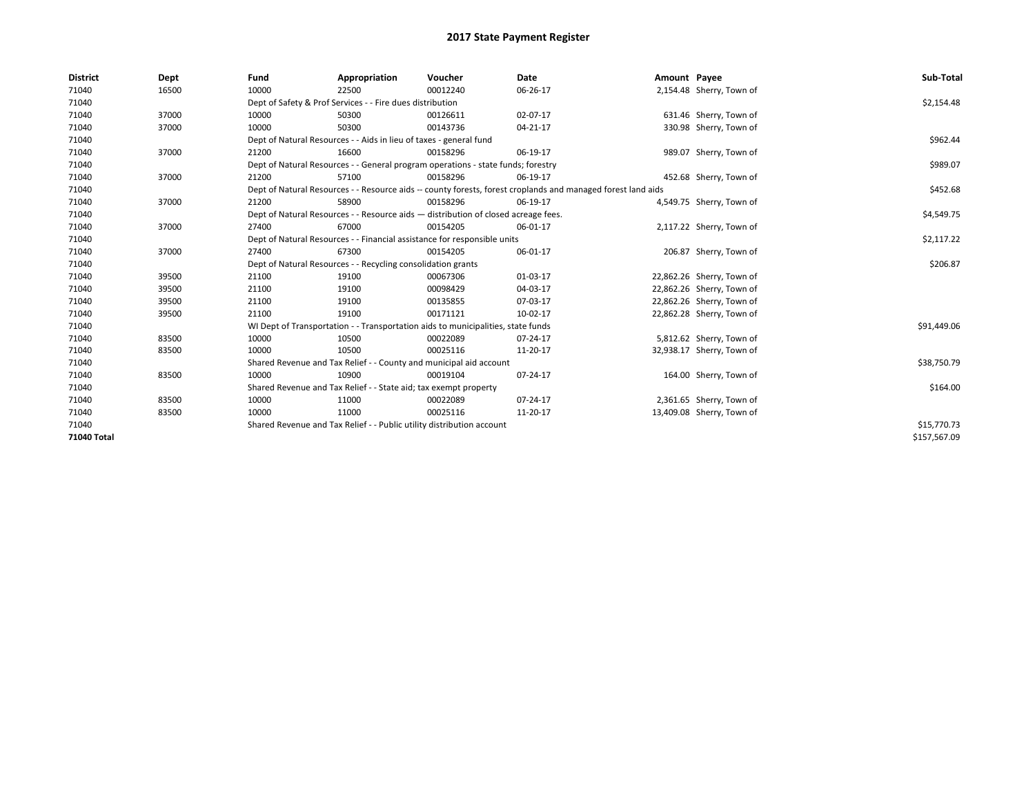# 2017 State Payment Register

| District | Dept | Fund | Appropriation | Voucher | Date | Amount | Payee | Sub-Total |
|---|---|---|---|---|---|---|---|---|
| 71040 | 16500 | 10000 | 22500 | 00012240 | 06-26-17 | 2,154.48 | Sherry, Town of | |
| 71040 | | Dept of Safety & Prof Services - - Fire dues distribution | | | | | | $2,154.48 |
| 71040 | 37000 | 10000 | 50300 | 00126611 | 02-07-17 | 631.46 | Sherry, Town of | |
| 71040 | 37000 | 10000 | 50300 | 00143736 | 04-21-17 | 330.98 | Sherry, Town of | |
| 71040 | | Dept of Natural Resources - - Aids in lieu of taxes - general fund | | | | | | $962.44 |
| 71040 | 37000 | 21200 | 16600 | 00158296 | 06-19-17 | 989.07 | Sherry, Town of | |
| 71040 | | Dept of Natural Resources - - General program operations - state funds; forestry | | | | | | $989.07 |
| 71040 | 37000 | 21200 | 57100 | 00158296 | 06-19-17 | 452.68 | Sherry, Town of | |
| 71040 | | Dept of Natural Resources - - Resource aids -- county forests, forest croplands and managed forest land aids | | | | | | $452.68 |
| 71040 | 37000 | 21200 | 58900 | 00158296 | 06-19-17 | 4,549.75 | Sherry, Town of | |
| 71040 | | Dept of Natural Resources - - Resource aids — distribution of closed acreage fees. | | | | | | $4,549.75 |
| 71040 | 37000 | 27400 | 67000 | 00154205 | 06-01-17 | 2,117.22 | Sherry, Town of | |
| 71040 | | Dept of Natural Resources - - Financial assistance for responsible units | | | | | | $2,117.22 |
| 71040 | 37000 | 27400 | 67300 | 00154205 | 06-01-17 | 206.87 | Sherry, Town of | |
| 71040 | | Dept of Natural Resources - - Recycling consolidation grants | | | | | | $206.87 |
| 71040 | 39500 | 21100 | 19100 | 00067306 | 01-03-17 | 22,862.26 | Sherry, Town of | |
| 71040 | 39500 | 21100 | 19100 | 00098429 | 04-03-17 | 22,862.26 | Sherry, Town of | |
| 71040 | 39500 | 21100 | 19100 | 00135855 | 07-03-17 | 22,862.26 | Sherry, Town of | |
| 71040 | 39500 | 21100 | 19100 | 00171121 | 10-02-17 | 22,862.28 | Sherry, Town of | |
| 71040 | | WI Dept of Transportation - - Transportation aids to municipalities, state funds | | | | | | $91,449.06 |
| 71040 | 83500 | 10000 | 10500 | 00022089 | 07-24-17 | 5,812.62 | Sherry, Town of | |
| 71040 | 83500 | 10000 | 10500 | 00025116 | 11-20-17 | 32,938.17 | Sherry, Town of | |
| 71040 | | Shared Revenue and Tax Relief - - County and municipal aid account | | | | | | $38,750.79 |
| 71040 | 83500 | 10000 | 10900 | 00019104 | 07-24-17 | 164.00 | Sherry, Town of | |
| 71040 | | Shared Revenue and Tax Relief - - State aid; tax exempt property | | | | | | $164.00 |
| 71040 | 83500 | 10000 | 11000 | 00022089 | 07-24-17 | 2,361.65 | Sherry, Town of | |
| 71040 | 83500 | 10000 | 11000 | 00025116 | 11-20-17 | 13,409.08 | Sherry, Town of | |
| 71040 | | Shared Revenue and Tax Relief - - Public utility distribution account | | | | | | $15,770.73 |
| **71040 Total** | | | | | | | | $157,567.09 |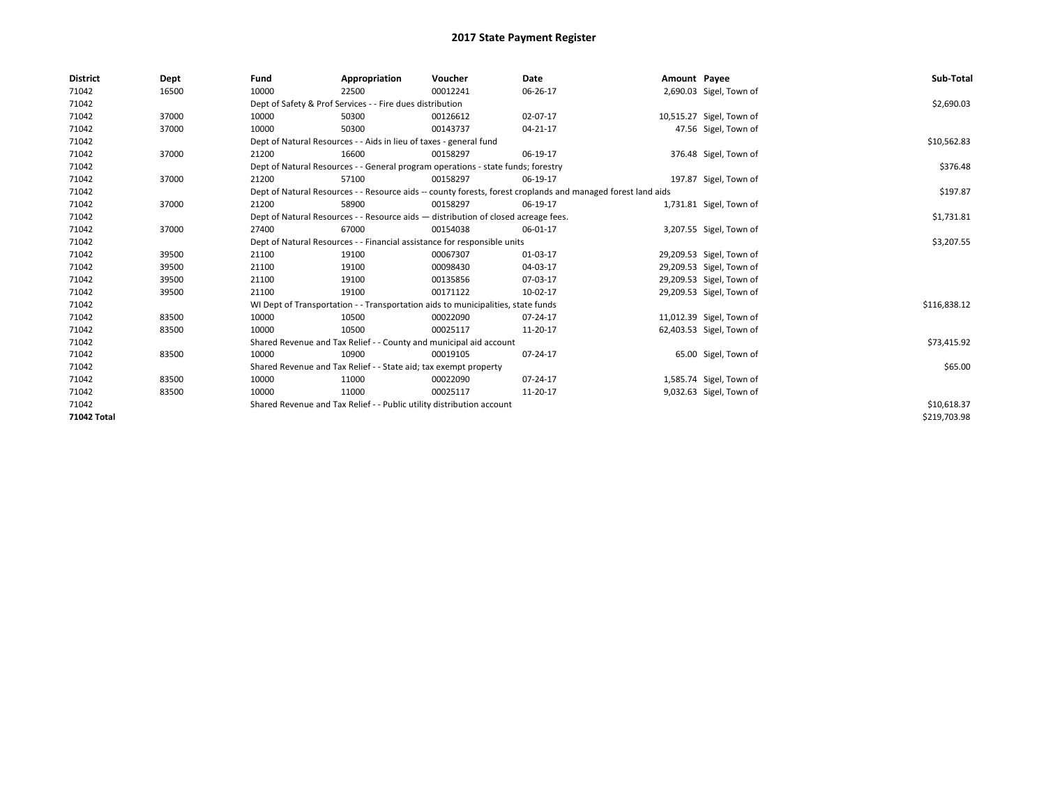# 2017 State Payment Register

| District | Dept | Fund | Appropriation | Voucher | Date | Amount | Payee | Sub-Total |
|---|---|---|---|---|---|---|---|---|
| 71042 | 16500 | 10000 | 22500 | 00012241 | 06-26-17 | 2,690.03 | Sigel, Town of | |
| 71042 | | Dept of Safety & Prof Services - - Fire dues distribution | | | | | | $2,690.03 |
| 71042 | 37000 | 10000 | 50300 | 00126612 | 02-07-17 | 10,515.27 | Sigel, Town of | |
| 71042 | 37000 | 10000 | 50300 | 00143737 | 04-21-17 | 47.56 | Sigel, Town of | |
| 71042 | | Dept of Natural Resources - - Aids in lieu of taxes - general fund | | | | | | $10,562.83 |
| 71042 | 37000 | 21200 | 16600 | 00158297 | 06-19-17 | 376.48 | Sigel, Town of | |
| 71042 | | Dept of Natural Resources - - General program operations - state funds; forestry | | | | | | $376.48 |
| 71042 | 37000 | 21200 | 57100 | 00158297 | 06-19-17 | 197.87 | Sigel, Town of | |
| 71042 | | Dept of Natural Resources - - Resource aids -- county forests, forest croplands and managed forest land aids | | | | | | $197.87 |
| 71042 | 37000 | 21200 | 58900 | 00158297 | 06-19-17 | 1,731.81 | Sigel, Town of | |
| 71042 | | Dept of Natural Resources - - Resource aids — distribution of closed acreage fees. | | | | | | $1,731.81 |
| 71042 | 37000 | 27400 | 67000 | 00154038 | 06-01-17 | 3,207.55 | Sigel, Town of | |
| 71042 | | Dept of Natural Resources - - Financial assistance for responsible units | | | | | | $3,207.55 |
| 71042 | 39500 | 21100 | 19100 | 00067307 | 01-03-17 | 29,209.53 | Sigel, Town of | |
| 71042 | 39500 | 21100 | 19100 | 00098430 | 04-03-17 | 29,209.53 | Sigel, Town of | |
| 71042 | 39500 | 21100 | 19100 | 00135856 | 07-03-17 | 29,209.53 | Sigel, Town of | |
| 71042 | 39500 | 21100 | 19100 | 00171122 | 10-02-17 | 29,209.53 | Sigel, Town of | |
| 71042 | | WI Dept of Transportation - - Transportation aids to municipalities, state funds | | | | | | $116,838.12 |
| 71042 | 83500 | 10000 | 10500 | 00022090 | 07-24-17 | 11,012.39 | Sigel, Town of | |
| 71042 | 83500 | 10000 | 10500 | 00025117 | 11-20-17 | 62,403.53 | Sigel, Town of | |
| 71042 | | Shared Revenue and Tax Relief - - County and municipal aid account | | | | | | $73,415.92 |
| 71042 | 83500 | 10000 | 10900 | 00019105 | 07-24-17 | 65.00 | Sigel, Town of | |
| 71042 | | Shared Revenue and Tax Relief - - State aid; tax exempt property | | | | | | $65.00 |
| 71042 | 83500 | 10000 | 11000 | 00022090 | 07-24-17 | 1,585.74 | Sigel, Town of | |
| 71042 | 83500 | 10000 | 11000 | 00025117 | 11-20-17 | 9,032.63 | Sigel, Town of | |
| 71042 | | Shared Revenue and Tax Relief - - Public utility distribution account | | | | | | $10,618.37 |
| **71042 Total** | | | | | | | | $219,703.98 |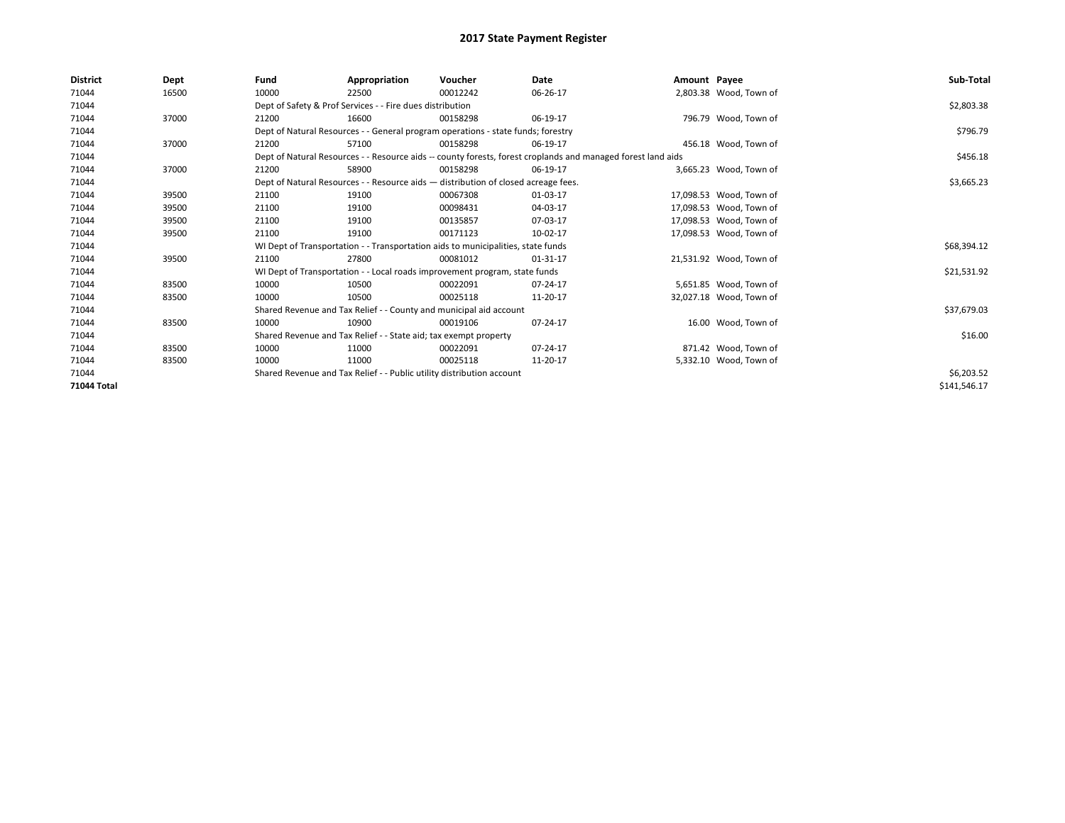# 2017 State Payment Register

| District | Dept | Fund | Appropriation | Voucher | Date | Amount | Payee | Sub-Total |
|---|---|---|---|---|---|---|---|---|
| 71044 | 16500 | 10000 | 22500 | 00012242 | 06-26-17 | 2,803.38 | Wood, Town of | |
| 71044 | | Dept of Safety & Prof Services - - Fire dues distribution | | | | | | $2,803.38 |
| 71044 | 37000 | 21200 | 16600 | 00158298 | 06-19-17 | 796.79 | Wood, Town of | |
| 71044 | | Dept of Natural Resources - - General program operations - state funds; forestry | | | | | | $796.79 |
| 71044 | 37000 | 21200 | 57100 | 00158298 | 06-19-17 | 456.18 | Wood, Town of | |
| 71044 | | Dept of Natural Resources - - Resource aids -- county forests, forest croplands and managed forest land aids | | | | | | $456.18 |
| 71044 | 37000 | 21200 | 58900 | 00158298 | 06-19-17 | 3,665.23 | Wood, Town of | |
| 71044 | | Dept of Natural Resources - - Resource aids — distribution of closed acreage fees. | | | | | | $3,665.23 |
| 71044 | 39500 | 21100 | 19100 | 00067308 | 01-03-17 | 17,098.53 | Wood, Town of | |
| 71044 | 39500 | 21100 | 19100 | 00098431 | 04-03-17 | 17,098.53 | Wood, Town of | |
| 71044 | 39500 | 21100 | 19100 | 00135857 | 07-03-17 | 17,098.53 | Wood, Town of | |
| 71044 | 39500 | 21100 | 19100 | 00171123 | 10-02-17 | 17,098.53 | Wood, Town of | |
| 71044 | | WI Dept of Transportation - - Transportation aids to municipalities, state funds | | | | | | $68,394.12 |
| 71044 | 39500 | 21100 | 27800 | 00081012 | 01-31-17 | 21,531.92 | Wood, Town of | |
| 71044 | | WI Dept of Transportation - - Local roads improvement program, state funds | | | | | | $21,531.92 |
| 71044 | 83500 | 10000 | 10500 | 00022091 | 07-24-17 | 5,651.85 | Wood, Town of | |
| 71044 | 83500 | 10000 | 10500 | 00025118 | 11-20-17 | 32,027.18 | Wood, Town of | |
| 71044 | | Shared Revenue and Tax Relief - - County and municipal aid account | | | | | | $37,679.03 |
| 71044 | 83500 | 10000 | 10900 | 00019106 | 07-24-17 | 16.00 | Wood, Town of | |
| 71044 | | Shared Revenue and Tax Relief - - State aid; tax exempt property | | | | | | $16.00 |
| 71044 | 83500 | 10000 | 11000 | 00022091 | 07-24-17 | 871.42 | Wood, Town of | |
| 71044 | 83500 | 10000 | 11000 | 00025118 | 11-20-17 | 5,332.10 | Wood, Town of | |
| 71044 | | Shared Revenue and Tax Relief - - Public utility distribution account | | | | | | $6,203.52 |
| **71044 Total** | | | | | | | | $141,546.17 |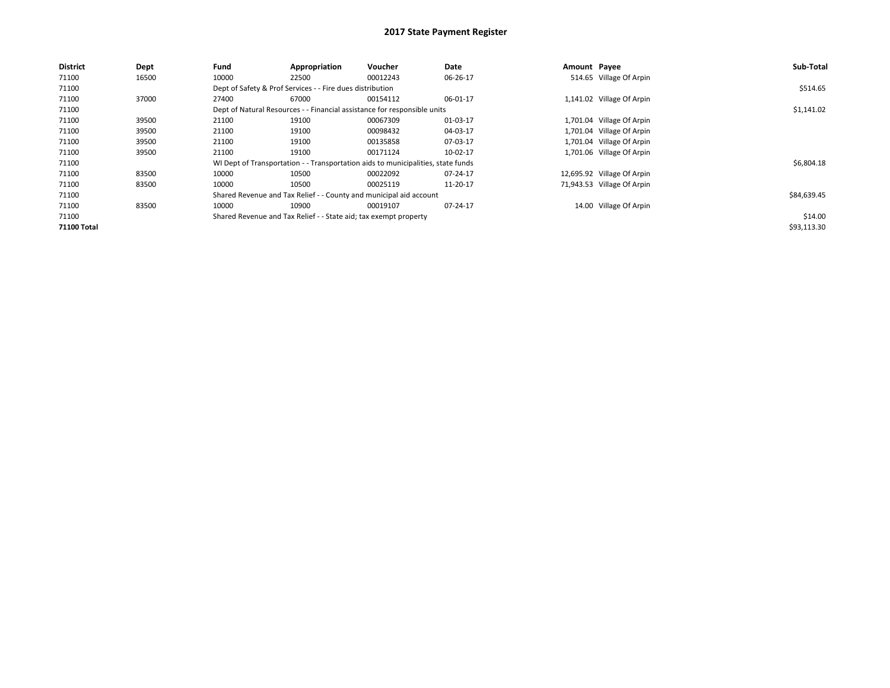# 2017 State Payment Register

| District | Dept | Fund | Appropriation | Voucher | Date | Amount | Payee | Sub-Total |
|---|---|---|---|---|---|---|---|---|
| 71100 | 16500 | 10000 | 22500 | 00012243 | 06-26-17 | 514.65 | Village Of Arpin | |
| 71100 | | Dept of Safety & Prof Services - - Fire dues distribution | | | | | | $514.65 |
| 71100 | 37000 | 27400 | 67000 | 00154112 | 06-01-17 | 1,141.02 | Village Of Arpin | |
| 71100 | | Dept of Natural Resources - - Financial assistance for responsible units | | | | | | $1,141.02 |
| 71100 | 39500 | 21100 | 19100 | 00067309 | 01-03-17 | 1,701.04 | Village Of Arpin | |
| 71100 | 39500 | 21100 | 19100 | 00098432 | 04-03-17 | 1,701.04 | Village Of Arpin | |
| 71100 | 39500 | 21100 | 19100 | 00135858 | 07-03-17 | 1,701.04 | Village Of Arpin | |
| 71100 | 39500 | 21100 | 19100 | 00171124 | 10-02-17 | 1,701.06 | Village Of Arpin | |
| 71100 | | WI Dept of Transportation - - Transportation aids to municipalities, state funds | | | | | | $6,804.18 |
| 71100 | 83500 | 10000 | 10500 | 00022092 | 07-24-17 | 12,695.92 | Village Of Arpin | |
| 71100 | 83500 | 10000 | 10500 | 00025119 | 11-20-17 | 71,943.53 | Village Of Arpin | |
| 71100 | | Shared Revenue and Tax Relief - - County and municipal aid account | | | | | | $84,639.45 |
| 71100 | 83500 | 10000 | 10900 | 00019107 | 07-24-17 | 14.00 | Village Of Arpin | |
| 71100 | | Shared Revenue and Tax Relief - - State aid; tax exempt property | | | | | | $14.00 |
| **71100 Total** | | | | | | | | $93,113.30 |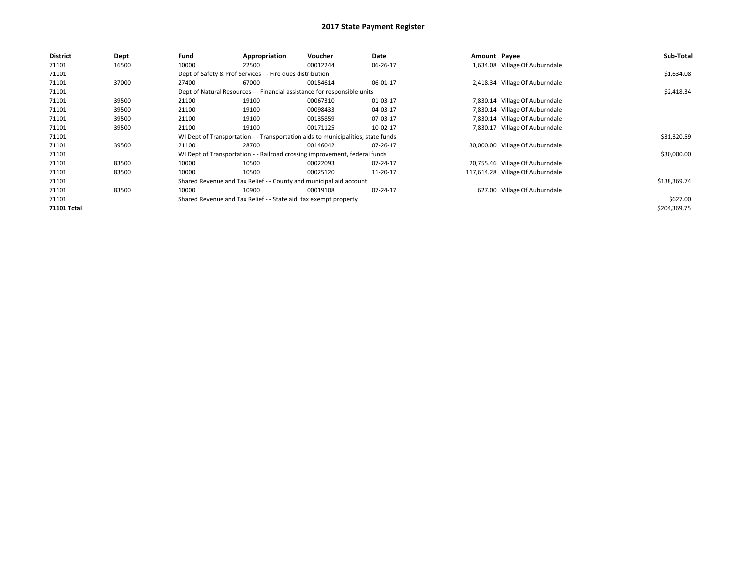## 2017 State Payment Register

| District | Dept | Fund | Appropriation | Voucher | Date | Amount | Payee | Sub-Total |
|---|---|---|---|---|---|---|---|---|
| 71101 | 16500 | 10000 | 22500 | 00012244 | 06-26-17 | 1,634.08 | Village Of Auburndale | |
| 71101 | | Dept of Safety & Prof Services - - Fire dues distribution | | | | | | $1,634.08 |
| 71101 | 37000 | 27400 | 67000 | 00154614 | 06-01-17 | 2,418.34 | Village Of Auburndale | |
| 71101 | | Dept of Natural Resources - - Financial assistance for responsible units | | | | | | $2,418.34 |
| 71101 | 39500 | 21100 | 19100 | 00067310 | 01-03-17 | 7,830.14 | Village Of Auburndale | |
| 71101 | 39500 | 21100 | 19100 | 00098433 | 04-03-17 | 7,830.14 | Village Of Auburndale | |
| 71101 | 39500 | 21100 | 19100 | 00135859 | 07-03-17 | 7,830.14 | Village Of Auburndale | |
| 71101 | 39500 | 21100 | 19100 | 00171125 | 10-02-17 | 7,830.17 | Village Of Auburndale | |
| 71101 | | WI Dept of Transportation - - Transportation aids to municipalities, state funds | | | | | | $31,320.59 |
| 71101 | 39500 | 21100 | 28700 | 00146042 | 07-26-17 | 30,000.00 | Village Of Auburndale | |
| 71101 | | WI Dept of Transportation - - Railroad crossing improvement, federal funds | | | | | | $30,000.00 |
| 71101 | 83500 | 10000 | 10500 | 00022093 | 07-24-17 | 20,755.46 | Village Of Auburndale | |
| 71101 | 83500 | 10000 | 10500 | 00025120 | 11-20-17 | 117,614.28 | Village Of Auburndale | |
| 71101 | | Shared Revenue and Tax Relief - - County and municipal aid account | | | | | | $138,369.74 |
| 71101 | 83500 | 10000 | 10900 | 00019108 | 07-24-17 | 627.00 | Village Of Auburndale | |
| 71101 | | Shared Revenue and Tax Relief - - State aid; tax exempt property | | | | | | $627.00 |
| **71101 Total** | | | | | | | | $204,369.75 |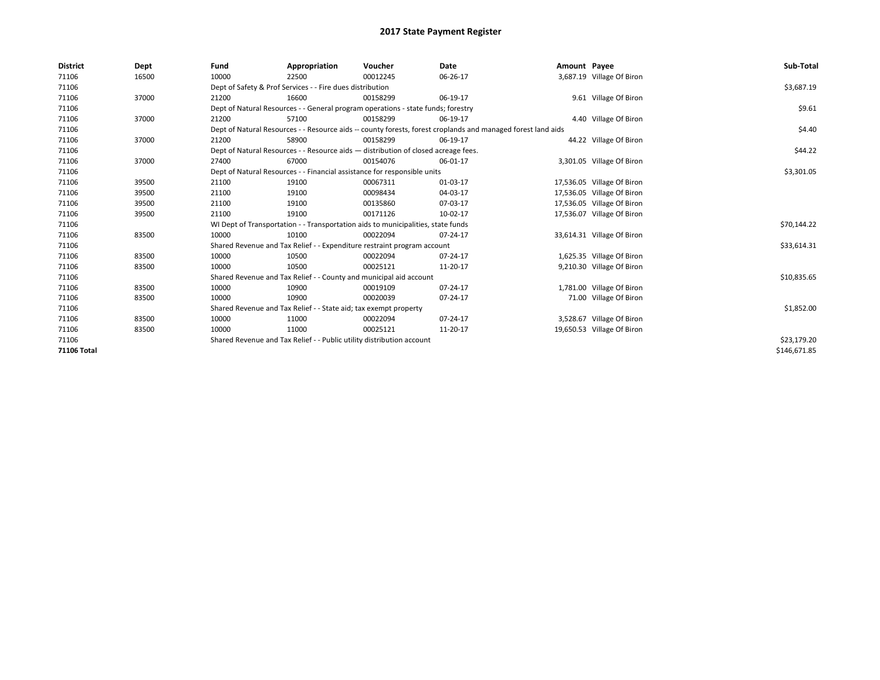# 2017 State Payment Register

| District | Dept | Fund | Appropriation | Voucher | Date | Amount | Payee | Sub-Total |
|---|---|---|---|---|---|---|---|---|
| 71106 | 16500 | 10000 | 22500 | 00012245 | 06-26-17 | 3,687.19 | Village Of Biron | |
| 71106 | | Dept of Safety & Prof Services - - Fire dues distribution | | | | | | $3,687.19 |
| 71106 | 37000 | 21200 | 16600 | 00158299 | 06-19-17 | 9.61 | Village Of Biron | |
| 71106 | | Dept of Natural Resources - - General program operations - state funds; forestry | | | | | | $9.61 |
| 71106 | 37000 | 21200 | 57100 | 00158299 | 06-19-17 | 4.40 | Village Of Biron | |
| 71106 | | Dept of Natural Resources - - Resource aids -- county forests, forest croplands and managed forest land aids | | | | | | $4.40 |
| 71106 | 37000 | 21200 | 58900 | 00158299 | 06-19-17 | 44.22 | Village Of Biron | |
| 71106 | | Dept of Natural Resources - - Resource aids — distribution of closed acreage fees. | | | | | | $44.22 |
| 71106 | 37000 | 27400 | 67000 | 00154076 | 06-01-17 | 3,301.05 | Village Of Biron | |
| 71106 | | Dept of Natural Resources - - Financial assistance for responsible units | | | | | | $3,301.05 |
| 71106 | 39500 | 21100 | 19100 | 00067311 | 01-03-17 | 17,536.05 | Village Of Biron | |
| 71106 | 39500 | 21100 | 19100 | 00098434 | 04-03-17 | 17,536.05 | Village Of Biron | |
| 71106 | 39500 | 21100 | 19100 | 00135860 | 07-03-17 | 17,536.05 | Village Of Biron | |
| 71106 | 39500 | 21100 | 19100 | 00171126 | 10-02-17 | 17,536.07 | Village Of Biron | |
| 71106 | | WI Dept of Transportation - - Transportation aids to municipalities, state funds | | | | | | $70,144.22 |
| 71106 | 83500 | 10000 | 10100 | 00022094 | 07-24-17 | 33,614.31 | Village Of Biron | |
| 71106 | | Shared Revenue and Tax Relief - - Expenditure restraint program account | | | | | | $33,614.31 |
| 71106 | 83500 | 10000 | 10500 | 00022094 | 07-24-17 | 1,625.35 | Village Of Biron | |
| 71106 | 83500 | 10000 | 10500 | 00025121 | 11-20-17 | 9,210.30 | Village Of Biron | |
| 71106 | | Shared Revenue and Tax Relief - - County and municipal aid account | | | | | | $10,835.65 |
| 71106 | 83500 | 10000 | 10900 | 00019109 | 07-24-17 | 1,781.00 | Village Of Biron | |
| 71106 | 83500 | 10000 | 10900 | 00020039 | 07-24-17 | 71.00 | Village Of Biron | |
| 71106 | | Shared Revenue and Tax Relief - - State aid; tax exempt property | | | | | | $1,852.00 |
| 71106 | 83500 | 10000 | 11000 | 00022094 | 07-24-17 | 3,528.67 | Village Of Biron | |
| 71106 | 83500 | 10000 | 11000 | 00025121 | 11-20-17 | 19,650.53 | Village Of Biron | |
| 71106 | | Shared Revenue and Tax Relief - - Public utility distribution account | | | | | | $23,179.20 |
| **71106 Total** | | | | | | | | $146,671.85 |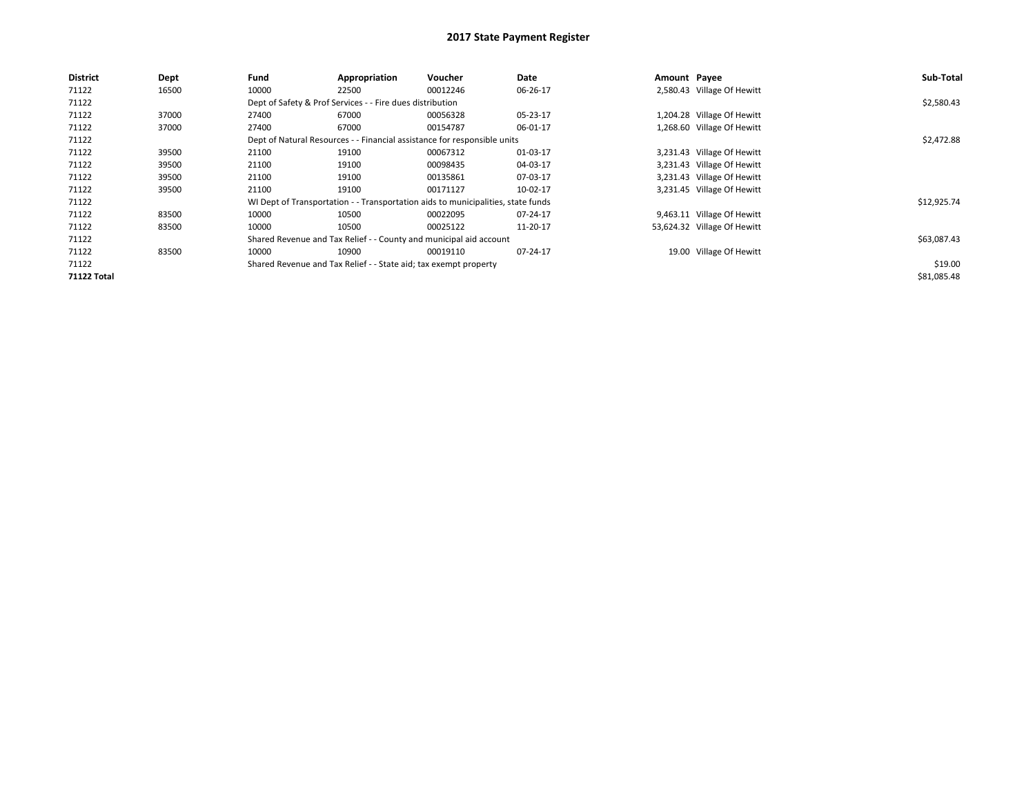# 2017 State Payment Register

| District | Dept | Fund | Appropriation | Voucher | Date | Amount | Payee | Sub-Total |
|---|---|---|---|---|---|---|---|---|
| 71122 | 16500 | 10000 | 22500 | 00012246 | 06-26-17 | 2,580.43 | Village Of Hewitt | |
| 71122 | | Dept of Safety & Prof Services - - Fire dues distribution | | | | | | $2,580.43 |
| 71122 | 37000 | 27400 | 67000 | 00056328 | 05-23-17 | 1,204.28 | Village Of Hewitt | |
| 71122 | 37000 | 27400 | 67000 | 00154787 | 06-01-17 | 1,268.60 | Village Of Hewitt | |
| 71122 | | Dept of Natural Resources - - Financial assistance for responsible units | | | | | | $2,472.88 |
| 71122 | 39500 | 21100 | 19100 | 00067312 | 01-03-17 | 3,231.43 | Village Of Hewitt | |
| 71122 | 39500 | 21100 | 19100 | 00098435 | 04-03-17 | 3,231.43 | Village Of Hewitt | |
| 71122 | 39500 | 21100 | 19100 | 00135861 | 07-03-17 | 3,231.43 | Village Of Hewitt | |
| 71122 | 39500 | 21100 | 19100 | 00171127 | 10-02-17 | 3,231.45 | Village Of Hewitt | |
| 71122 | | WI Dept of Transportation - - Transportation aids to municipalities, state funds | | | | | | $12,925.74 |
| 71122 | 83500 | 10000 | 10500 | 00022095 | 07-24-17 | 9,463.11 | Village Of Hewitt | |
| 71122 | 83500 | 10000 | 10500 | 00025122 | 11-20-17 | 53,624.32 | Village Of Hewitt | |
| 71122 | | Shared Revenue and Tax Relief - - County and municipal aid account | | | | | | $63,087.43 |
| 71122 | 83500 | 10000 | 10900 | 00019110 | 07-24-17 | 19.00 | Village Of Hewitt | |
| 71122 | | Shared Revenue and Tax Relief - - State aid; tax exempt property | | | | | | $19.00 |
| **71122 Total** | | | | | | | | $81,085.48 |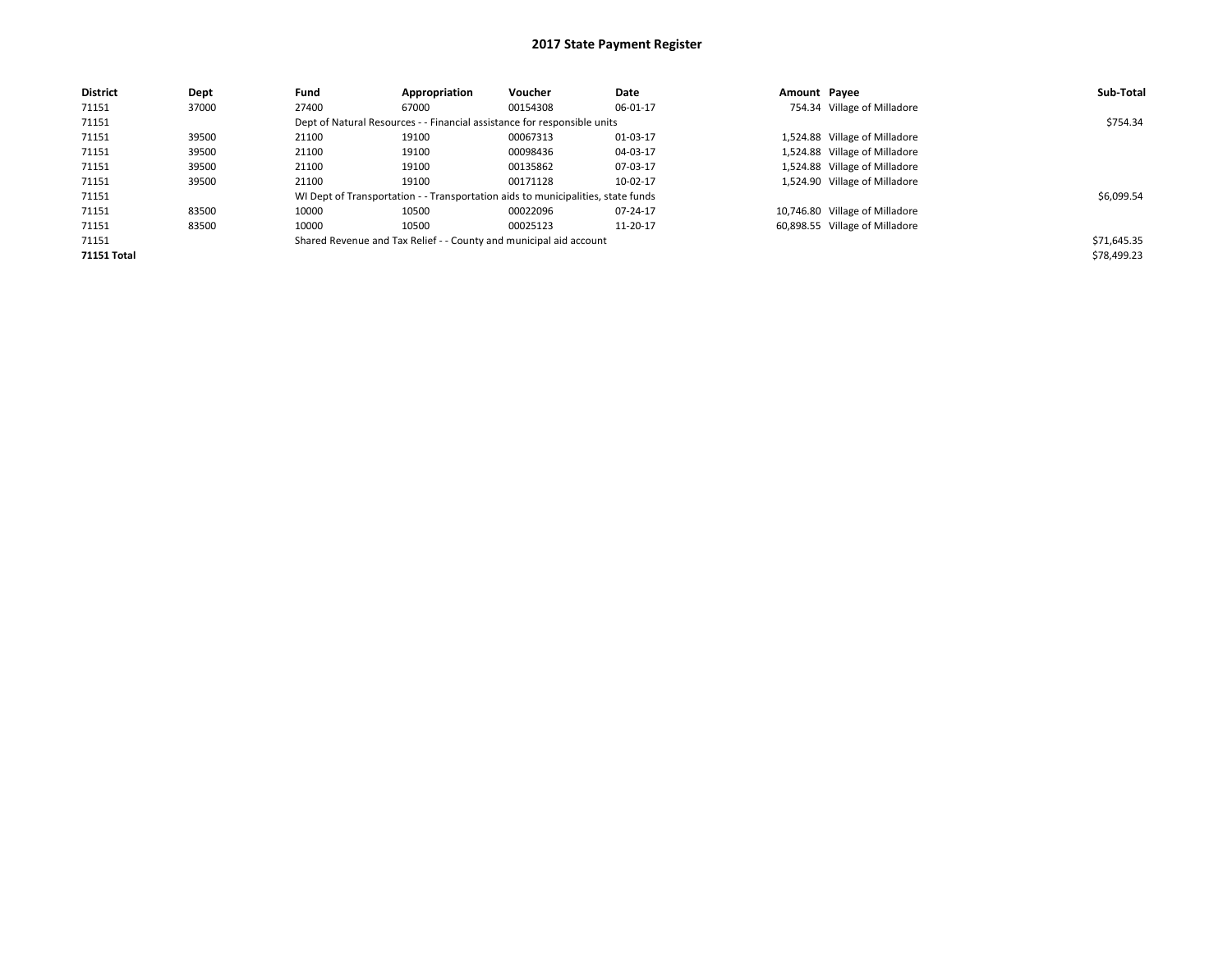# 2017 State Payment Register

| District | Dept | Fund | Appropriation | Voucher | Date | Amount | Payee | Sub-Total |
|---|---|---|---|---|---|---|---|---|
| 71151 | 37000 | 27400 | 67000 | 00154308 | 06-01-17 | 754.34 | Village of Milladore | |
| 71151 | | Dept of Natural Resources - - Financial assistance for responsible units | | | | | | $754.34 |
| 71151 | 39500 | 21100 | 19100 | 00067313 | 01-03-17 | 1,524.88 | Village of Milladore | |
| 71151 | 39500 | 21100 | 19100 | 00098436 | 04-03-17 | 1,524.88 | Village of Milladore | |
| 71151 | 39500 | 21100 | 19100 | 00135862 | 07-03-17 | 1,524.88 | Village of Milladore | |
| 71151 | 39500 | 21100 | 19100 | 00171128 | 10-02-17 | 1,524.90 | Village of Milladore | |
| 71151 | | WI Dept of Transportation - - Transportation aids to municipalities, state funds | | | | | | $6,099.54 |
| 71151 | 83500 | 10000 | 10500 | 00022096 | 07-24-17 | 10,746.80 | Village of Milladore | |
| 71151 | 83500 | 10000 | 10500 | 00025123 | 11-20-17 | 60,898.55 | Village of Milladore | |
| 71151 | | Shared Revenue and Tax Relief - - County and municipal aid account | | | | | | $71,645.35 |
| **71151 Total** | | | | | | | | $78,499.23 |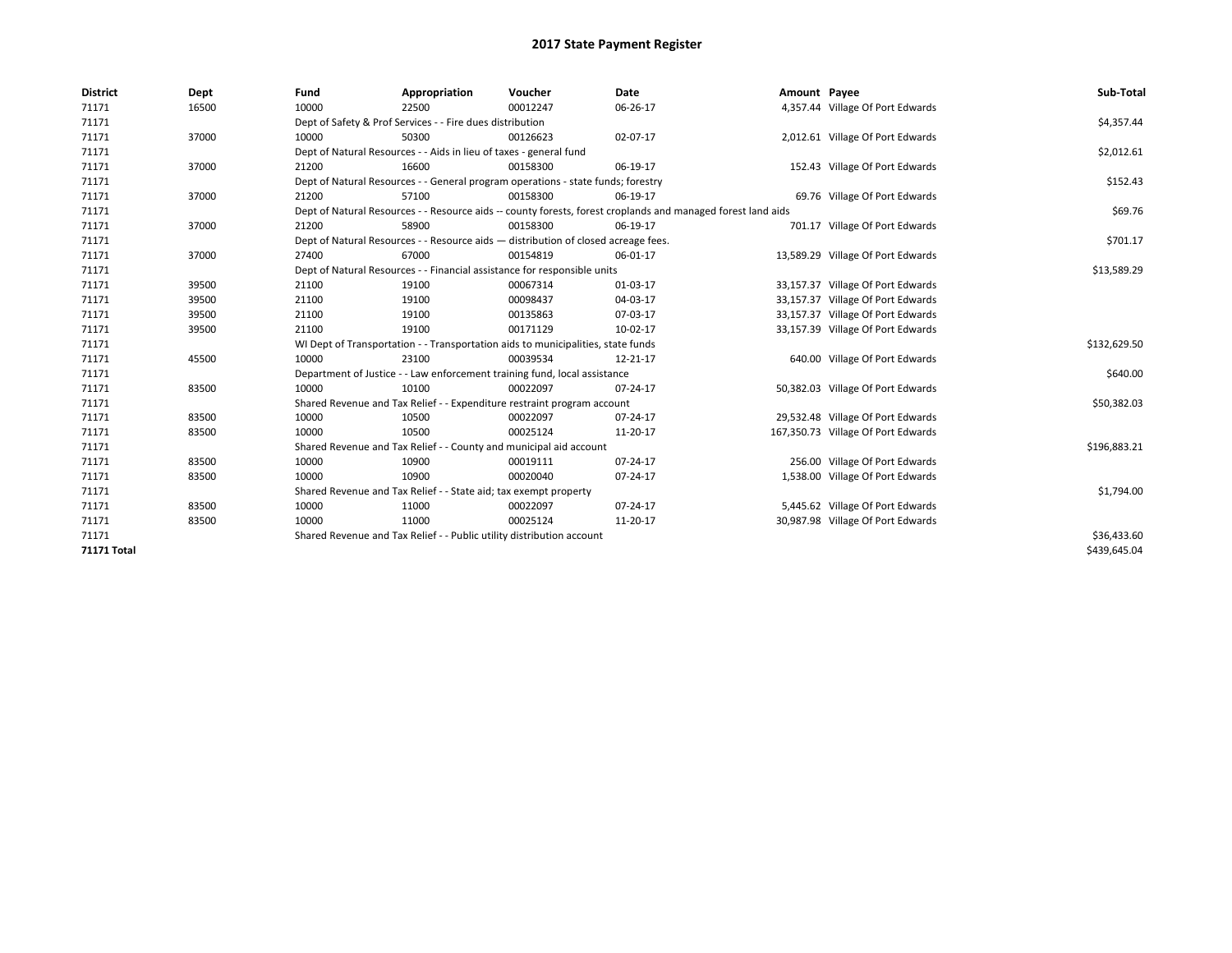# 2017 State Payment Register

| District | Dept | Fund | Appropriation | Voucher | Date | Amount | Payee | Sub-Total |
|---|---|---|---|---|---|---|---|---|
| 71171 | 16500 | 10000 | 22500 | 00012247 | 06-26-17 | 4,357.44 | Village Of Port Edwards | |
| 71171 | | Dept of Safety & Prof Services - - Fire dues distribution | | | | | | $4,357.44 |
| 71171 | 37000 | 10000 | 50300 | 00126623 | 02-07-17 | 2,012.61 | Village Of Port Edwards | |
| 71171 | | Dept of Natural Resources - - Aids in lieu of taxes - general fund | | | | | | $2,012.61 |
| 71171 | 37000 | 21200 | 16600 | 00158300 | 06-19-17 | 152.43 | Village Of Port Edwards | |
| 71171 | | Dept of Natural Resources - - General program operations - state funds; forestry | | | | | | $152.43 |
| 71171 | 37000 | 21200 | 57100 | 00158300 | 06-19-17 | 69.76 | Village Of Port Edwards | |
| 71171 | | Dept of Natural Resources - - Resource aids -- county forests, forest croplands and managed forest land aids | | | | | | $69.76 |
| 71171 | 37000 | 21200 | 58900 | 00158300 | 06-19-17 | 701.17 | Village Of Port Edwards | |
| 71171 | | Dept of Natural Resources - - Resource aids — distribution of closed acreage fees. | | | | | | $701.17 |
| 71171 | 37000 | 27400 | 67000 | 00154819 | 06-01-17 | 13,589.29 | Village Of Port Edwards | |
| 71171 | | Dept of Natural Resources - - Financial assistance for responsible units | | | | | | $13,589.29 |
| 71171 | 39500 | 21100 | 19100 | 00067314 | 01-03-17 | 33,157.37 | Village Of Port Edwards | |
| 71171 | 39500 | 21100 | 19100 | 00098437 | 04-03-17 | 33,157.37 | Village Of Port Edwards | |
| 71171 | 39500 | 21100 | 19100 | 00135863 | 07-03-17 | 33,157.37 | Village Of Port Edwards | |
| 71171 | 39500 | 21100 | 19100 | 00171129 | 10-02-17 | 33,157.39 | Village Of Port Edwards | |
| 71171 | | WI Dept of Transportation - - Transportation aids to municipalities, state funds | | | | | | $132,629.50 |
| 71171 | 45500 | 10000 | 23100 | 00039534 | 12-21-17 | 640.00 | Village Of Port Edwards | |
| 71171 | | Department of Justice - - Law enforcement training fund, local assistance | | | | | | $640.00 |
| 71171 | 83500 | 10000 | 10100 | 00022097 | 07-24-17 | 50,382.03 | Village Of Port Edwards | |
| 71171 | | Shared Revenue and Tax Relief - - Expenditure restraint program account | | | | | | $50,382.03 |
| 71171 | 83500 | 10000 | 10500 | 00022097 | 07-24-17 | 29,532.48 | Village Of Port Edwards | |
| 71171 | 83500 | 10000 | 10500 | 00025124 | 11-20-17 | 167,350.73 | Village Of Port Edwards | |
| 71171 | | Shared Revenue and Tax Relief - - County and municipal aid account | | | | | | $196,883.21 |
| 71171 | 83500 | 10000 | 10900 | 00019111 | 07-24-17 | 256.00 | Village Of Port Edwards | |
| 71171 | 83500 | 10000 | 10900 | 00020040 | 07-24-17 | 1,538.00 | Village Of Port Edwards | |
| 71171 | | Shared Revenue and Tax Relief - - State aid; tax exempt property | | | | | | $1,794.00 |
| 71171 | 83500 | 10000 | 11000 | 00022097 | 07-24-17 | 5,445.62 | Village Of Port Edwards | |
| 71171 | 83500 | 10000 | 11000 | 00025124 | 11-20-17 | 30,987.98 | Village Of Port Edwards | |
| 71171 | | Shared Revenue and Tax Relief - - Public utility distribution account | | | | | | $36,433.60 |
| **71171 Total** | | | | | | | | $439,645.04 |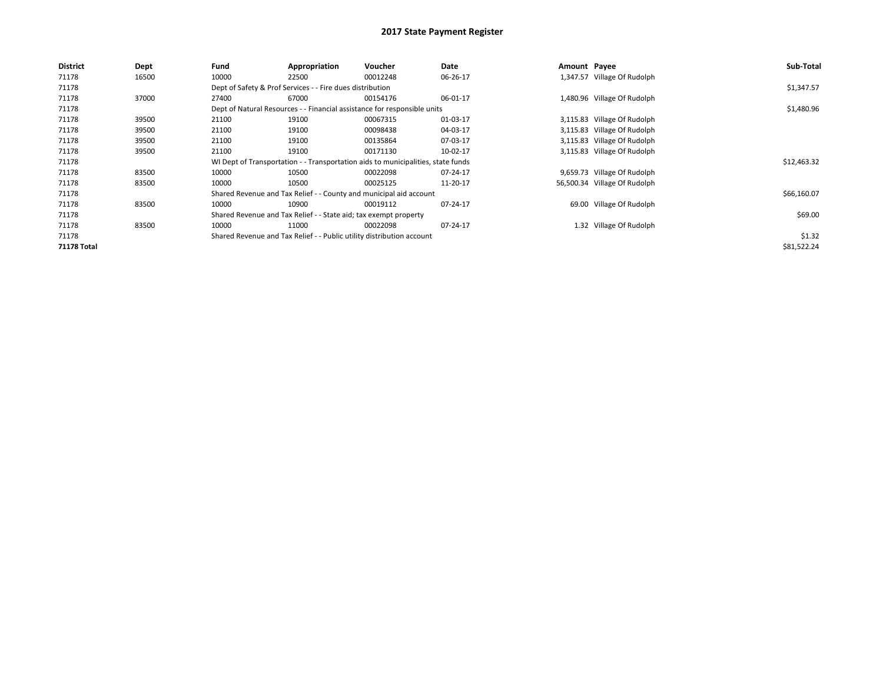# 2017 State Payment Register

| District | Dept | Fund | Appropriation | Voucher | Date | Amount | Payee | Sub-Total |
|---|---|---|---|---|---|---|---|---|
| 71178 | 16500 | 10000 | 22500 | 00012248 | 06-26-17 | 1,347.57 | Village Of Rudolph | |
| 71178 | | Dept of Safety & Prof Services - - Fire dues distribution | | | | | | $1,347.57 |
| 71178 | 37000 | 27400 | 67000 | 00154176 | 06-01-17 | 1,480.96 | Village Of Rudolph | |
| 71178 | | Dept of Natural Resources - - Financial assistance for responsible units | | | | | | $1,480.96 |
| 71178 | 39500 | 21100 | 19100 | 00067315 | 01-03-17 | 3,115.83 | Village Of Rudolph | |
| 71178 | 39500 | 21100 | 19100 | 00098438 | 04-03-17 | 3,115.83 | Village Of Rudolph | |
| 71178 | 39500 | 21100 | 19100 | 00135864 | 07-03-17 | 3,115.83 | Village Of Rudolph | |
| 71178 | 39500 | 21100 | 19100 | 00171130 | 10-02-17 | 3,115.83 | Village Of Rudolph | |
| 71178 | | WI Dept of Transportation - - Transportation aids to municipalities, state funds | | | | | | $12,463.32 |
| 71178 | 83500 | 10000 | 10500 | 00022098 | 07-24-17 | 9,659.73 | Village Of Rudolph | |
| 71178 | 83500 | 10000 | 10500 | 00025125 | 11-20-17 | 56,500.34 | Village Of Rudolph | |
| 71178 | | Shared Revenue and Tax Relief - - County and municipal aid account | | | | | | $66,160.07 |
| 71178 | 83500 | 10000 | 10900 | 00019112 | 07-24-17 | 69.00 | Village Of Rudolph | |
| 71178 | | Shared Revenue and Tax Relief - - State aid; tax exempt property | | | | | | $69.00 |
| 71178 | 83500 | 10000 | 11000 | 00022098 | 07-24-17 | 1.32 | Village Of Rudolph | |
| 71178 | | Shared Revenue and Tax Relief - - Public utility distribution account | | | | | | $1.32 |
| **71178 Total** | | | | | | | | $81,522.24 |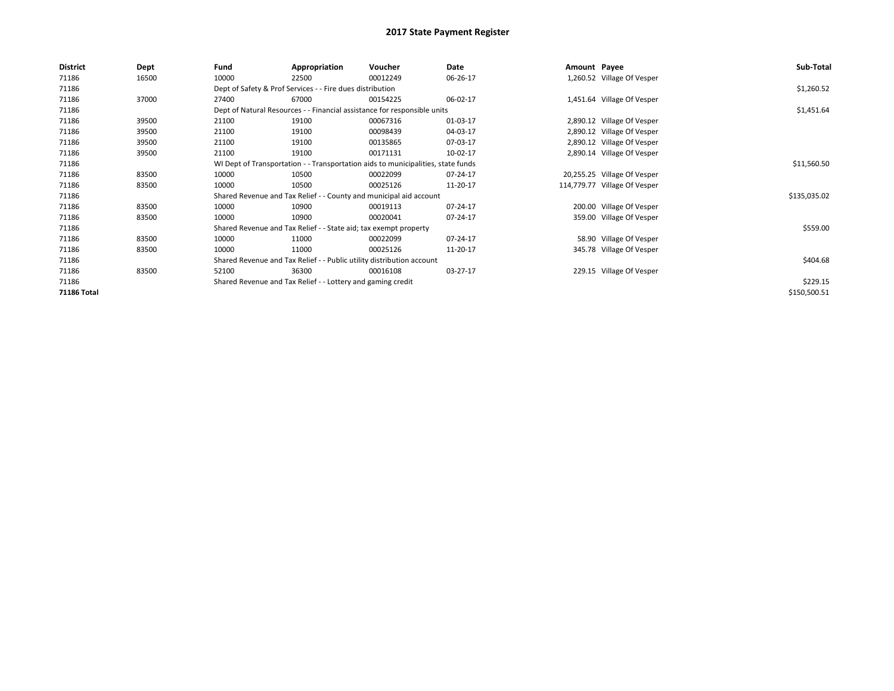# 2017 State Payment Register

| District | Dept | Fund | Appropriation | Voucher | Date | Amount | Payee | Sub-Total |
|---|---|---|---|---|---|---|---|---|
| 71186 | 16500 | 10000 | 22500 | 00012249 | 06-26-17 | 1,260.52 | Village Of Vesper | |
| 71186 | | Dept of Safety & Prof Services - - Fire dues distribution | | | | | | $1,260.52 |
| 71186 | 37000 | 27400 | 67000 | 00154225 | 06-02-17 | 1,451.64 | Village Of Vesper | |
| 71186 | | Dept of Natural Resources - - Financial assistance for responsible units | | | | | | $1,451.64 |
| 71186 | 39500 | 21100 | 19100 | 00067316 | 01-03-17 | 2,890.12 | Village Of Vesper | |
| 71186 | 39500 | 21100 | 19100 | 00098439 | 04-03-17 | 2,890.12 | Village Of Vesper | |
| 71186 | 39500 | 21100 | 19100 | 00135865 | 07-03-17 | 2,890.12 | Village Of Vesper | |
| 71186 | 39500 | 21100 | 19100 | 00171131 | 10-02-17 | 2,890.14 | Village Of Vesper | |
| 71186 | | WI Dept of Transportation - - Transportation aids to municipalities, state funds | | | | | | $11,560.50 |
| 71186 | 83500 | 10000 | 10500 | 00022099 | 07-24-17 | 20,255.25 | Village Of Vesper | |
| 71186 | 83500 | 10000 | 10500 | 00025126 | 11-20-17 | 114,779.77 | Village Of Vesper | |
| 71186 | | Shared Revenue and Tax Relief - - County and municipal aid account | | | | | | $135,035.02 |
| 71186 | 83500 | 10000 | 10900 | 00019113 | 07-24-17 | 200.00 | Village Of Vesper | |
| 71186 | 83500 | 10000 | 10900 | 00020041 | 07-24-17 | 359.00 | Village Of Vesper | |
| 71186 | | Shared Revenue and Tax Relief - - State aid; tax exempt property | | | | | | $559.00 |
| 71186 | 83500 | 10000 | 11000 | 00022099 | 07-24-17 | 58.90 | Village Of Vesper | |
| 71186 | 83500 | 10000 | 11000 | 00025126 | 11-20-17 | 345.78 | Village Of Vesper | |
| 71186 | | Shared Revenue and Tax Relief - - Public utility distribution account | | | | | | $404.68 |
| 71186 | 83500 | 52100 | 36300 | 00016108 | 03-27-17 | 229.15 | Village Of Vesper | |
| 71186 | | Shared Revenue and Tax Relief - - Lottery and gaming credit | | | | | | $229.15 |
| **71186 Total** | | | | | | | | $150,500.51 |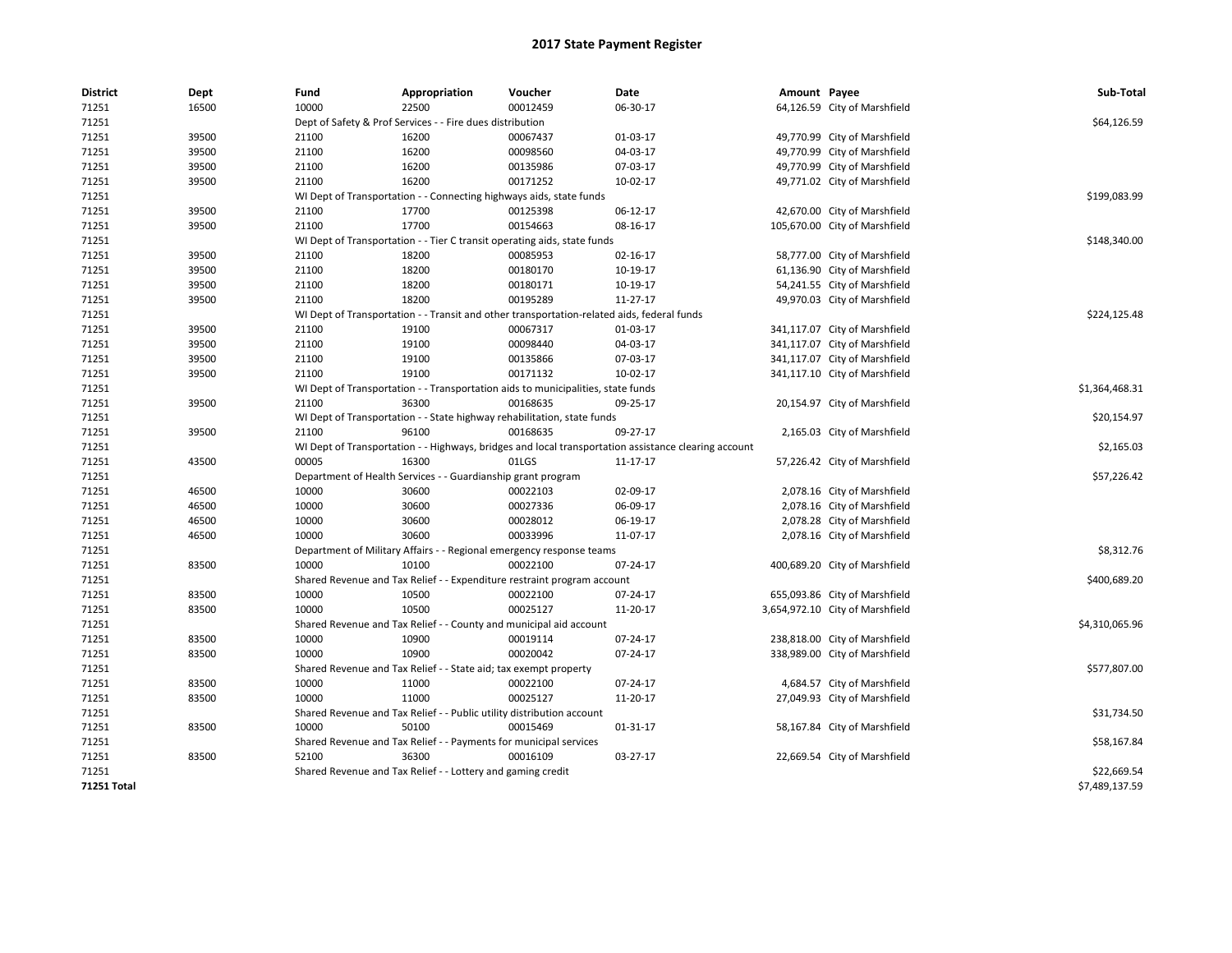# 2017 State Payment Register

| District | Dept | Fund | Appropriation | Voucher | Date | Amount | Payee | Sub-Total |
|---|---|---|---|---|---|---|---|---|
| 71251 | 16500 | 10000 | 22500 | 00012459 | 06-30-17 | 64,126.59 | City of Marshfield | |
| 71251 | | Dept of Safety & Prof Services - - Fire dues distribution | | | | | | $64,126.59 |
| 71251 | 39500 | 21100 | 16200 | 00067437 | 01-03-17 | 49,770.99 | City of Marshfield | |
| 71251 | 39500 | 21100 | 16200 | 00098560 | 04-03-17 | 49,770.99 | City of Marshfield | |
| 71251 | 39500 | 21100 | 16200 | 00135986 | 07-03-17 | 49,770.99 | City of Marshfield | |
| 71251 | 39500 | 21100 | 16200 | 00171252 | 10-02-17 | 49,771.02 | City of Marshfield | |
| 71251 | | WI Dept of Transportation - - Connecting highways aids, state funds | | | | | | $199,083.99 |
| 71251 | 39500 | 21100 | 17700 | 00125398 | 06-12-17 | 42,670.00 | City of Marshfield | |
| 71251 | 39500 | 21100 | 17700 | 00154663 | 08-16-17 | 105,670.00 | City of Marshfield | |
| 71251 | | WI Dept of Transportation - - Tier C transit operating aids, state funds | | | | | | $148,340.00 |
| 71251 | 39500 | 21100 | 18200 | 00085953 | 02-16-17 | 58,777.00 | City of Marshfield | |
| 71251 | 39500 | 21100 | 18200 | 00180170 | 10-19-17 | 61,136.90 | City of Marshfield | |
| 71251 | 39500 | 21100 | 18200 | 00180171 | 10-19-17 | 54,241.55 | City of Marshfield | |
| 71251 | 39500 | 21100 | 18200 | 00195289 | 11-27-17 | 49,970.03 | City of Marshfield | |
| 71251 | | WI Dept of Transportation - - Transit and other transportation-related aids, federal funds | | | | | | $224,125.48 |
| 71251 | 39500 | 21100 | 19100 | 00067317 | 01-03-17 | 341,117.07 | City of Marshfield | |
| 71251 | 39500 | 21100 | 19100 | 00098440 | 04-03-17 | 341,117.07 | City of Marshfield | |
| 71251 | 39500 | 21100 | 19100 | 00135866 | 07-03-17 | 341,117.07 | City of Marshfield | |
| 71251 | 39500 | 21100 | 19100 | 00171132 | 10-02-17 | 341,117.10 | City of Marshfield | |
| 71251 | | WI Dept of Transportation - - Transportation aids to municipalities, state funds | | | | | | $1,364,468.31 |
| 71251 | 39500 | 21100 | 36300 | 00168635 | 09-25-17 | 20,154.97 | City of Marshfield | |
| 71251 | | WI Dept of Transportation - - State highway rehabilitation, state funds | | | | | | $20,154.97 |
| 71251 | 39500 | 21100 | 96100 | 00168635 | 09-27-17 | 2,165.03 | City of Marshfield | |
| 71251 | | WI Dept of Transportation - - Highways, bridges and local transportation assistance clearing account | | | | | | $2,165.03 |
| 71251 | 43500 | 00005 | 16300 | 01LGS | 11-17-17 | 57,226.42 | City of Marshfield | |
| 71251 | | Department of Health Services - - Guardianship grant program | | | | | | $57,226.42 |
| 71251 | 46500 | 10000 | 30600 | 00022103 | 02-09-17 | 2,078.16 | City of Marshfield | |
| 71251 | 46500 | 10000 | 30600 | 00027336 | 06-09-17 | 2,078.16 | City of Marshfield | |
| 71251 | 46500 | 10000 | 30600 | 00028012 | 06-19-17 | 2,078.28 | City of Marshfield | |
| 71251 | 46500 | 10000 | 30600 | 00033996 | 11-07-17 | 2,078.16 | City of Marshfield | |
| 71251 | | Department of Military Affairs - - Regional emergency response teams | | | | | | $8,312.76 |
| 71251 | 83500 | 10000 | 10100 | 00022100 | 07-24-17 | 400,689.20 | City of Marshfield | |
| 71251 | | Shared Revenue and Tax Relief - - Expenditure restraint program account | | | | | | $400,689.20 |
| 71251 | 83500 | 10000 | 10500 | 00022100 | 07-24-17 | 655,093.86 | City of Marshfield | |
| 71251 | 83500 | 10000 | 10500 | 00025127 | 11-20-17 | 3,654,972.10 | City of Marshfield | |
| 71251 | | Shared Revenue and Tax Relief - - County and municipal aid account | | | | | | $4,310,065.96 |
| 71251 | 83500 | 10000 | 10900 | 00019114 | 07-24-17 | 238,818.00 | City of Marshfield | |
| 71251 | 83500 | 10000 | 10900 | 00020042 | 07-24-17 | 338,989.00 | City of Marshfield | |
| 71251 | | Shared Revenue and Tax Relief - - State aid; tax exempt property | | | | | | $577,807.00 |
| 71251 | 83500 | 10000 | 11000 | 00022100 | 07-24-17 | 4,684.57 | City of Marshfield | |
| 71251 | 83500 | 10000 | 11000 | 00025127 | 11-20-17 | 27,049.93 | City of Marshfield | |
| 71251 | | Shared Revenue and Tax Relief - - Public utility distribution account | | | | | | $31,734.50 |
| 71251 | 83500 | 10000 | 50100 | 00015469 | 01-31-17 | 58,167.84 | City of Marshfield | |
| 71251 | | Shared Revenue and Tax Relief - - Payments for municipal services | | | | | | $58,167.84 |
| 71251 | 83500 | 52100 | 36300 | 00016109 | 03-27-17 | 22,669.54 | City of Marshfield | |
| 71251 | | Shared Revenue and Tax Relief - - Lottery and gaming credit | | | | | | $22,669.54 |
| **71251 Total** | | | | | | | | $7,489,137.59 |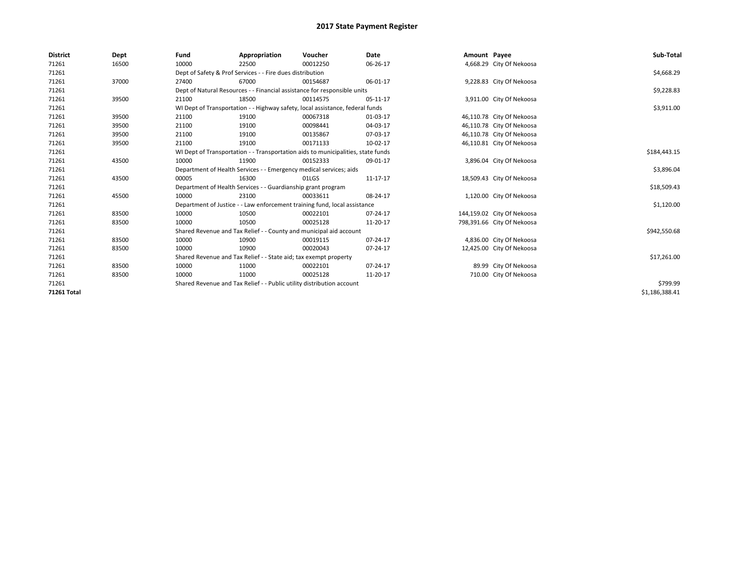# 2017 State Payment Register

| District | Dept | Fund | Appropriation | Voucher | Date | Amount | Payee | Sub-Total |
|---|---|---|---|---|---|---|---|---|
| 71261 | 16500 | 10000 | 22500 | 00012250 | 06-26-17 | 4,668.29 | City Of Nekoosa | |
| 71261 | | Dept of Safety & Prof Services - - Fire dues distribution | | | | | | $4,668.29 |
| 71261 | 37000 | 27400 | 67000 | 00154687 | 06-01-17 | 9,228.83 | City Of Nekoosa | |
| 71261 | | Dept of Natural Resources - - Financial assistance for responsible units | | | | | | $9,228.83 |
| 71261 | 39500 | 21100 | 18500 | 00114575 | 05-11-17 | 3,911.00 | City Of Nekoosa | |
| 71261 | | WI Dept of Transportation - - Highway safety, local assistance, federal funds | | | | | | $3,911.00 |
| 71261 | 39500 | 21100 | 19100 | 00067318 | 01-03-17 | 46,110.78 | City Of Nekoosa | |
| 71261 | 39500 | 21100 | 19100 | 00098441 | 04-03-17 | 46,110.78 | City Of Nekoosa | |
| 71261 | 39500 | 21100 | 19100 | 00135867 | 07-03-17 | 46,110.78 | City Of Nekoosa | |
| 71261 | 39500 | 21100 | 19100 | 00171133 | 10-02-17 | 46,110.81 | City Of Nekoosa | |
| 71261 | | WI Dept of Transportation - - Transportation aids to municipalities, state funds | | | | | | $184,443.15 |
| 71261 | 43500 | 10000 | 11900 | 00152333 | 09-01-17 | 3,896.04 | City Of Nekoosa | |
| 71261 | | Department of Health Services - - Emergency medical services; aids | | | | | | $3,896.04 |
| 71261 | 43500 | 00005 | 16300 | 01LGS | 11-17-17 | 18,509.43 | City Of Nekoosa | |
| 71261 | | Department of Health Services - - Guardianship grant program | | | | | | $18,509.43 |
| 71261 | 45500 | 10000 | 23100 | 00033611 | 08-24-17 | 1,120.00 | City Of Nekoosa | |
| 71261 | | Department of Justice - - Law enforcement training fund, local assistance | | | | | | $1,120.00 |
| 71261 | 83500 | 10000 | 10500 | 00022101 | 07-24-17 | 144,159.02 | City Of Nekoosa | |
| 71261 | 83500 | 10000 | 10500 | 00025128 | 11-20-17 | 798,391.66 | City Of Nekoosa | |
| 71261 | | Shared Revenue and Tax Relief - - County and municipal aid account | | | | | | $942,550.68 |
| 71261 | 83500 | 10000 | 10900 | 00019115 | 07-24-17 | 4,836.00 | City Of Nekoosa | |
| 71261 | 83500 | 10000 | 10900 | 00020043 | 07-24-17 | 12,425.00 | City Of Nekoosa | |
| 71261 | | Shared Revenue and Tax Relief - - State aid; tax exempt property | | | | | | $17,261.00 |
| 71261 | 83500 | 10000 | 11000 | 00022101 | 07-24-17 | 89.99 | City Of Nekoosa | |
| 71261 | 83500 | 10000 | 11000 | 00025128 | 11-20-17 | 710.00 | City Of Nekoosa | |
| 71261 | | Shared Revenue and Tax Relief - - Public utility distribution account | | | | | | $799.99 |
| **71261 Total** | | | | | | | | $1,186,388.41 |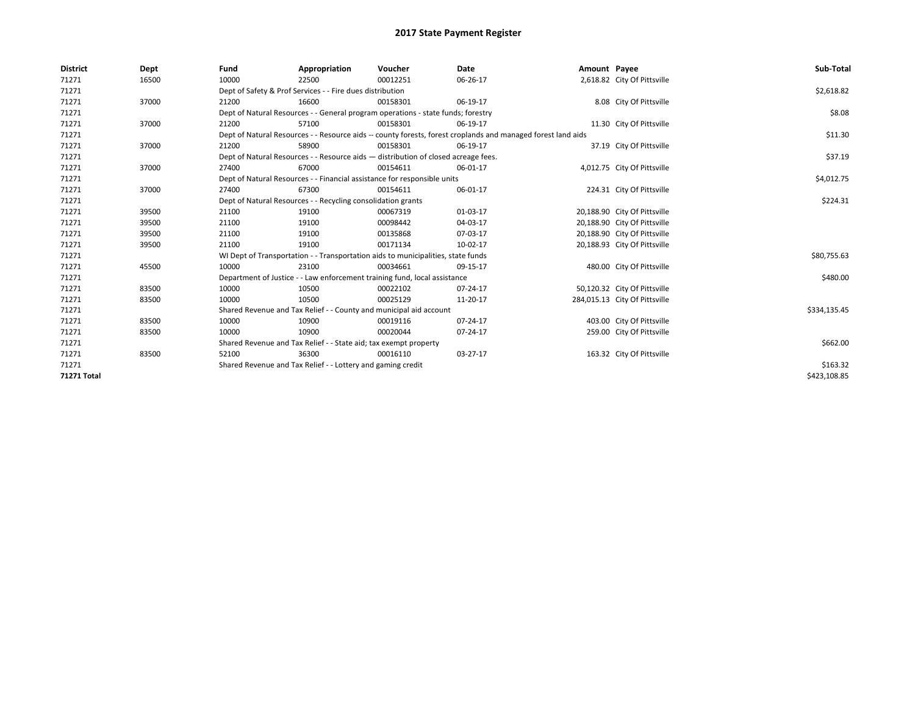# 2017 State Payment Register

| District | Dept | Fund | Appropriation | Voucher | Date | Amount | Payee | Sub-Total |
|---|---|---|---|---|---|---|---|---|
| 71271 | 16500 | 10000 | 22500 | 00012251 | 06-26-17 | 2,618.82 | City Of Pittsville | |
| 71271 | | Dept of Safety & Prof Services - - Fire dues distribution | | | | | | $2,618.82 |
| 71271 | 37000 | 21200 | 16600 | 00158301 | 06-19-17 | 8.08 | City Of Pittsville | |
| 71271 | | Dept of Natural Resources - - General program operations - state funds; forestry | | | | | | $8.08 |
| 71271 | 37000 | 21200 | 57100 | 00158301 | 06-19-17 | 11.30 | City Of Pittsville | |
| 71271 | | Dept of Natural Resources - - Resource aids -- county forests, forest croplands and managed forest land aids | | | | | | $11.30 |
| 71271 | 37000 | 21200 | 58900 | 00158301 | 06-19-17 | 37.19 | City Of Pittsville | |
| 71271 | | Dept of Natural Resources - - Resource aids — distribution of closed acreage fees. | | | | | | $37.19 |
| 71271 | 37000 | 27400 | 67000 | 00154611 | 06-01-17 | 4,012.75 | City Of Pittsville | |
| 71271 | | Dept of Natural Resources - - Financial assistance for responsible units | | | | | | $4,012.75 |
| 71271 | 37000 | 27400 | 67300 | 00154611 | 06-01-17 | 224.31 | City Of Pittsville | |
| 71271 | | Dept of Natural Resources - - Recycling consolidation grants | | | | | | $224.31 |
| 71271 | 39500 | 21100 | 19100 | 00067319 | 01-03-17 | 20,188.90 | City Of Pittsville | |
| 71271 | 39500 | 21100 | 19100 | 00098442 | 04-03-17 | 20,188.90 | City Of Pittsville | |
| 71271 | 39500 | 21100 | 19100 | 00135868 | 07-03-17 | 20,188.90 | City Of Pittsville | |
| 71271 | 39500 | 21100 | 19100 | 00171134 | 10-02-17 | 20,188.93 | City Of Pittsville | |
| 71271 | | WI Dept of Transportation - - Transportation aids to municipalities, state funds | | | | | | $80,755.63 |
| 71271 | 45500 | 10000 | 23100 | 00034661 | 09-15-17 | 480.00 | City Of Pittsville | |
| 71271 | | Department of Justice - - Law enforcement training fund, local assistance | | | | | | $480.00 |
| 71271 | 83500 | 10000 | 10500 | 00022102 | 07-24-17 | 50,120.32 | City Of Pittsville | |
| 71271 | 83500 | 10000 | 10500 | 00025129 | 11-20-17 | 284,015.13 | City Of Pittsville | |
| 71271 | | Shared Revenue and Tax Relief - - County and municipal aid account | | | | | | $334,135.45 |
| 71271 | 83500 | 10000 | 10900 | 00019116 | 07-24-17 | 403.00 | City Of Pittsville | |
| 71271 | 83500 | 10000 | 10900 | 00020044 | 07-24-17 | 259.00 | City Of Pittsville | |
| 71271 | | Shared Revenue and Tax Relief - - State aid; tax exempt property | | | | | | $662.00 |
| 71271 | 83500 | 52100 | 36300 | 00016110 | 03-27-17 | 163.32 | City Of Pittsville | |
| 71271 | | Shared Revenue and Tax Relief - - Lottery and gaming credit | | | | | | $163.32 |
| **71271 Total** | | | | | | | | $423,108.85 |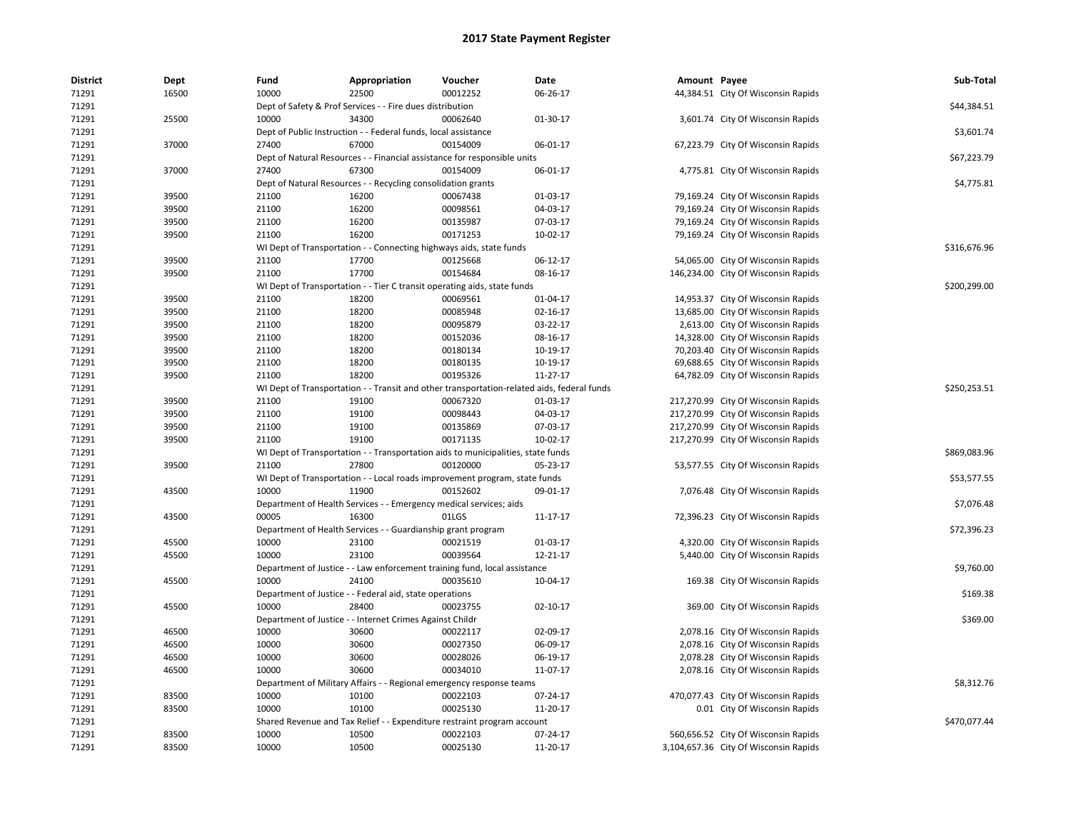# 2017 State Payment Register

| District | Dept | Fund | Appropriation | Voucher | Date | Amount | Payee | Sub-Total |
|---|---|---|---|---|---|---|---|---|
| 71291 | 16500 | 10000 | 22500 | 00012252 | 06-26-17 | 44,384.51 | City Of Wisconsin Rapids | |
| 71291 | | Dept of Safety & Prof Services - - Fire dues distribution | | | | | | $44,384.51 |
| 71291 | 25500 | 10000 | 34300 | 00062640 | 01-30-17 | 3,601.74 | City Of Wisconsin Rapids | |
| 71291 | | Dept of Public Instruction - - Federal funds, local assistance | | | | | | $3,601.74 |
| 71291 | 37000 | 27400 | 67000 | 00154009 | 06-01-17 | 67,223.79 | City Of Wisconsin Rapids | |
| 71291 | | Dept of Natural Resources - - Financial assistance for responsible units | | | | | | $67,223.79 |
| 71291 | 37000 | 27400 | 67300 | 00154009 | 06-01-17 | 4,775.81 | City Of Wisconsin Rapids | |
| 71291 | | Dept of Natural Resources - - Recycling consolidation grants | | | | | | $4,775.81 |
| 71291 | 39500 | 21100 | 16200 | 00067438 | 01-03-17 | 79,169.24 | City Of Wisconsin Rapids | |
| 71291 | 39500 | 21100 | 16200 | 00098561 | 04-03-17 | 79,169.24 | City Of Wisconsin Rapids | |
| 71291 | 39500 | 21100 | 16200 | 00135987 | 07-03-17 | 79,169.24 | City Of Wisconsin Rapids | |
| 71291 | 39500 | 21100 | 16200 | 00171253 | 10-02-17 | 79,169.24 | City Of Wisconsin Rapids | |
| 71291 | | WI Dept of Transportation - - Connecting highways aids, state funds | | | | | | $316,676.96 |
| 71291 | 39500 | 21100 | 17700 | 00125668 | 06-12-17 | 54,065.00 | City Of Wisconsin Rapids | |
| 71291 | 39500 | 21100 | 17700 | 00154684 | 08-16-17 | 146,234.00 | City Of Wisconsin Rapids | |
| 71291 | | WI Dept of Transportation - - Tier C transit operating aids, state funds | | | | | | $200,299.00 |
| 71291 | 39500 | 21100 | 18200 | 00069561 | 01-04-17 | 14,953.37 | City Of Wisconsin Rapids | |
| 71291 | 39500 | 21100 | 18200 | 00085948 | 02-16-17 | 13,685.00 | City Of Wisconsin Rapids | |
| 71291 | 39500 | 21100 | 18200 | 00095879 | 03-22-17 | 2,613.00 | City Of Wisconsin Rapids | |
| 71291 | 39500 | 21100 | 18200 | 00152036 | 08-16-17 | 14,328.00 | City Of Wisconsin Rapids | |
| 71291 | 39500 | 21100 | 18200 | 00180134 | 10-19-17 | 70,203.40 | City Of Wisconsin Rapids | |
| 71291 | 39500 | 21100 | 18200 | 00180135 | 10-19-17 | 69,688.65 | City Of Wisconsin Rapids | |
| 71291 | 39500 | 21100 | 18200 | 00195326 | 11-27-17 | 64,782.09 | City Of Wisconsin Rapids | |
| 71291 | | WI Dept of Transportation - - Transit and other transportation-related aids, federal funds | | | | | | $250,253.51 |
| 71291 | 39500 | 21100 | 19100 | 00067320 | 01-03-17 | 217,270.99 | City Of Wisconsin Rapids | |
| 71291 | 39500 | 21100 | 19100 | 00098443 | 04-03-17 | 217,270.99 | City Of Wisconsin Rapids | |
| 71291 | 39500 | 21100 | 19100 | 00135869 | 07-03-17 | 217,270.99 | City Of Wisconsin Rapids | |
| 71291 | 39500 | 21100 | 19100 | 00171135 | 10-02-17 | 217,270.99 | City Of Wisconsin Rapids | |
| 71291 | | WI Dept of Transportation - - Transportation aids to municipalities, state funds | | | | | | $869,083.96 |
| 71291 | 39500 | 21100 | 27800 | 00120000 | 05-23-17 | 53,577.55 | City Of Wisconsin Rapids | |
| 71291 | | WI Dept of Transportation - - Local roads improvement program, state funds | | | | | | $53,577.55 |
| 71291 | 43500 | 10000 | 11900 | 00152602 | 09-01-17 | 7,076.48 | City Of Wisconsin Rapids | |
| 71291 | | Department of Health Services - - Emergency medical services; aids | | | | | | $7,076.48 |
| 71291 | 43500 | 00005 | 16300 | 01LGS | 11-17-17 | 72,396.23 | City Of Wisconsin Rapids | |
| 71291 | | Department of Health Services - - Guardianship grant program | | | | | | $72,396.23 |
| 71291 | 45500 | 10000 | 23100 | 00021519 | 01-03-17 | 4,320.00 | City Of Wisconsin Rapids | |
| 71291 | 45500 | 10000 | 23100 | 00039564 | 12-21-17 | 5,440.00 | City Of Wisconsin Rapids | |
| 71291 | | Department of Justice - - Law enforcement training fund, local assistance | | | | | | $9,760.00 |
| 71291 | 45500 | 10000 | 24100 | 00035610 | 10-04-17 | 169.38 | City Of Wisconsin Rapids | |
| 71291 | | Department of Justice - - Federal aid, state operations | | | | | | $169.38 |
| 71291 | 45500 | 10000 | 28400 | 00023755 | 02-10-17 | 369.00 | City Of Wisconsin Rapids | |
| 71291 | | Department of Justice - - Internet Crimes Against Childr | | | | | | $369.00 |
| 71291 | 46500 | 10000 | 30600 | 00022117 | 02-09-17 | 2,078.16 | City Of Wisconsin Rapids | |
| 71291 | 46500 | 10000 | 30600 | 00027350 | 06-09-17 | 2,078.16 | City Of Wisconsin Rapids | |
| 71291 | 46500 | 10000 | 30600 | 00028026 | 06-19-17 | 2,078.28 | City Of Wisconsin Rapids | |
| 71291 | 46500 | 10000 | 30600 | 00034010 | 11-07-17 | 2,078.16 | City Of Wisconsin Rapids | |
| 71291 | | Department of Military Affairs - - Regional emergency response teams | | | | | | $8,312.76 |
| 71291 | 83500 | 10000 | 10100 | 00022103 | 07-24-17 | 470,077.43 | City Of Wisconsin Rapids | |
| 71291 | 83500 | 10000 | 10100 | 00025130 | 11-20-17 | 0.01 | City Of Wisconsin Rapids | |
| 71291 | | Shared Revenue and Tax Relief - - Expenditure restraint program account | | | | | | $470,077.44 |
| 71291 | 83500 | 10000 | 10500 | 00022103 | 07-24-17 | 560,656.52 | City Of Wisconsin Rapids | |
| 71291 | 83500 | 10000 | 10500 | 00025130 | 11-20-17 | 3,104,657.36 | City Of Wisconsin Rapids | |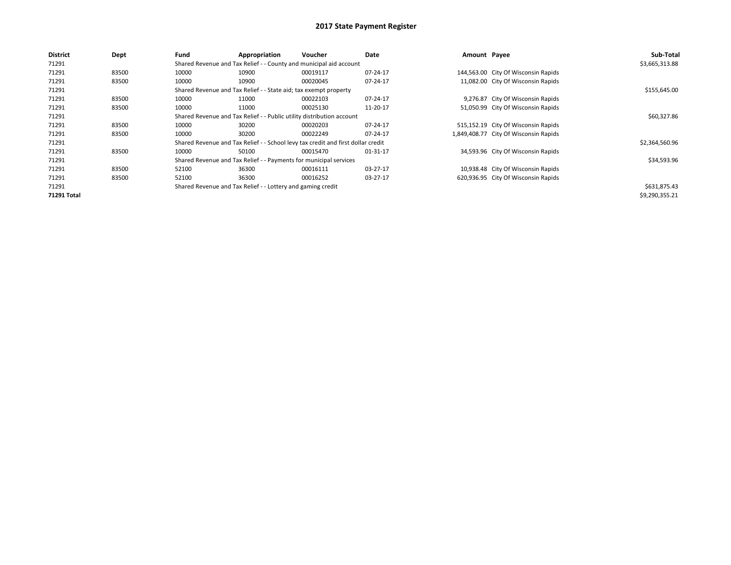# 2017 State Payment Register

| District | Dept | Fund | Appropriation | Voucher | Date | Amount | Payee | Sub-Total |
|---|---|---|---|---|---|---|---|---|
| 71291 | | Shared Revenue and Tax Relief - - County and municipal aid account | | | | | | $3,665,313.88 |
| 71291 | 83500 | 10000 | 10900 | 00019117 | 07-24-17 | 144,563.00 | City Of Wisconsin Rapids | |
| 71291 | 83500 | 10000 | 10900 | 00020045 | 07-24-17 | 11,082.00 | City Of Wisconsin Rapids | |
| 71291 | | Shared Revenue and Tax Relief - - State aid; tax exempt property | | | | | | $155,645.00 |
| 71291 | 83500 | 10000 | 11000 | 00022103 | 07-24-17 | 9,276.87 | City Of Wisconsin Rapids | |
| 71291 | 83500 | 10000 | 11000 | 00025130 | 11-20-17 | 51,050.99 | City Of Wisconsin Rapids | |
| 71291 | | Shared Revenue and Tax Relief - - Public utility distribution account | | | | | | $60,327.86 |
| 71291 | 83500 | 10000 | 30200 | 00020203 | 07-24-17 | 515,152.19 | City Of Wisconsin Rapids | |
| 71291 | 83500 | 10000 | 30200 | 00022249 | 07-24-17 | 1,849,408.77 | City Of Wisconsin Rapids | |
| 71291 | | Shared Revenue and Tax Relief - - School levy tax credit and first dollar credit | | | | | | $2,364,560.96 |
| 71291 | 83500 | 10000 | 50100 | 00015470 | 01-31-17 | 34,593.96 | City Of Wisconsin Rapids | |
| 71291 | | Shared Revenue and Tax Relief - - Payments for municipal services | | | | | | $34,593.96 |
| 71291 | 83500 | 52100 | 36300 | 00016111 | 03-27-17 | 10,938.48 | City Of Wisconsin Rapids | |
| 71291 | 83500 | 52100 | 36300 | 00016252 | 03-27-17 | 620,936.95 | City Of Wisconsin Rapids | |
| 71291 | | Shared Revenue and Tax Relief - - Lottery and gaming credit | | | | | | $631,875.43 |
| **71291 Total** | | | | | | | | $9,290,355.21 |